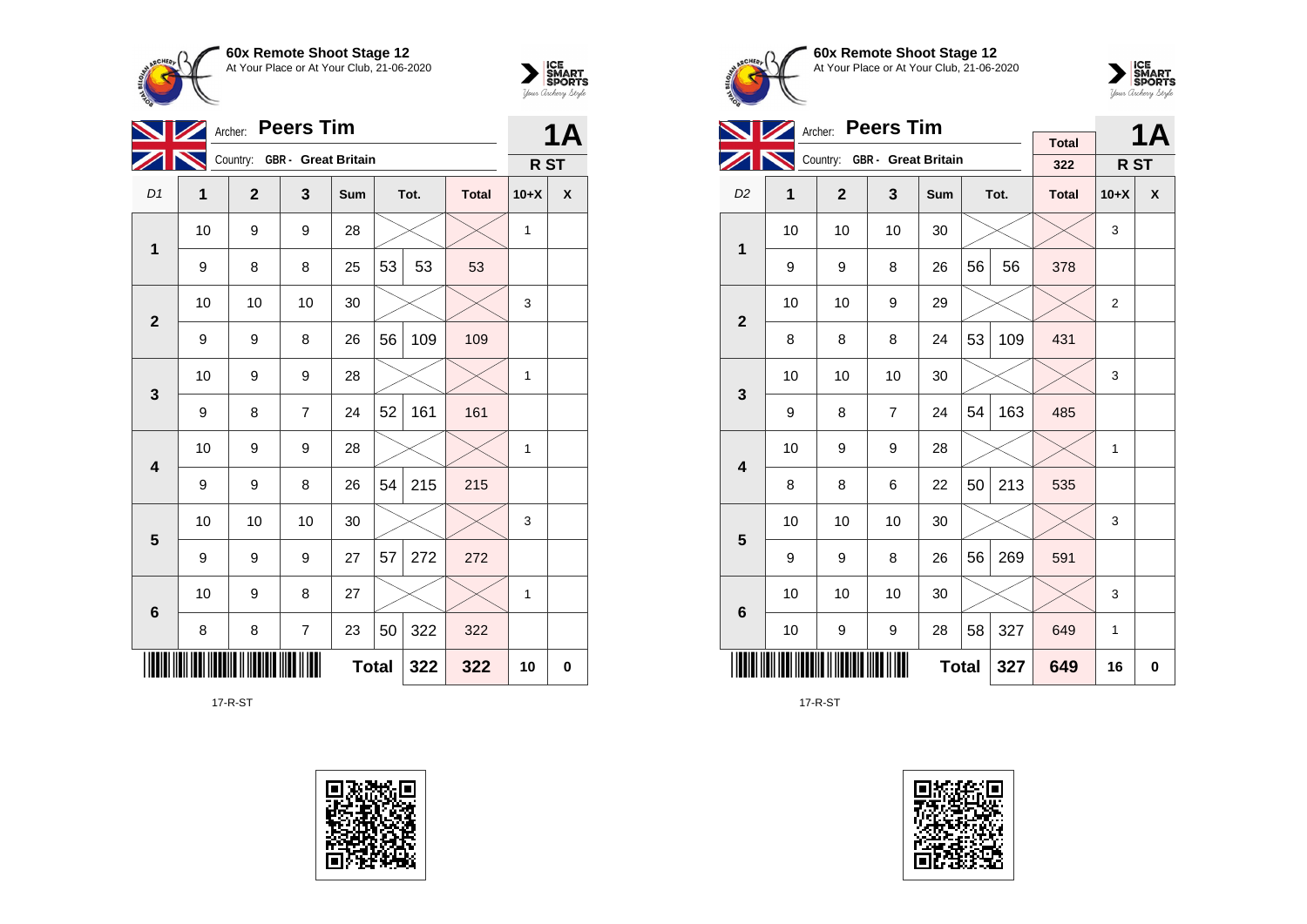**60x Remote Shoot Stage 12**
At Your Place or At Your Club, 21-06-2020

Archer: **Peers Tim**
Country: GBR - Great Britain

**1A** — R ST

| D1 | 1 | 2 | 3 | Sum | Tot. | | Total | 10+X | X |
|---|---|---|---|---|---|---|---|---|---|
| 1 | 10 | 9 | 9 | 28 | | | | 1 | |
| | 9 | 8 | 8 | 25 | 53 | 53 | 53 | | |
| 2 | 10 | 10 | 10 | 30 | | | | 3 | |
| | 9 | 9 | 8 | 26 | 56 | 109 | 109 | | |
| 3 | 10 | 9 | 9 | 28 | | | | 1 | |
| | 9 | 8 | 7 | 24 | 52 | 161 | 161 | | |
| 4 | 10 | 9 | 9 | 28 | | | | 1 | |
| | 9 | 9 | 8 | 26 | 54 | 215 | 215 | | |
| 5 | 10 | 10 | 10 | 30 | | | | 3 | |
| | 9 | 9 | 9 | 27 | 57 | 272 | 272 | | |
| 6 | 10 | 9 | 8 | 27 | | | | 1 | |
| | 8 | 8 | 7 | 23 | 50 | 322 | 322 | | |
| | | | | **Total** | | 322 | 322 | 10 | 0 |

17-R-ST

**60x Remote Shoot Stage 12**
At Your Place or At Your Club, 21-06-2020

Archer: **Peers Tim**
Country: GBR - Great Britain

Total: 322

**1A** — R ST

| D2 | 1 | 2 | 3 | Sum | Tot. | | Total | 10+X | X |
|---|---|---|---|---|---|---|---|---|---|
| 1 | 10 | 10 | 10 | 30 | | | | 3 | |
| | 9 | 9 | 8 | 26 | 56 | 56 | 378 | | |
| 2 | 10 | 10 | 9 | 29 | | | | 2 | |
| | 8 | 8 | 8 | 24 | 53 | 109 | 431 | | |
| 3 | 10 | 10 | 10 | 30 | | | | 3 | |
| | 9 | 8 | 7 | 24 | 54 | 163 | 485 | | |
| 4 | 10 | 9 | 9 | 28 | | | | 1 | |
| | 8 | 8 | 6 | 22 | 50 | 213 | 535 | | |
| 5 | 10 | 10 | 10 | 30 | | | | 3 | |
| | 9 | 9 | 8 | 26 | 56 | 269 | 591 | | |
| 6 | 10 | 10 | 10 | 30 | | | | 3 | |
| | 10 | 9 | 9 | 28 | 58 | 327 | 649 | 1 | |
| | | | | **Total** | | 327 | 649 | 16 | 0 |

17-R-ST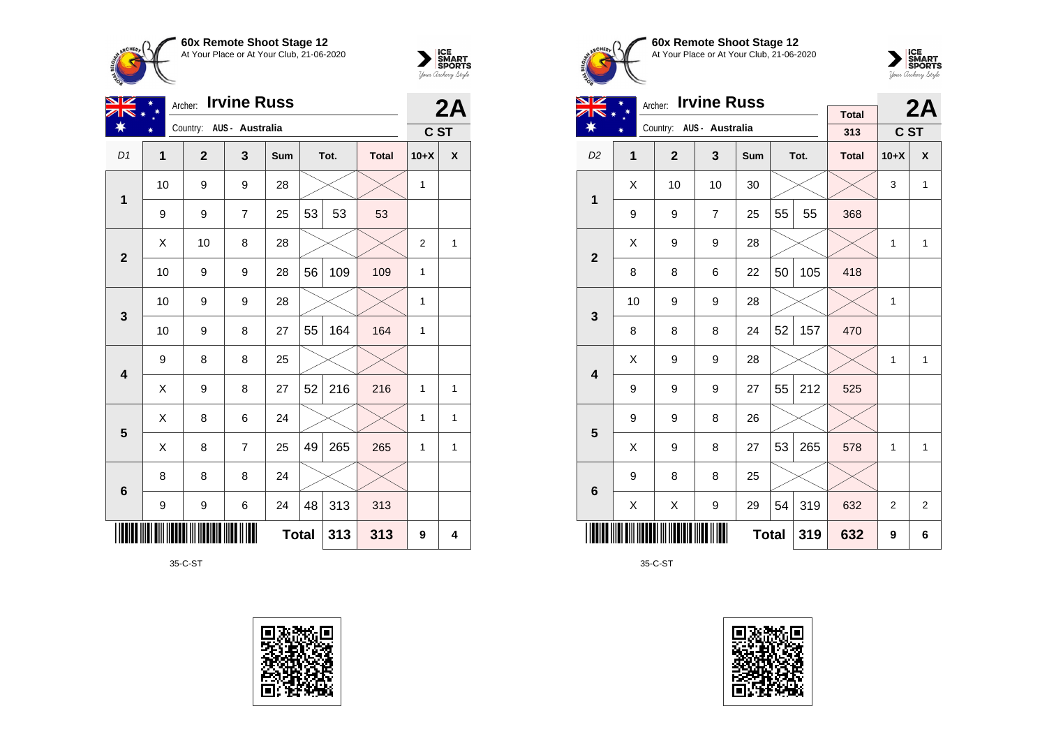**60x Remote Shoot Stage 12**
At Your Place or At Your Club, 21-06-2020

Archer: **Irvine Russ** — **2A**
Country: AUS - Australia — C ST

| D1 | 1 | 2 | 3 | Sum | Tot. | | Total | 10+X | X |
|---|---|---|---|---|---|---|---|---|---|
| 1 | 10 | 9 | 9 | 28 | | | | 1 | |
| | 9 | 9 | 7 | 25 | 53 | 53 | 53 | | |
| 2 | X | 10 | 8 | 28 | | | | 2 | 1 |
| | 10 | 9 | 9 | 28 | 56 | 109 | 109 | 1 | |
| 3 | 10 | 9 | 9 | 28 | | | | 1 | |
| | 10 | 9 | 8 | 27 | 55 | 164 | 164 | 1 | |
| 4 | 9 | 8 | 8 | 25 | | | | | |
| | X | 9 | 8 | 27 | 52 | 216 | 216 | 1 | 1 |
| 5 | X | 8 | 6 | 24 | | | | 1 | 1 |
| | X | 8 | 7 | 25 | 49 | 265 | 265 | 1 | 1 |
| 6 | 8 | 8 | 8 | 24 | | | | | |
| | 9 | 9 | 6 | 24 | 48 | 313 | 313 | | |
| | | | | | **Total** | **313** | **313** | **9** | **4** |

35-C-ST

**60x Remote Shoot Stage 12**
At Your Place or At Your Club, 21-06-2020

Archer: **Irvine Russ** — **2A**
Country: AUS - Australia — Total 313 — C ST

| D2 | 1 | 2 | 3 | Sum | Tot. | | Total | 10+X | X |
|---|---|---|---|---|---|---|---|---|---|
| 1 | X | 10 | 10 | 30 | | | | 3 | 1 |
| | 9 | 9 | 7 | 25 | 55 | 55 | 368 | | |
| 2 | X | 9 | 9 | 28 | | | | 1 | 1 |
| | 8 | 8 | 6 | 22 | 50 | 105 | 418 | | |
| 3 | 10 | 9 | 9 | 28 | | | | 1 | |
| | 8 | 8 | 8 | 24 | 52 | 157 | 470 | | |
| 4 | X | 9 | 9 | 28 | | | | 1 | 1 |
| | 9 | 9 | 9 | 27 | 55 | 212 | 525 | | |
| 5 | 9 | 9 | 8 | 26 | | | | | |
| | X | 9 | 8 | 27 | 53 | 265 | 578 | 1 | 1 |
| 6 | 9 | 8 | 8 | 25 | | | | | |
| | X | X | 9 | 29 | 54 | 319 | 632 | 2 | 2 |
| | | | | | **Total** | **319** | **632** | **9** | **6** |

35-C-ST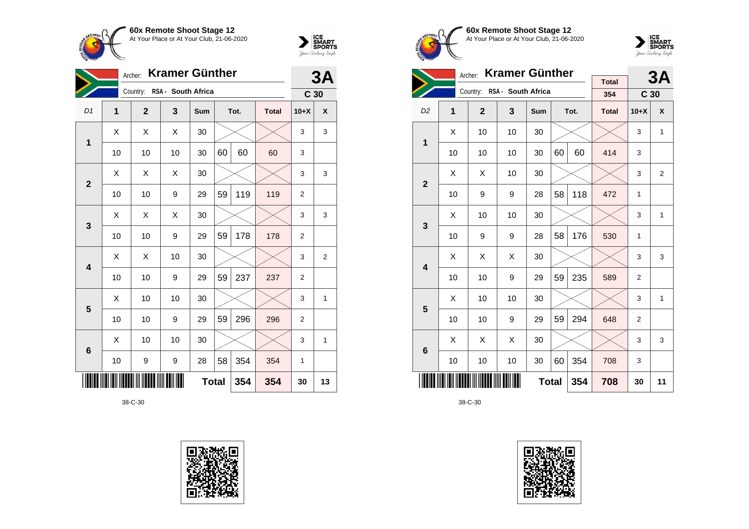**60x Remote Shoot Stage 12**
At Your Place or At Your Club, 21-06-2020

Archer: **Kramer Günther**
Country: RSA - South Africa

**3A**
C 30

| D1 | 1 | 2 | 3 | Sum | Tot. | | Total | 10+X | X |
|---|---|---|---|---|---|---|---|---|---|
| 1 | X | X | X | 30 | | | | 3 | 3 |
| | 10 | 10 | 10 | 30 | 60 | 60 | 60 | 3 | |
| 2 | X | X | X | 30 | | | | 3 | 3 |
| | 10 | 10 | 9 | 29 | 59 | 119 | 119 | 2 | |
| 3 | X | X | X | 30 | | | | 3 | 3 |
| | 10 | 10 | 9 | 29 | 59 | 178 | 178 | 2 | |
| 4 | X | X | 10 | 30 | | | | 3 | 2 |
| | 10 | 10 | 9 | 29 | 59 | 237 | 237 | 2 | |
| 5 | X | 10 | 10 | 30 | | | | 3 | 1 |
| | 10 | 10 | 9 | 29 | 59 | 296 | 296 | 2 | |
| 6 | X | 10 | 10 | 30 | | | | 3 | 1 |
| | 10 | 9 | 9 | 28 | 58 | 354 | 354 | 1 | |
| | | | | Total | | 354 | 354 | 30 | 13 |

38-C-30

**60x Remote Shoot Stage 12**
At Your Place or At Your Club, 21-06-2020

Archer: **Kramer Günther**
Country: RSA - South Africa

Total: 354

**3A**
C 30

| D2 | 1 | 2 | 3 | Sum | Tot. | | Total | 10+X | X |
|---|---|---|---|---|---|---|---|---|---|
| 1 | X | 10 | 10 | 30 | | | | 3 | 1 |
| | 10 | 10 | 10 | 30 | 60 | 60 | 414 | 3 | |
| 2 | X | X | 10 | 30 | | | | 3 | 2 |
| | 10 | 9 | 9 | 28 | 58 | 118 | 472 | 1 | |
| 3 | X | 10 | 10 | 30 | | | | 3 | 1 |
| | 10 | 9 | 9 | 28 | 58 | 176 | 530 | 1 | |
| 4 | X | X | X | 30 | | | | 3 | 3 |
| | 10 | 10 | 9 | 29 | 59 | 235 | 589 | 2 | |
| 5 | X | 10 | 10 | 30 | | | | 3 | 1 |
| | 10 | 10 | 9 | 29 | 59 | 294 | 648 | 2 | |
| 6 | X | X | X | 30 | | | | 3 | 3 |
| | 10 | 10 | 10 | 30 | 60 | 354 | 708 | 3 | |
| | | | | Total | | 354 | 708 | 30 | 11 |

38-C-30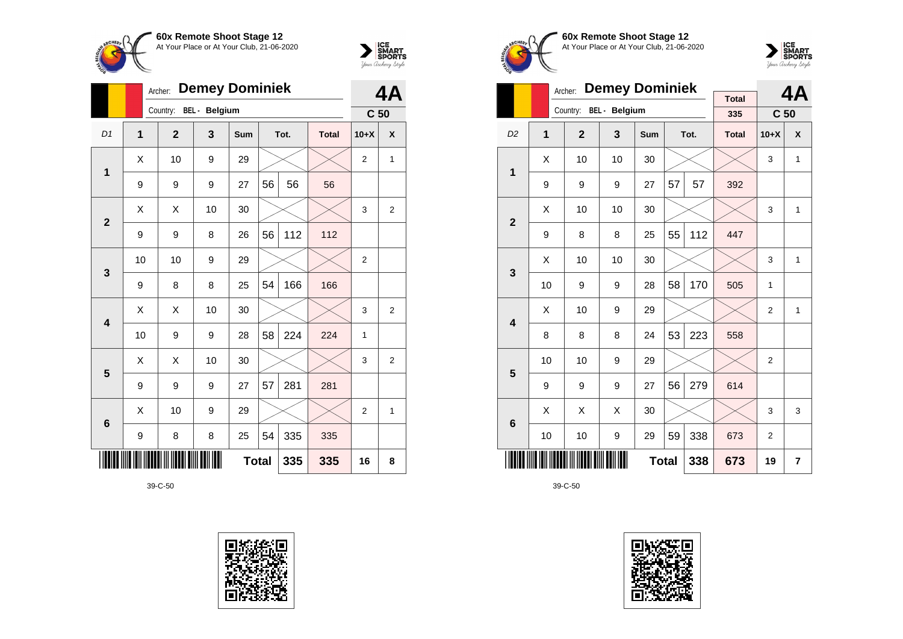**60x Remote Shoot Stage 12**
At Your Place or At Your Club, 21-06-2020

Archer: **Demey Dominiek** — **4A**

Country: BEL - Belgium — **C 50**

| D1 | 1 | 2 | 3 | Sum | Tot. | | Total | 10+X | X |
|---|---|---|---|---|---|---|---|---|---|
| 1 | X | 10 | 9 | 29 | | | | 2 | 1 |
| | 9 | 9 | 9 | 27 | 56 | 56 | 56 | | |
| 2 | X | X | 10 | 30 | | | | 3 | 2 |
| | 9 | 9 | 8 | 26 | 56 | 112 | 112 | | |
| 3 | 10 | 10 | 9 | 29 | | | | 2 | |
| | 9 | 8 | 8 | 25 | 54 | 166 | 166 | | |
| 4 | X | X | 10 | 30 | | | | 3 | 2 |
| | 10 | 9 | 9 | 28 | 58 | 224 | 224 | 1 | |
| 5 | X | X | 10 | 30 | | | | 3 | 2 |
| | 9 | 9 | 9 | 27 | 57 | 281 | 281 | | |
| 6 | X | 10 | 9 | 29 | | | | 2 | 1 |
| | 9 | 8 | 8 | 25 | 54 | 335 | 335 | | |
| | | | | Total | | 335 | 335 | 16 | 8 |

39-C-50

**60x Remote Shoot Stage 12**
At Your Place or At Your Club, 21-06-2020

Archer: **Demey Dominiek** — **4A**

Country: BEL - Belgium — Total 335 — **C 50**

| D2 | 1 | 2 | 3 | Sum | Tot. | | Total | 10+X | X |
|---|---|---|---|---|---|---|---|---|---|
| 1 | X | 10 | 10 | 30 | | | | 3 | 1 |
| | 9 | 9 | 9 | 27 | 57 | 57 | 392 | | |
| 2 | X | 10 | 10 | 30 | | | | 3 | 1 |
| | 9 | 8 | 8 | 25 | 55 | 112 | 447 | | |
| 3 | X | 10 | 10 | 30 | | | | 3 | 1 |
| | 10 | 9 | 9 | 28 | 58 | 170 | 505 | 1 | |
| 4 | X | 10 | 9 | 29 | | | | 2 | 1 |
| | 8 | 8 | 8 | 24 | 53 | 223 | 558 | | |
| 5 | 10 | 10 | 9 | 29 | | | | 2 | |
| | 9 | 9 | 9 | 27 | 56 | 279 | 614 | | |
| 6 | X | X | X | 30 | | | | 3 | 3 |
| | 10 | 10 | 9 | 29 | 59 | 338 | 673 | 2 | |
| | | | | Total | | 338 | 673 | 19 | 7 |

39-C-50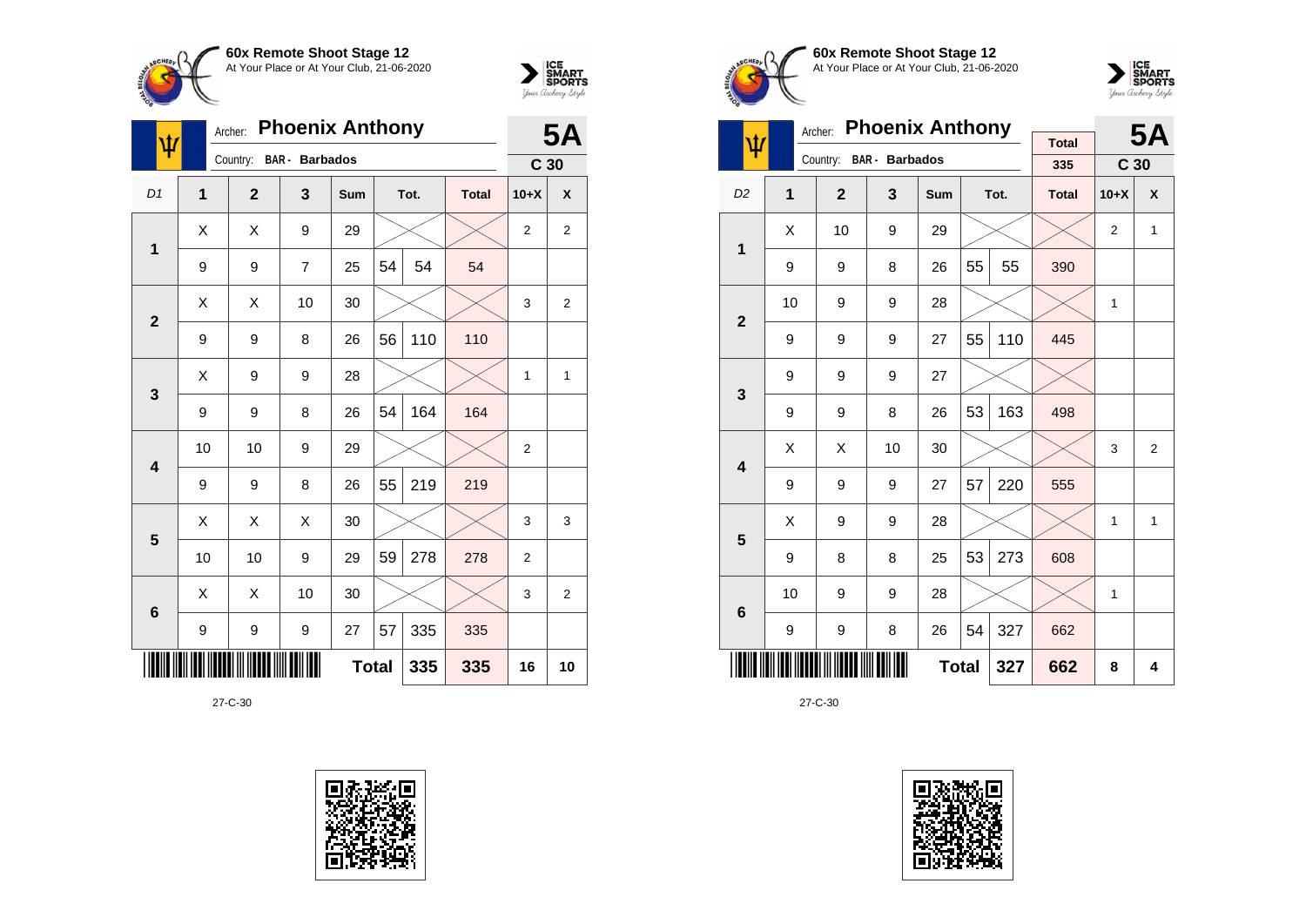**60x Remote Shoot Stage 12**
At Your Place or At Your Club, 21-06-2020

Archer: **Phoenix Anthony** — **5A**
Country: **BAR - Barbados** — **C 30**

| D1 | 1 | 2 | 3 | Sum | Tot. | | Total | 10+X | X |
|---|---|---|---|---|---|---|---|---|---|
| 1 | X | X | 9 | 29 | | | | 2 | 2 |
| | 9 | 9 | 7 | 25 | 54 | 54 | 54 | | |
| 2 | X | X | 10 | 30 | | | | 3 | 2 |
| | 9 | 9 | 8 | 26 | 56 | 110 | 110 | | |
| 3 | X | 9 | 9 | 28 | | | | 1 | 1 |
| | 9 | 9 | 8 | 26 | 54 | 164 | 164 | | |
| 4 | 10 | 10 | 9 | 29 | | | | 2 | |
| | 9 | 9 | 8 | 26 | 55 | 219 | 219 | | |
| 5 | X | X | X | 30 | | | | 3 | 3 |
| | 10 | 10 | 9 | 29 | 59 | 278 | 278 | 2 | |
| 6 | X | X | 10 | 30 | | | | 3 | 2 |
| | 9 | 9 | 9 | 27 | 57 | 335 | 335 | | |
| | | | | Total | | 335 | 335 | 16 | 10 |

27-C-30

**60x Remote Shoot Stage 12**
At Your Place or At Your Club, 21-06-2020

Archer: **Phoenix Anthony** — **5A**
Country: **BAR - Barbados** — **C 30**
Total: 335

| D2 | 1 | 2 | 3 | Sum | Tot. | | Total | 10+X | X |
|---|---|---|---|---|---|---|---|---|---|
| 1 | X | 10 | 9 | 29 | | | | 2 | 1 |
| | 9 | 9 | 8 | 26 | 55 | 55 | 390 | | |
| 2 | 10 | 9 | 9 | 28 | | | | 1 | |
| | 9 | 9 | 9 | 27 | 55 | 110 | 445 | | |
| 3 | 9 | 9 | 9 | 27 | | | | | |
| | 9 | 9 | 8 | 26 | 53 | 163 | 498 | | |
| 4 | X | X | 10 | 30 | | | | 3 | 2 |
| | 9 | 9 | 9 | 27 | 57 | 220 | 555 | | |
| 5 | X | 9 | 9 | 28 | | | | 1 | 1 |
| | 9 | 8 | 8 | 25 | 53 | 273 | 608 | | |
| 6 | 10 | 9 | 9 | 28 | | | | 1 | |
| | 9 | 9 | 8 | 26 | 54 | 327 | 662 | | |
| | | | | Total | | 327 | 662 | 8 | 4 |

27-C-30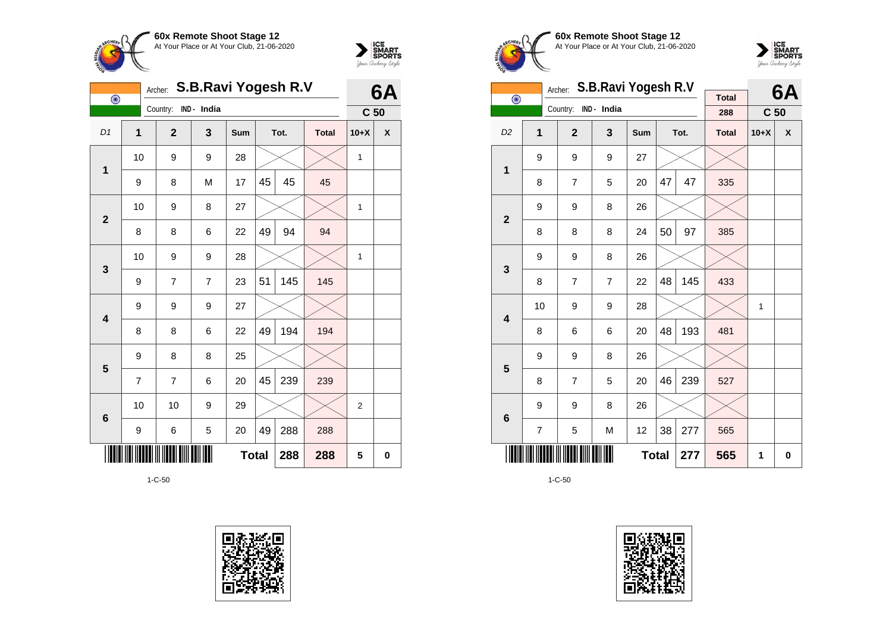**60x Remote Shoot Stage 12**
At Your Place or At Your Club, 21-06-2020

Archer: **S.B.Ravi Yogesh R.V** — **6A**
Country: IND - India — **C 50**

| D1 | 1 | 2 | 3 | Sum | Tot. | | Total | 10+X | X |
|---|---|---|---|---|---|---|---|---|---|
| 1 | 10 | 9 | 9 | 28 | | | | 1 | |
| | 9 | 8 | M | 17 | 45 | 45 | 45 | | |
| 2 | 10 | 9 | 8 | 27 | | | | 1 | |
| | 8 | 8 | 6 | 22 | 49 | 94 | 94 | | |
| 3 | 10 | 9 | 9 | 28 | | | | 1 | |
| | 9 | 7 | 7 | 23 | 51 | 145 | 145 | | |
| 4 | 9 | 9 | 9 | 27 | | | | | |
| | 8 | 8 | 6 | 22 | 49 | 194 | 194 | | |
| 5 | 9 | 8 | 8 | 25 | | | | | |
| | 7 | 7 | 6 | 20 | 45 | 239 | 239 | | |
| 6 | 10 | 10 | 9 | 29 | | | | 2 | |
| | 9 | 6 | 5 | 20 | 49 | 288 | 288 | | |
| | | | | **Total** | | **288** | **288** | **5** | **0** |

1-C-50

**60x Remote Shoot Stage 12**
At Your Place or At Your Club, 21-06-2020

Archer: **S.B.Ravi Yogesh R.V** — **6A**
Country: IND - India — Total 288 — **C 50**

| D2 | 1 | 2 | 3 | Sum | Tot. | | Total | 10+X | X |
|---|---|---|---|---|---|---|---|---|---|
| 1 | 9 | 9 | 9 | 27 | | | | | |
| | 8 | 7 | 5 | 20 | 47 | 47 | 335 | | |
| 2 | 9 | 9 | 8 | 26 | | | | | |
| | 8 | 8 | 8 | 24 | 50 | 97 | 385 | | |
| 3 | 9 | 9 | 8 | 26 | | | | | |
| | 8 | 7 | 7 | 22 | 48 | 145 | 433 | | |
| 4 | 10 | 9 | 9 | 28 | | | | 1 | |
| | 8 | 6 | 6 | 20 | 48 | 193 | 481 | | |
| 5 | 9 | 9 | 8 | 26 | | | | | |
| | 8 | 7 | 5 | 20 | 46 | 239 | 527 | | |
| 6 | 9 | 9 | 8 | 26 | | | | | |
| | 7 | 5 | M | 12 | 38 | 277 | 565 | | |
| | | | | **Total** | | **277** | **565** | **1** | **0** |

1-C-50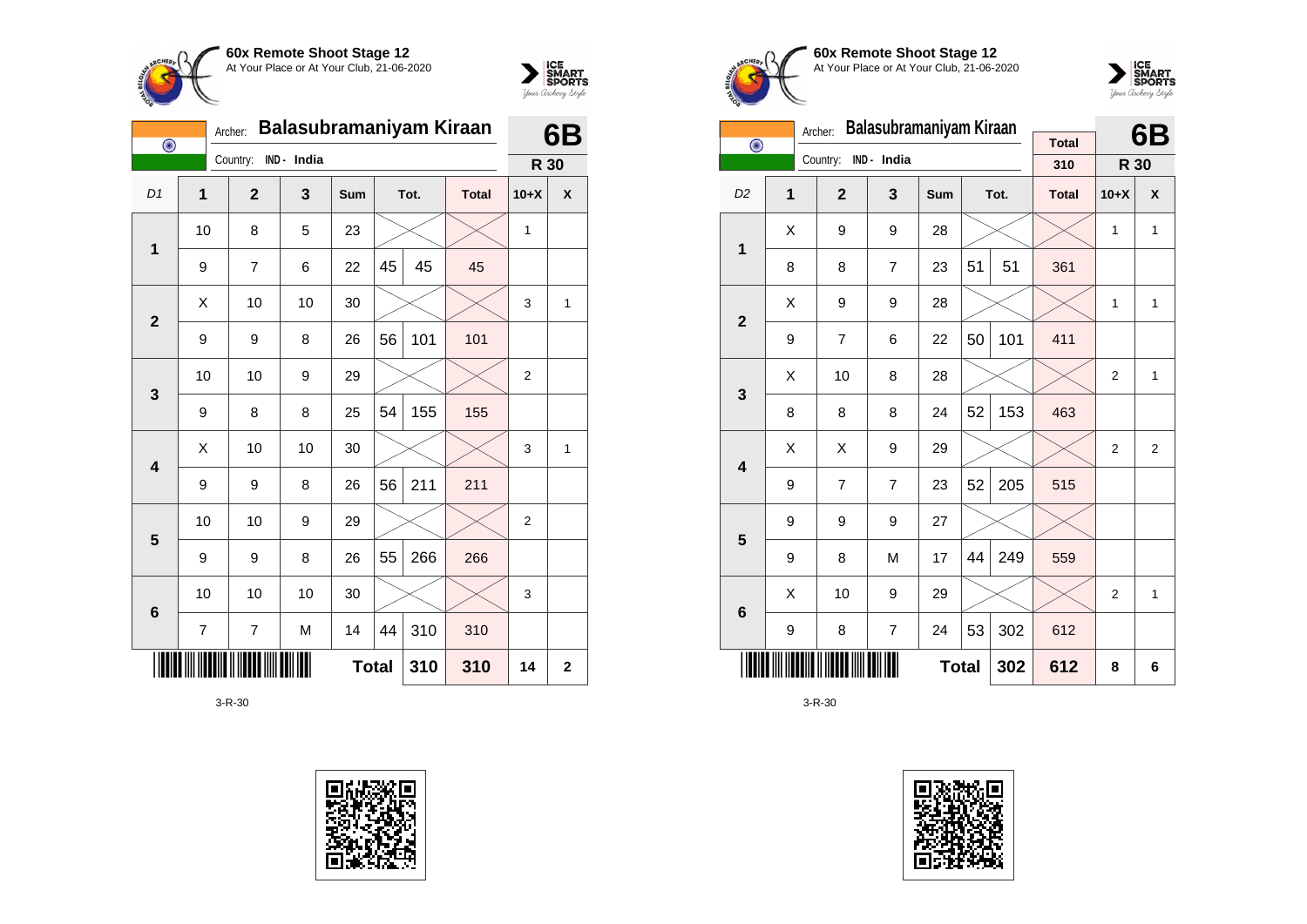**60x Remote Shoot Stage 12**
At Your Place or At Your Club, 21-06-2020

Archer: **Balasubramaniyam Kiraan**
Country: IND - India

**6B**
**R 30**

| D1 | 1 | 2 | 3 | Sum | Tot. | | Total | 10+X | X |
|---|---|---|---|---|---|---|---|---|---|
| 1 | 10 | 8 | 5 | 23 | | | | 1 | |
| | 9 | 7 | 6 | 22 | 45 | 45 | 45 | | |
| 2 | X | 10 | 10 | 30 | | | | 3 | 1 |
| | 9 | 9 | 8 | 26 | 56 | 101 | 101 | | |
| 3 | 10 | 10 | 9 | 29 | | | | 2 | |
| | 9 | 8 | 8 | 25 | 54 | 155 | 155 | | |
| 4 | X | 10 | 10 | 30 | | | | 3 | 1 |
| | 9 | 9 | 8 | 26 | 56 | 211 | 211 | | |
| 5 | 10 | 10 | 9 | 29 | | | | 2 | |
| | 9 | 9 | 8 | 26 | 55 | 266 | 266 | | |
| 6 | 10 | 10 | 10 | 30 | | | | 3 | |
| | 7 | 7 | M | 14 | 44 | 310 | 310 | | |
| | | | | | Total | 310 | 310 | 14 | 2 |

3-R-30

**60x Remote Shoot Stage 12**
At Your Place or At Your Club, 21-06-2020

Archer: **Balasubramaniyam Kiraan**
Country: IND - India

Total: 310

**6B**
**R 30**

| D2 | 1 | 2 | 3 | Sum | Tot. | | Total | 10+X | X |
|---|---|---|---|---|---|---|---|---|---|
| 1 | X | 9 | 9 | 28 | | | | 1 | 1 |
| | 8 | 8 | 7 | 23 | 51 | 51 | 361 | | |
| 2 | X | 9 | 9 | 28 | | | | 1 | 1 |
| | 9 | 7 | 6 | 22 | 50 | 101 | 411 | | |
| 3 | X | 10 | 8 | 28 | | | | 2 | 1 |
| | 8 | 8 | 8 | 24 | 52 | 153 | 463 | | |
| 4 | X | X | 9 | 29 | | | | 2 | 2 |
| | 9 | 7 | 7 | 23 | 52 | 205 | 515 | | |
| 5 | 9 | 9 | 9 | 27 | | | | | |
| | 9 | 8 | M | 17 | 44 | 249 | 559 | | |
| 6 | X | 10 | 9 | 29 | | | | 2 | 1 |
| | 9 | 8 | 7 | 24 | 53 | 302 | 612 | | |
| | | | | | Total | 302 | 612 | 8 | 6 |

3-R-30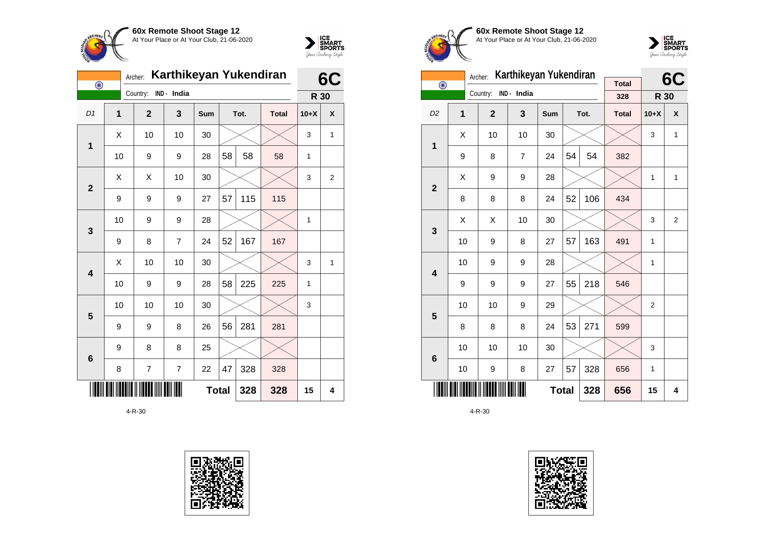**60x Remote Shoot Stage 12**
At Your Place or At Your Club, 21-06-2020

Archer: **Karthikeyan Yukendiran**
Country: IND - India

**6C** — R 30

| D1 | 1 | 2 | 3 | Sum | Tot. | | Total | 10+X | X |
|---|---|---|---|---|---|---|---|---|---|
| 1 | X | 10 | 10 | 30 | | | | 3 | 1 |
| | 10 | 9 | 9 | 28 | 58 | 58 | 58 | 1 | |
| 2 | X | X | 10 | 30 | | | | 3 | 2 |
| | 9 | 9 | 9 | 27 | 57 | 115 | 115 | | |
| 3 | 10 | 9 | 9 | 28 | | | | 1 | |
| | 9 | 8 | 7 | 24 | 52 | 167 | 167 | | |
| 4 | X | 10 | 10 | 30 | | | | 3 | 1 |
| | 10 | 9 | 9 | 28 | 58 | 225 | 225 | 1 | |
| 5 | 10 | 10 | 10 | 30 | | | | 3 | |
| | 9 | 9 | 8 | 26 | 56 | 281 | 281 | | |
| 6 | 9 | 8 | 8 | 25 | | | | | |
| | 8 | 7 | 7 | 22 | 47 | 328 | 328 | | |
| | | | | Total | | 328 | 328 | 15 | 4 |

4-R-30

**60x Remote Shoot Stage 12**
At Your Place or At Your Club, 21-06-2020

Archer: **Karthikeyan Yukendiran**
Country: IND - India

Total: 328

**6C** — R 30

| D2 | 1 | 2 | 3 | Sum | Tot. | | Total | 10+X | X |
|---|---|---|---|---|---|---|---|---|---|
| 1 | X | 10 | 10 | 30 | | | | 3 | 1 |
| | 9 | 8 | 7 | 24 | 54 | 54 | 382 | | |
| 2 | X | 9 | 9 | 28 | | | | 1 | 1 |
| | 8 | 8 | 8 | 24 | 52 | 106 | 434 | | |
| 3 | X | X | 10 | 30 | | | | 3 | 2 |
| | 10 | 9 | 8 | 27 | 57 | 163 | 491 | 1 | |
| 4 | 10 | 9 | 9 | 28 | | | | 1 | |
| | 9 | 9 | 9 | 27 | 55 | 218 | 546 | | |
| 5 | 10 | 10 | 9 | 29 | | | | 2 | |
| | 8 | 8 | 8 | 24 | 53 | 271 | 599 | | |
| 6 | 10 | 10 | 10 | 30 | | | | 3 | |
| | 10 | 9 | 8 | 27 | 57 | 328 | 656 | 1 | |
| | | | | Total | | 328 | 656 | 15 | 4 |

4-R-30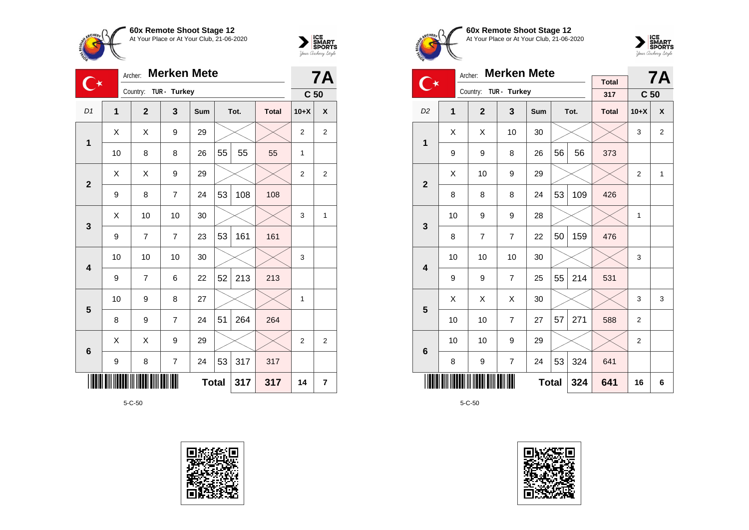**60x Remote Shoot Stage 12**
At Your Place or At Your Club, 21-06-2020

Archer: **Merken Mete**
Country: TUR - Turkey

**7A**
**C 50**

| D1 | 1 | 2 | 3 | Sum | Tot. | | Total | 10+X | X |
|---|---|---|---|---|---|---|---|---|---|
| 1 | X | X | 9 | 29 | | | | 2 | 2 |
| | 10 | 8 | 8 | 26 | 55 | 55 | 55 | 1 | |
| 2 | X | X | 9 | 29 | | | | 2 | 2 |
| | 9 | 8 | 7 | 24 | 53 | 108 | 108 | | |
| 3 | X | 10 | 10 | 30 | | | | 3 | 1 |
| | 9 | 7 | 7 | 23 | 53 | 161 | 161 | | |
| 4 | 10 | 10 | 10 | 30 | | | | 3 | |
| | 9 | 7 | 6 | 22 | 52 | 213 | 213 | | |
| 5 | 10 | 9 | 8 | 27 | | | | 1 | |
| | 8 | 9 | 7 | 24 | 51 | 264 | 264 | | |
| 6 | X | X | 9 | 29 | | | | 2 | 2 |
| | 9 | 8 | 7 | 24 | 53 | 317 | 317 | | |
| | | | | Total | | 317 | 317 | 14 | 7 |

5-C-50

**60x Remote Shoot Stage 12**
At Your Place or At Your Club, 21-06-2020

Archer: **Merken Mete**
Country: TUR - Turkey

Total: 317

**7A**
**C 50**

| D2 | 1 | 2 | 3 | Sum | Tot. | | Total | 10+X | X |
|---|---|---|---|---|---|---|---|---|---|
| 1 | X | X | 10 | 30 | | | | 3 | 2 |
| | 9 | 9 | 8 | 26 | 56 | 56 | 373 | | |
| 2 | X | 10 | 9 | 29 | | | | 2 | 1 |
| | 8 | 8 | 8 | 24 | 53 | 109 | 426 | | |
| 3 | 10 | 9 | 9 | 28 | | | | 1 | |
| | 8 | 7 | 7 | 22 | 50 | 159 | 476 | | |
| 4 | 10 | 10 | 10 | 30 | | | | 3 | |
| | 9 | 9 | 7 | 25 | 55 | 214 | 531 | | |
| 5 | X | X | X | 30 | | | | 3 | 3 |
| | 10 | 10 | 7 | 27 | 57 | 271 | 588 | 2 | |
| 6 | 10 | 10 | 9 | 29 | | | | 2 | |
| | 8 | 9 | 7 | 24 | 53 | 324 | 641 | | |
| | | | | Total | | 324 | 641 | 16 | 6 |

5-C-50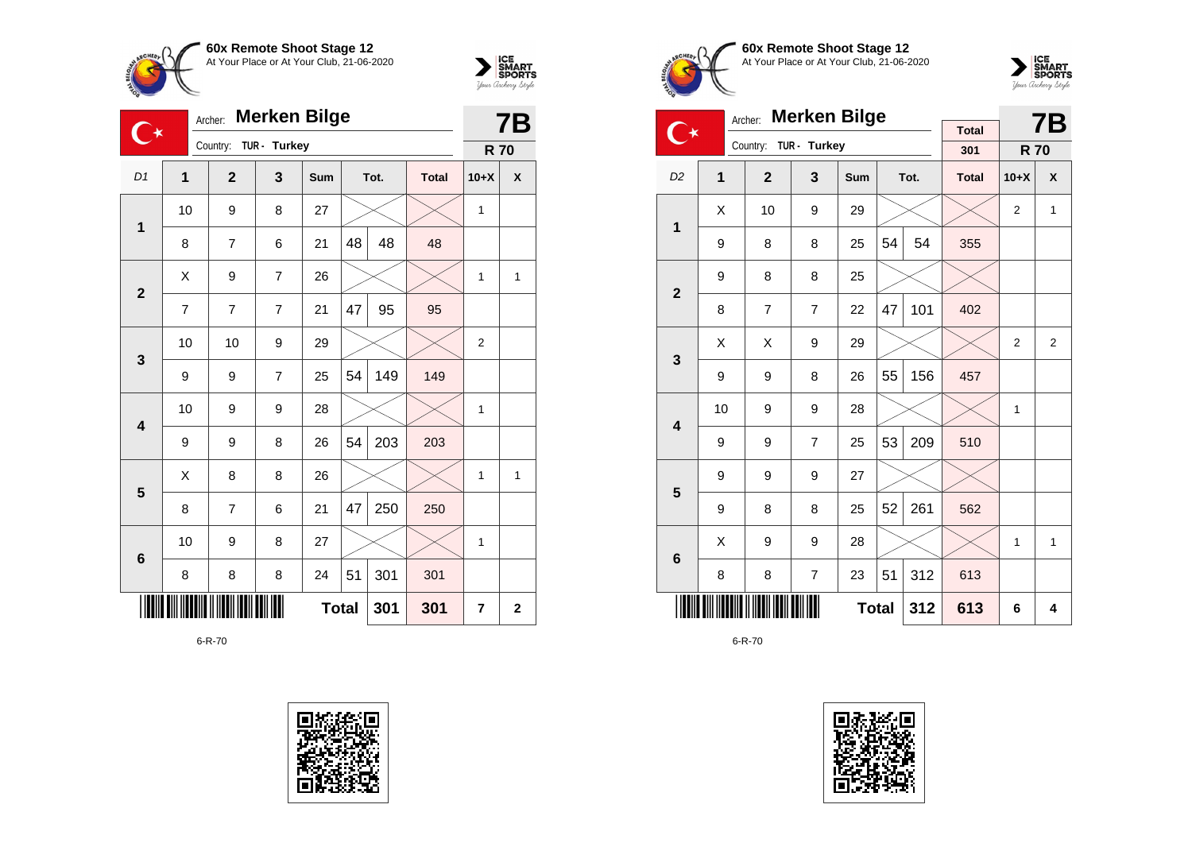**60x Remote Shoot Stage 12**
At Your Place or At Your Club, 21-06-2020

Archer: **Merken Bilge**
Country: TUR - Turkey

**7B**
**R 70**

| D1 | 1 | 2 | 3 | Sum | Tot. | | Total | 10+X | X |
|---|---|---|---|---|---|---|---|---|---|
| 1 | 10 | 9 | 8 | 27 | | | | 1 | |
| | 8 | 7 | 6 | 21 | 48 | 48 | 48 | | |
| 2 | X | 9 | 7 | 26 | | | | 1 | 1 |
| | 7 | 7 | 7 | 21 | 47 | 95 | 95 | | |
| 3 | 10 | 10 | 9 | 29 | | | | 2 | |
| | 9 | 9 | 7 | 25 | 54 | 149 | 149 | | |
| 4 | 10 | 9 | 9 | 28 | | | | 1 | |
| | 9 | 9 | 8 | 26 | 54 | 203 | 203 | | |
| 5 | X | 8 | 8 | 26 | | | | 1 | 1 |
| | 8 | 7 | 6 | 21 | 47 | 250 | 250 | | |
| 6 | 10 | 9 | 8 | 27 | | | | 1 | |
| | 8 | 8 | 8 | 24 | 51 | 301 | 301 | | |
| | | | | **Total** | | **301** | **301** | **7** | **2** |

6-R-70

**60x Remote Shoot Stage 12**
At Your Place or At Your Club, 21-06-2020

Archer: **Merken Bilge**
Country: TUR - Turkey

Total: 301

**7B**
**R 70**

| D2 | 1 | 2 | 3 | Sum | Tot. | | Total | 10+X | X |
|---|---|---|---|---|---|---|---|---|---|
| 1 | X | 10 | 9 | 29 | | | | 2 | 1 |
| | 9 | 8 | 8 | 25 | 54 | 54 | 355 | | |
| 2 | 9 | 8 | 8 | 25 | | | | | |
| | 8 | 7 | 7 | 22 | 47 | 101 | 402 | | |
| 3 | X | X | 9 | 29 | | | | 2 | 2 |
| | 9 | 9 | 8 | 26 | 55 | 156 | 457 | | |
| 4 | 10 | 9 | 9 | 28 | | | | 1 | |
| | 9 | 9 | 7 | 25 | 53 | 209 | 510 | | |
| 5 | 9 | 9 | 9 | 27 | | | | | |
| | 9 | 8 | 8 | 25 | 52 | 261 | 562 | | |
| 6 | X | 9 | 9 | 28 | | | | 1 | 1 |
| | 8 | 8 | 7 | 23 | 51 | 312 | 613 | | |
| | | | | **Total** | | **312** | **613** | **6** | **4** |

6-R-70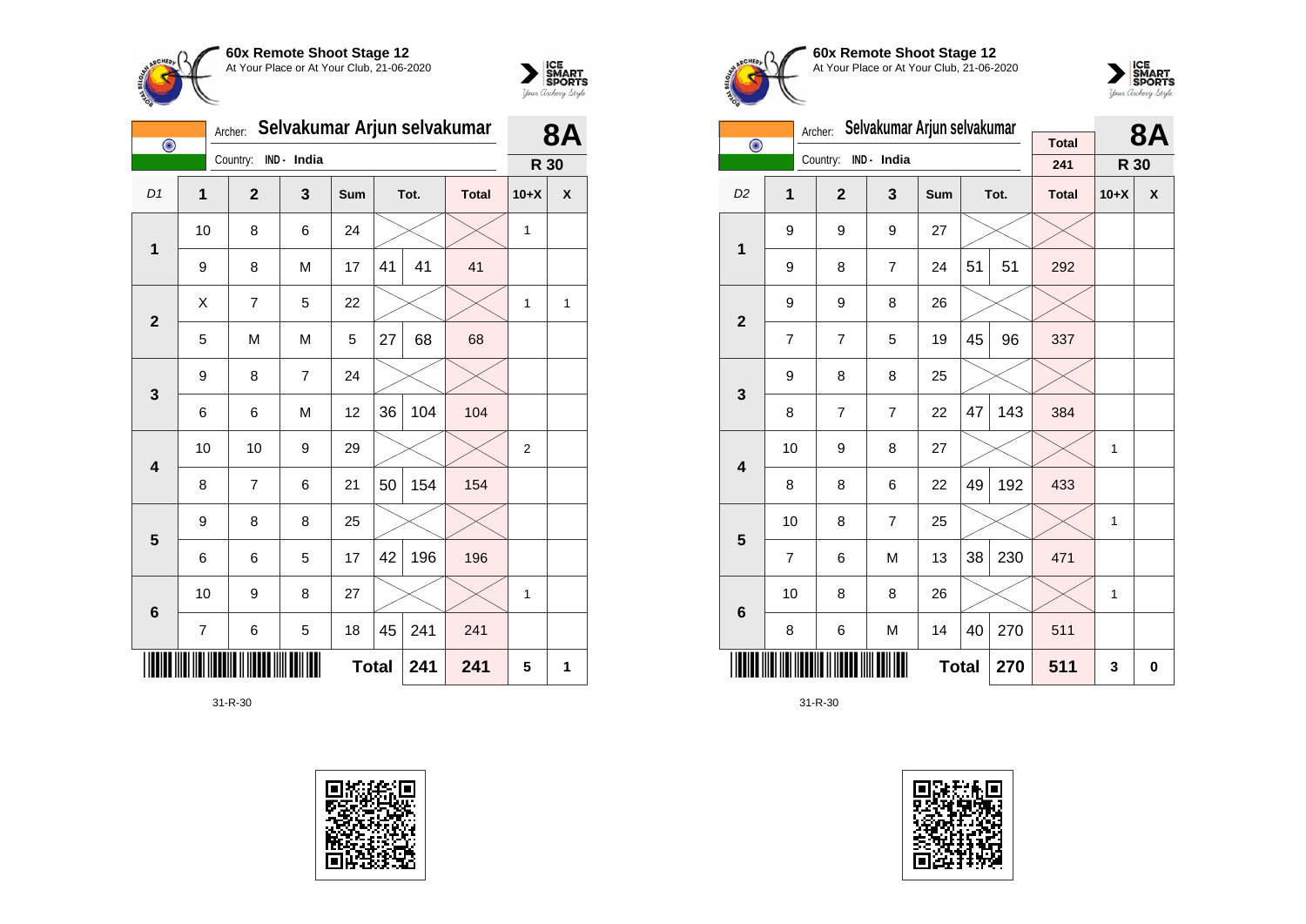## 60x Remote Shoot Stage 12

At Your Place or At Your Club, 21-06-2020

Archer: **Selvakumar Arjun selvakumar**

Country: **IND - India**

**8A** — **R 30**

| D1 | 1 | 2 | 3 | Sum | Tot. | | Total | 10+X | X |
|---|---|---|---|---|---|---|---|---|---|
| 1 | 10 | 8 | 6 | 24 | | | | 1 | |
| | 9 | 8 | M | 17 | 41 | 41 | 41 | | |
| 2 | X | 7 | 5 | 22 | | | | 1 | 1 |
| | 5 | M | M | 5 | 27 | 68 | 68 | | |
| 3 | 9 | 8 | 7 | 24 | | | | | |
| | 6 | 6 | M | 12 | 36 | 104 | 104 | | |
| 4 | 10 | 10 | 9 | 29 | | | | 2 | |
| | 8 | 7 | 6 | 21 | 50 | 154 | 154 | | |
| 5 | 9 | 8 | 8 | 25 | | | | | |
| | 6 | 6 | 5 | 17 | 42 | 196 | 196 | | |
| 6 | 10 | 9 | 8 | 27 | | | | 1 | |
| | 7 | 6 | 5 | 18 | 45 | 241 | 241 | | |
| | | | | **Total** | | **241** | **241** | **5** | **1** |

31-R-30

## 60x Remote Shoot Stage 12

At Your Place or At Your Club, 21-06-2020

Archer: **Selvakumar Arjun selvakumar**

Country: **IND - India**

Total: **241**

**8A** — **R 30**

| D2 | 1 | 2 | 3 | Sum | Tot. | | Total | 10+X | X |
|---|---|---|---|---|---|---|---|---|---|
| 1 | 9 | 9 | 9 | 27 | | | | | |
| | 9 | 8 | 7 | 24 | 51 | 51 | 292 | | |
| 2 | 9 | 9 | 8 | 26 | | | | | |
| | 7 | 7 | 5 | 19 | 45 | 96 | 337 | | |
| 3 | 9 | 8 | 8 | 25 | | | | | |
| | 8 | 7 | 7 | 22 | 47 | 143 | 384 | | |
| 4 | 10 | 9 | 8 | 27 | | | | 1 | |
| | 8 | 8 | 6 | 22 | 49 | 192 | 433 | | |
| 5 | 10 | 8 | 7 | 25 | | | | 1 | |
| | 7 | 6 | M | 13 | 38 | 230 | 471 | | |
| 6 | 10 | 8 | 8 | 26 | | | | 1 | |
| | 8 | 6 | M | 14 | 40 | 270 | 511 | | |
| | | | | **Total** | | **270** | **511** | **3** | **0** |

31-R-30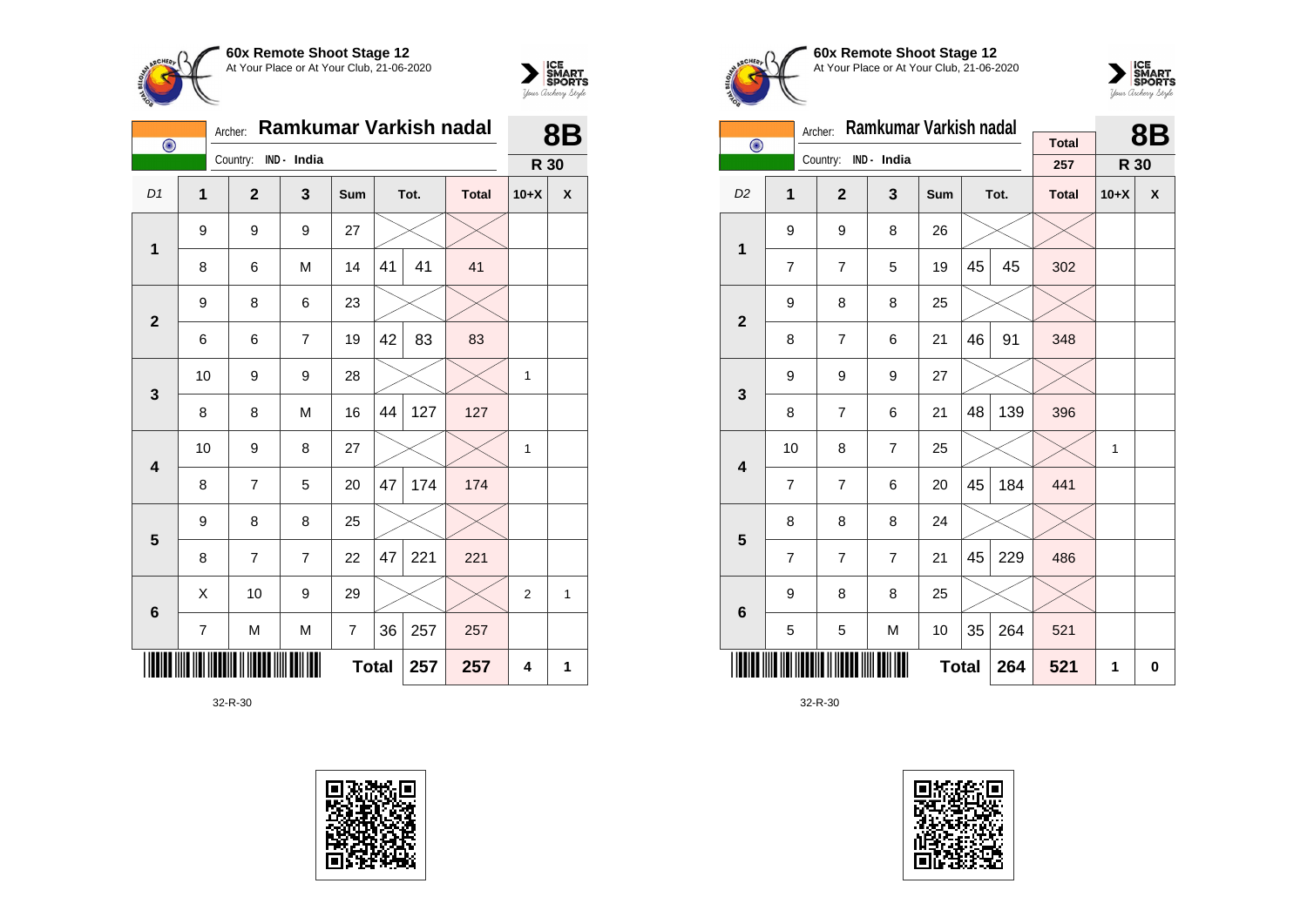**60x Remote Shoot Stage 12**
At Your Place or At Your Club, 21-06-2020

Archer: **Ramkumar Varkish nadal**
Country: IND - India

**8B**
**R 30**

| D1 | 1 | 2 | 3 | Sum | Tot. | | Total | 10+X | X |
|---|---|---|---|---|---|---|---|---|---|
| 1 | 9 | 9 | 9 | 27 | | | | | |
| | 8 | 6 | M | 14 | 41 | 41 | 41 | | |
| 2 | 9 | 8 | 6 | 23 | | | | | |
| | 6 | 6 | 7 | 19 | 42 | 83 | 83 | | |
| 3 | 10 | 9 | 9 | 28 | | | | 1 | |
| | 8 | 8 | M | 16 | 44 | 127 | 127 | | |
| 4 | 10 | 9 | 8 | 27 | | | | 1 | |
| | 8 | 7 | 5 | 20 | 47 | 174 | 174 | | |
| 5 | 9 | 8 | 8 | 25 | | | | | |
| | 8 | 7 | 7 | 22 | 47 | 221 | 221 | | |
| 6 | X | 10 | 9 | 29 | | | | 2 | 1 |
| | 7 | M | M | 7 | 36 | 257 | 257 | | |
| | | | | | **Total** | **257** | **257** | **4** | **1** |

32-R-30

**60x Remote Shoot Stage 12**
At Your Place or At Your Club, 21-06-2020

Archer: **Ramkumar Varkish nadal**
Country: IND - India

Total: 257

**8B**
**R 30**

| D2 | 1 | 2 | 3 | Sum | Tot. | | Total | 10+X | X |
|---|---|---|---|---|---|---|---|---|---|
| 1 | 9 | 9 | 8 | 26 | | | | | |
| | 7 | 7 | 5 | 19 | 45 | 45 | 302 | | |
| 2 | 9 | 8 | 8 | 25 | | | | | |
| | 8 | 7 | 6 | 21 | 46 | 91 | 348 | | |
| 3 | 9 | 9 | 9 | 27 | | | | | |
| | 8 | 7 | 6 | 21 | 48 | 139 | 396 | | |
| 4 | 10 | 8 | 7 | 25 | | | | 1 | |
| | 7 | 7 | 6 | 20 | 45 | 184 | 441 | | |
| 5 | 8 | 8 | 8 | 24 | | | | | |
| | 7 | 7 | 7 | 21 | 45 | 229 | 486 | | |
| 6 | 9 | 8 | 8 | 25 | | | | | |
| | 5 | 5 | M | 10 | 35 | 264 | 521 | | |
| | | | | | **Total** | **264** | **521** | **1** | **0** |

32-R-30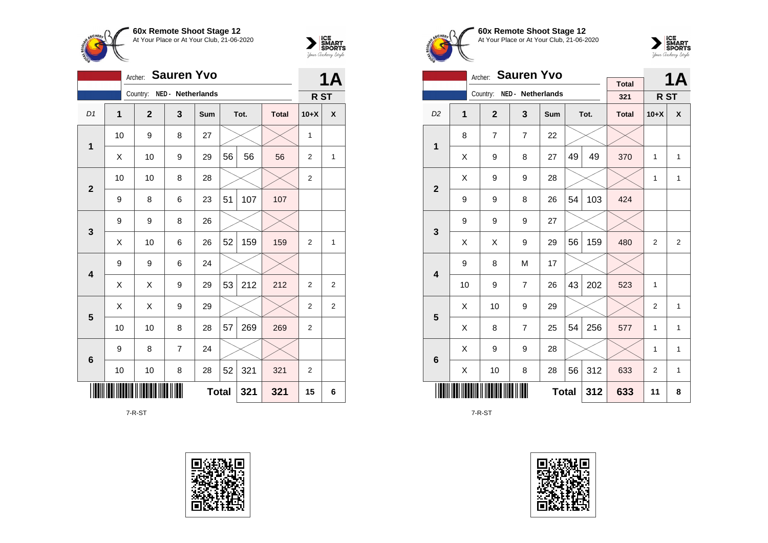**60x Remote Shoot Stage 12**
At Your Place or At Your Club, 21-06-2020

Archer: **Sauren Yvo**
Country: NED - Netherlands

**1A**
**R ST**

| D1 | 1 | 2 | 3 | Sum | Tot. | | Total | 10+X | X |
|---|---|---|---|---|---|---|---|---|---|
| 1 | 10 | 9 | 8 | 27 | | | | 1 | |
| | X | 10 | 9 | 29 | 56 | 56 | 56 | 2 | 1 |
| 2 | 10 | 10 | 8 | 28 | | | | 2 | |
| | 9 | 8 | 6 | 23 | 51 | 107 | 107 | | |
| 3 | 9 | 9 | 8 | 26 | | | | | |
| | X | 10 | 6 | 26 | 52 | 159 | 159 | 2 | 1 |
| 4 | 9 | 9 | 6 | 24 | | | | | |
| | X | X | 9 | 29 | 53 | 212 | 212 | 2 | 2 |
| 5 | X | X | 9 | 29 | | | | 2 | 2 |
| | 10 | 10 | 8 | 28 | 57 | 269 | 269 | 2 | |
| 6 | 9 | 8 | 7 | 24 | | | | | |
| | 10 | 10 | 8 | 28 | 52 | 321 | 321 | 2 | |
| | | | | **Total** | | **321** | **321** | **15** | **6** |

7-R-ST

**60x Remote Shoot Stage 12**
At Your Place or At Your Club, 21-06-2020

Archer: **Sauren Yvo**
Country: NED - Netherlands

Total: 321

**1A**
**R ST**

| D2 | 1 | 2 | 3 | Sum | Tot. | | Total | 10+X | X |
|---|---|---|---|---|---|---|---|---|---|
| 1 | 8 | 7 | 7 | 22 | | | | | |
| | X | 9 | 8 | 27 | 49 | 49 | 370 | 1 | 1 |
| 2 | X | 9 | 9 | 28 | | | | 1 | 1 |
| | 9 | 9 | 8 | 26 | 54 | 103 | 424 | | |
| 3 | 9 | 9 | 9 | 27 | | | | | |
| | X | X | 9 | 29 | 56 | 159 | 480 | 2 | 2 |
| 4 | 9 | 8 | M | 17 | | | | | |
| | 10 | 9 | 7 | 26 | 43 | 202 | 523 | 1 | |
| 5 | X | 10 | 9 | 29 | | | | 2 | 1 |
| | X | 8 | 7 | 25 | 54 | 256 | 577 | 1 | 1 |
| 6 | X | 9 | 9 | 28 | | | | 1 | 1 |
| | X | 10 | 8 | 28 | 56 | 312 | 633 | 2 | 1 |
| | | | | **Total** | | **312** | **633** | **11** | **8** |

7-R-ST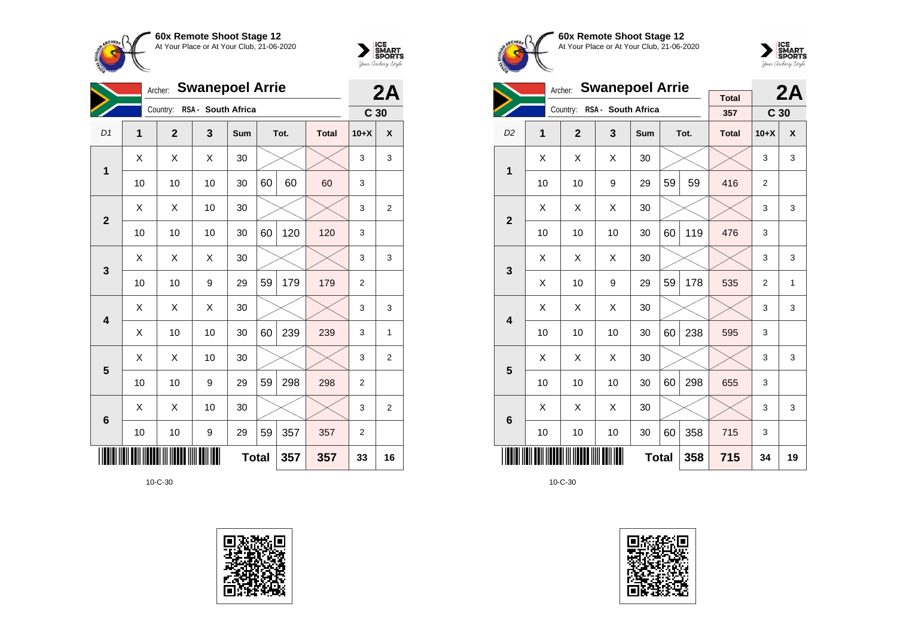**60x Remote Shoot Stage 12**
At Your Place or At Your Club, 21-06-2020

Archer: **Swanepoel Arrie**
Country: RSA - South Africa

**2A**
**C 30**

| D1 | 1 | 2 | 3 | Sum | Tot. | | Total | 10+X | X |
|---|---|---|---|---|---|---|---|---|---|
| 1 | X | X | X | 30 | | | | 3 | 3 |
| | 10 | 10 | 10 | 30 | 60 | 60 | 60 | 3 | |
| 2 | X | X | 10 | 30 | | | | 3 | 2 |
| | 10 | 10 | 10 | 30 | 60 | 120 | 120 | 3 | |
| 3 | X | X | X | 30 | | | | 3 | 3 |
| | 10 | 10 | 9 | 29 | 59 | 179 | 179 | 2 | |
| 4 | X | X | X | 30 | | | | 3 | 3 |
| | X | 10 | 10 | 30 | 60 | 239 | 239 | 3 | 1 |
| 5 | X | X | 10 | 30 | | | | 3 | 2 |
| | 10 | 10 | 9 | 29 | 59 | 298 | 298 | 2 | |
| 6 | X | X | 10 | 30 | | | | 3 | 2 |
| | 10 | 10 | 9 | 29 | 59 | 357 | 357 | 2 | |
| | | | | | **Total** | **357** | **357** | **33** | **16** |

10-C-30

**60x Remote Shoot Stage 12**
At Your Place or At Your Club, 21-06-2020

Archer: **Swanepoel Arrie**
Country: RSA - South Africa

Total: 357

**2A**
**C 30**

| D2 | 1 | 2 | 3 | Sum | Tot. | | Total | 10+X | X |
|---|---|---|---|---|---|---|---|---|---|
| 1 | X | X | X | 30 | | | | 3 | 3 |
| | 10 | 10 | 9 | 29 | 59 | 59 | 416 | 2 | |
| 2 | X | X | X | 30 | | | | 3 | 3 |
| | 10 | 10 | 10 | 30 | 60 | 119 | 476 | 3 | |
| 3 | X | X | X | 30 | | | | 3 | 3 |
| | X | 10 | 9 | 29 | 59 | 178 | 535 | 2 | 1 |
| 4 | X | X | X | 30 | | | | 3 | 3 |
| | 10 | 10 | 10 | 30 | 60 | 238 | 595 | 3 | |
| 5 | X | X | X | 30 | | | | 3 | 3 |
| | 10 | 10 | 10 | 30 | 60 | 298 | 655 | 3 | |
| 6 | X | X | X | 30 | | | | 3 | 3 |
| | 10 | 10 | 10 | 30 | 60 | 358 | 715 | 3 | |
| | | | | | **Total** | **358** | **715** | **34** | **19** |

10-C-30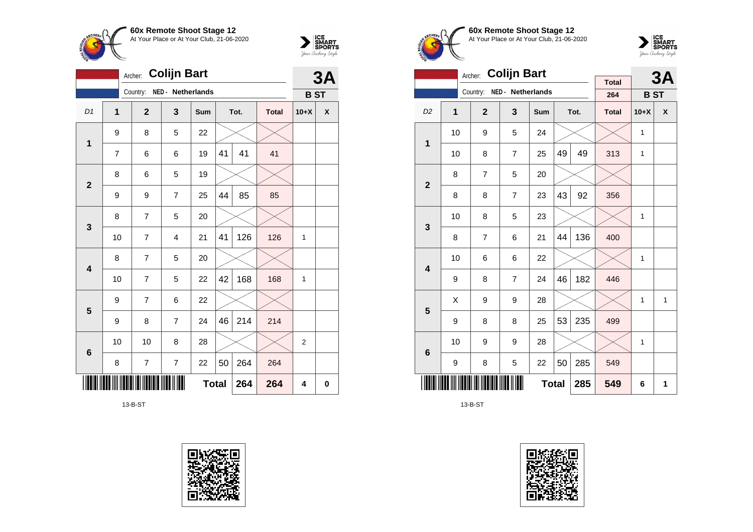**60x Remote Shoot Stage 12**
At Your Place or At Your Club, 21-06-2020

Archer: **Colijn Bart**
Country: NED - Netherlands

**3A**
**B ST**

| D1 | 1 | 2 | 3 | Sum | Tot. | | Total | 10+X | X |
|---|---|---|---|---|---|---|---|---|---|
| 1 | 9 | 8 | 5 | 22 | | | | | |
| | 7 | 6 | 6 | 19 | 41 | 41 | 41 | | |
| 2 | 8 | 6 | 5 | 19 | | | | | |
| | 9 | 9 | 7 | 25 | 44 | 85 | 85 | | |
| 3 | 8 | 7 | 5 | 20 | | | | | |
| | 10 | 7 | 4 | 21 | 41 | 126 | 126 | 1 | |
| 4 | 8 | 7 | 5 | 20 | | | | | |
| | 10 | 7 | 5 | 22 | 42 | 168 | 168 | 1 | |
| 5 | 9 | 7 | 6 | 22 | | | | | |
| | 9 | 8 | 7 | 24 | 46 | 214 | 214 | | |
| 6 | 10 | 10 | 8 | 28 | | | | 2 | |
| | 8 | 7 | 7 | 22 | 50 | 264 | 264 | | |
| | | | | **Total** | | **264** | **264** | **4** | **0** |

13-B-ST

**60x Remote Shoot Stage 12**
At Your Place or At Your Club, 21-06-2020

Archer: **Colijn Bart**
Country: NED - Netherlands

Total: 264

**3A**
**B ST**

| D2 | 1 | 2 | 3 | Sum | Tot. | | Total | 10+X | X |
|---|---|---|---|---|---|---|---|---|---|
| 1 | 10 | 9 | 5 | 24 | | | | 1 | |
| | 10 | 8 | 7 | 25 | 49 | 49 | 313 | 1 | |
| 2 | 8 | 7 | 5 | 20 | | | | | |
| | 8 | 8 | 7 | 23 | 43 | 92 | 356 | | |
| 3 | 10 | 8 | 5 | 23 | | | | 1 | |
| | 8 | 7 | 6 | 21 | 44 | 136 | 400 | | |
| 4 | 10 | 6 | 6 | 22 | | | | 1 | |
| | 9 | 8 | 7 | 24 | 46 | 182 | 446 | | |
| 5 | X | 9 | 9 | 28 | | | | 1 | 1 |
| | 9 | 8 | 8 | 25 | 53 | 235 | 499 | | |
| 6 | 10 | 9 | 9 | 28 | | | | 1 | |
| | 9 | 8 | 5 | 22 | 50 | 285 | 549 | | |
| | | | | **Total** | | **285** | **549** | **6** | **1** |

13-B-ST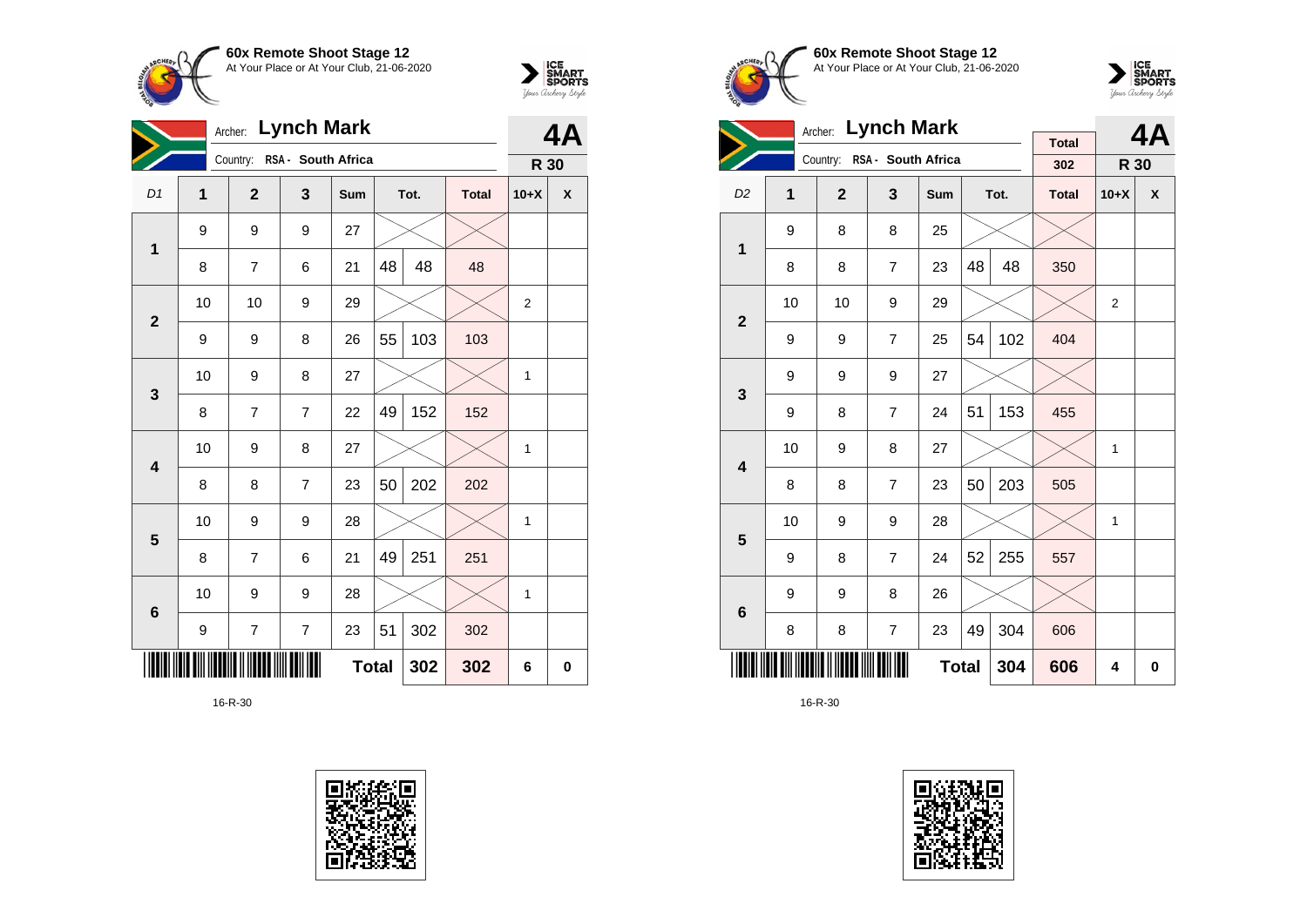**60x Remote Shoot Stage 12**
At Your Place or At Your Club, 21-06-2020

Archer: **Lynch Mark**
Country: RSA - South Africa

**4A** — R 30

| D1 | 1 | 2 | 3 | Sum | Tot. | | Total | 10+X | X |
|---|---|---|---|---|---|---|---|---|---|
| 1 | 9 | 9 | 9 | 27 | | | | | |
| | 8 | 7 | 6 | 21 | 48 | 48 | 48 | | |
| 2 | 10 | 10 | 9 | 29 | | | | 2 | |
| | 9 | 9 | 8 | 26 | 55 | 103 | 103 | | |
| 3 | 10 | 9 | 8 | 27 | | | | 1 | |
| | 8 | 7 | 7 | 22 | 49 | 152 | 152 | | |
| 4 | 10 | 9 | 8 | 27 | | | | 1 | |
| | 8 | 8 | 7 | 23 | 50 | 202 | 202 | | |
| 5 | 10 | 9 | 9 | 28 | | | | 1 | |
| | 8 | 7 | 6 | 21 | 49 | 251 | 251 | | |
| 6 | 10 | 9 | 9 | 28 | | | | 1 | |
| | 9 | 7 | 7 | 23 | 51 | 302 | 302 | | |
| | | | | **Total** | | 302 | 302 | 6 | 0 |

16-R-30

**60x Remote Shoot Stage 12**
At Your Place or At Your Club, 21-06-2020

Archer: **Lynch Mark**
Country: RSA - South Africa

Total: 302

**4A** — R 30

| D2 | 1 | 2 | 3 | Sum | Tot. | | Total | 10+X | X |
|---|---|---|---|---|---|---|---|---|---|
| 1 | 9 | 8 | 8 | 25 | | | | | |
| | 8 | 8 | 7 | 23 | 48 | 48 | 350 | | |
| 2 | 10 | 10 | 9 | 29 | | | | 2 | |
| | 9 | 9 | 7 | 25 | 54 | 102 | 404 | | |
| 3 | 9 | 9 | 9 | 27 | | | | | |
| | 9 | 8 | 7 | 24 | 51 | 153 | 455 | | |
| 4 | 10 | 9 | 8 | 27 | | | | 1 | |
| | 8 | 8 | 7 | 23 | 50 | 203 | 505 | | |
| 5 | 10 | 9 | 9 | 28 | | | | 1 | |
| | 9 | 8 | 7 | 24 | 52 | 255 | 557 | | |
| 6 | 9 | 9 | 8 | 26 | | | | | |
| | 8 | 8 | 7 | 23 | 49 | 304 | 606 | | |
| | | | | **Total** | | 304 | 606 | 4 | 0 |

16-R-30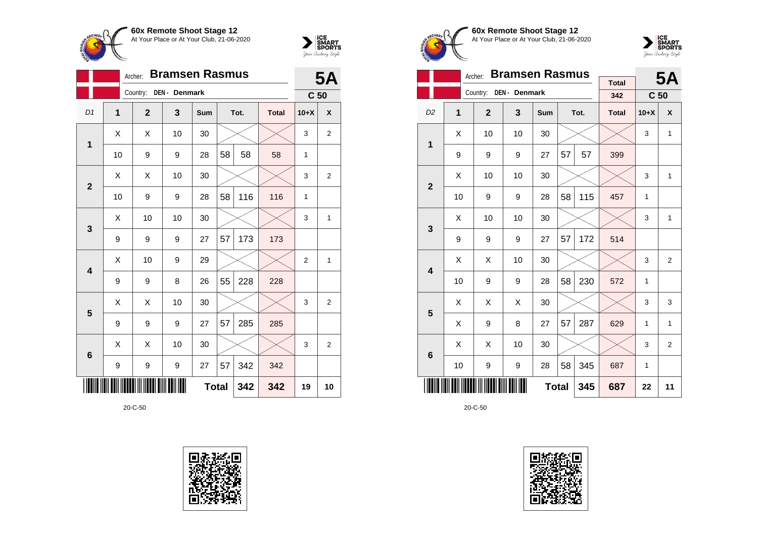## 60x Remote Shoot Stage 12
At Your Place or At Your Club, 21-06-2020

Archer: **Bramsen Rasmus**
Country: DEN - Denmark
**5A**
C 50

| D1 | 1 | 2 | 3 | Sum | Tot. | | Total | 10+X | X |
|---|---|---|---|---|---|---|---|---|---|
| 1 | X | X | 10 | 30 | | | | 3 | 2 |
| | 10 | 9 | 9 | 28 | 58 | 58 | 58 | 1 | |
| 2 | X | X | 10 | 30 | | | | 3 | 2 |
| | 10 | 9 | 9 | 28 | 58 | 116 | 116 | 1 | |
| 3 | X | 10 | 10 | 30 | | | | 3 | 1 |
| | 9 | 9 | 9 | 27 | 57 | 173 | 173 | | |
| 4 | X | 10 | 9 | 29 | | | | 2 | 1 |
| | 9 | 9 | 8 | 26 | 55 | 228 | 228 | | |
| 5 | X | X | 10 | 30 | | | | 3 | 2 |
| | 9 | 9 | 9 | 27 | 57 | 285 | 285 | | |
| 6 | X | X | 10 | 30 | | | | 3 | 2 |
| | 9 | 9 | 9 | 27 | 57 | 342 | 342 | | |
| | | | | **Total** | | 342 | 342 | 19 | 10 |

20-C-50

## 60x Remote Shoot Stage 12
At Your Place or At Your Club, 21-06-2020

Archer: **Bramsen Rasmus**
Country: DEN - Denmark
Total: 342
**5A**
C 50

| D2 | 1 | 2 | 3 | Sum | Tot. | | Total | 10+X | X |
|---|---|---|---|---|---|---|---|---|---|
| 1 | X | 10 | 10 | 30 | | | | 3 | 1 |
| | 9 | 9 | 9 | 27 | 57 | 57 | 399 | | |
| 2 | X | 10 | 10 | 30 | | | | 3 | 1 |
| | 10 | 9 | 9 | 28 | 58 | 115 | 457 | 1 | |
| 3 | X | 10 | 10 | 30 | | | | 3 | 1 |
| | 9 | 9 | 9 | 27 | 57 | 172 | 514 | | |
| 4 | X | X | 10 | 30 | | | | 3 | 2 |
| | 10 | 9 | 9 | 28 | 58 | 230 | 572 | 1 | |
| 5 | X | X | X | 30 | | | | 3 | 3 |
| | X | 9 | 8 | 27 | 57 | 287 | 629 | 1 | 1 |
| 6 | X | X | 10 | 30 | | | | 3 | 2 |
| | 10 | 9 | 9 | 28 | 58 | 345 | 687 | 1 | |
| | | | | **Total** | | 345 | 687 | 22 | 11 |

20-C-50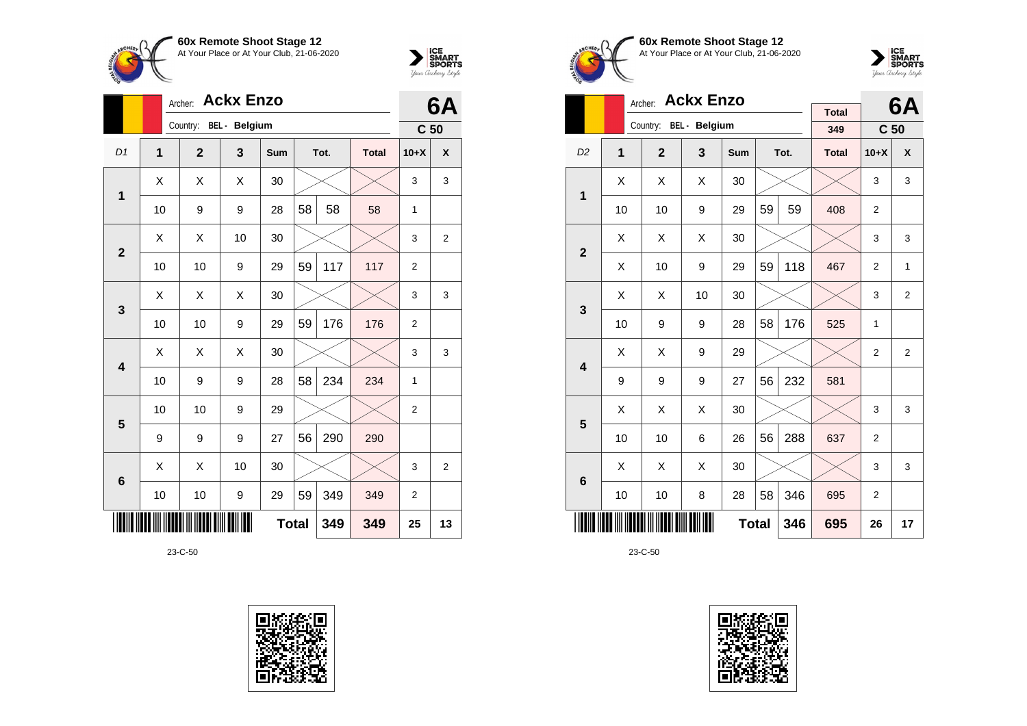**60x Remote Shoot Stage 12**
At Your Place or At Your Club, 21-06-2020

Archer: **Ackx Enzo**
Country: BEL - Belgium

**6A**
**C 50**

| D1 | 1 | 2 | 3 | Sum | Tot. | | Total | 10+X | X |
|---|---|---|---|---|---|---|---|---|---|
| 1 | X | X | X | 30 | | | | 3 | 3 |
| | 10 | 9 | 9 | 28 | 58 | 58 | 58 | 1 | |
| 2 | X | X | 10 | 30 | | | | 3 | 2 |
| | 10 | 10 | 9 | 29 | 59 | 117 | 117 | 2 | |
| 3 | X | X | X | 30 | | | | 3 | 3 |
| | 10 | 10 | 9 | 29 | 59 | 176 | 176 | 2 | |
| 4 | X | X | X | 30 | | | | 3 | 3 |
| | 10 | 9 | 9 | 28 | 58 | 234 | 234 | 1 | |
| 5 | 10 | 10 | 9 | 29 | | | | 2 | |
| | 9 | 9 | 9 | 27 | 56 | 290 | 290 | | |
| 6 | X | X | 10 | 30 | | | | 3 | 2 |
| | 10 | 10 | 9 | 29 | 59 | 349 | 349 | 2 | |
| | | | | | **Total** | **349** | **349** | **25** | **13** |

23-C-50

**60x Remote Shoot Stage 12**
At Your Place or At Your Club, 21-06-2020

Archer: **Ackx Enzo**
Country: BEL - Belgium

Total: 349

**6A**
**C 50**

| D2 | 1 | 2 | 3 | Sum | Tot. | | Total | 10+X | X |
|---|---|---|---|---|---|---|---|---|---|
| 1 | X | X | X | 30 | | | | 3 | 3 |
| | 10 | 10 | 9 | 29 | 59 | 59 | 408 | 2 | |
| 2 | X | X | X | 30 | | | | 3 | 3 |
| | X | 10 | 9 | 29 | 59 | 118 | 467 | 2 | 1 |
| 3 | X | X | 10 | 30 | | | | 3 | 2 |
| | 10 | 9 | 9 | 28 | 58 | 176 | 525 | 1 | |
| 4 | X | X | 9 | 29 | | | | 2 | 2 |
| | 9 | 9 | 9 | 27 | 56 | 232 | 581 | | |
| 5 | X | X | X | 30 | | | | 3 | 3 |
| | 10 | 10 | 6 | 26 | 56 | 288 | 637 | 2 | |
| 6 | X | X | X | 30 | | | | 3 | 3 |
| | 10 | 10 | 8 | 28 | 58 | 346 | 695 | 2 | |
| | | | | | **Total** | **346** | **695** | **26** | **17** |

23-C-50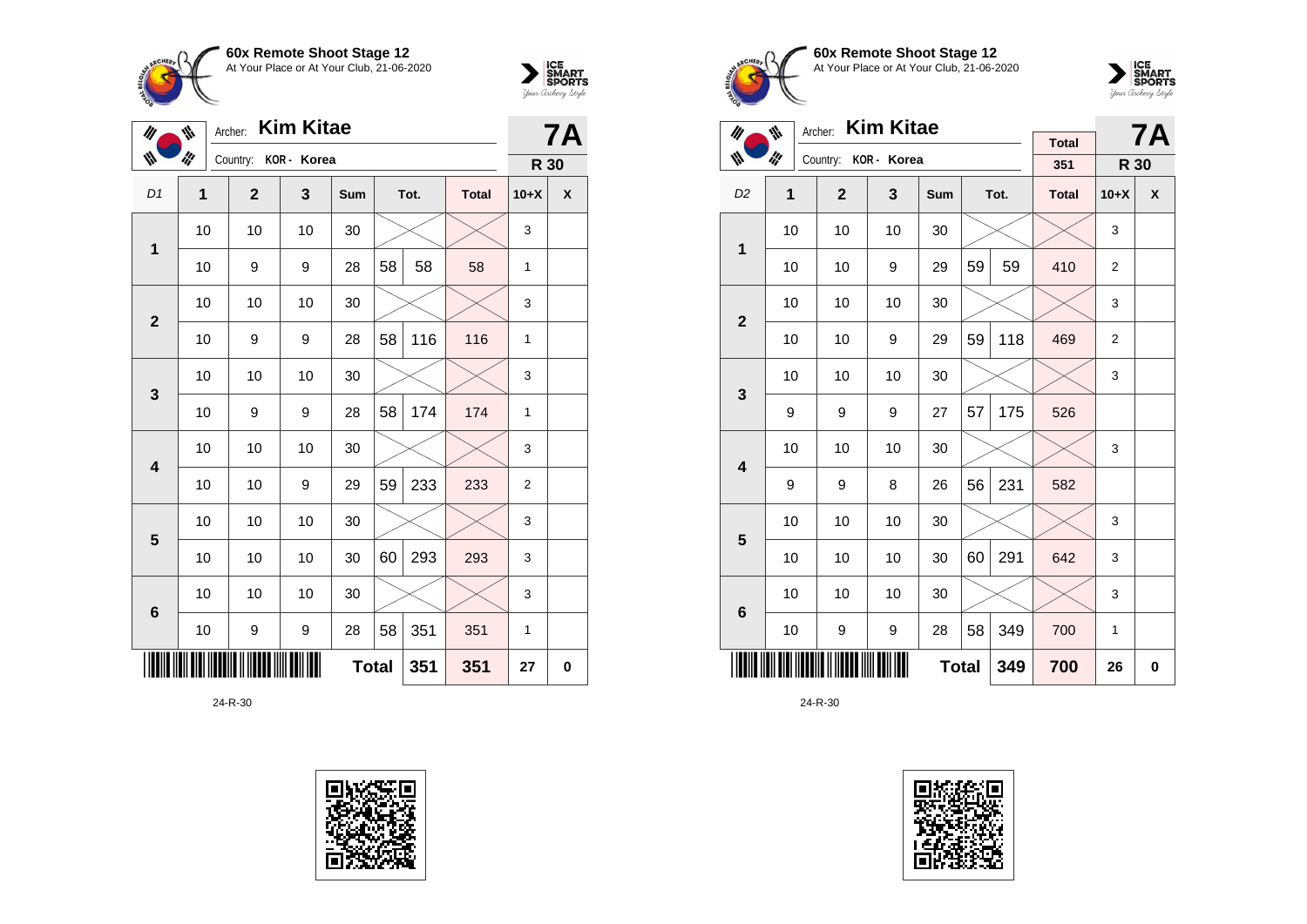## 60x Remote Shoot Stage 12

At Your Place or At Your Club, 21-06-2020

Archer: **Kim Kitae**

Country: KOR - Korea

**7A** — R 30

| D1 | 1 | 2 | 3 | Sum | Tot. | | Total | 10+X | X |
|---|---|---|---|---|---|---|---|---|---|
| 1 | 10 | 10 | 10 | 30 | | | | 3 | |
| | 10 | 9 | 9 | 28 | 58 | 58 | 58 | 1 | |
| 2 | 10 | 10 | 10 | 30 | | | | 3 | |
| | 10 | 9 | 9 | 28 | 58 | 116 | 116 | 1 | |
| 3 | 10 | 10 | 10 | 30 | | | | 3 | |
| | 10 | 9 | 9 | 28 | 58 | 174 | 174 | 1 | |
| 4 | 10 | 10 | 10 | 30 | | | | 3 | |
| | 10 | 10 | 9 | 29 | 59 | 233 | 233 | 2 | |
| 5 | 10 | 10 | 10 | 30 | | | | 3 | |
| | 10 | 10 | 10 | 30 | 60 | 293 | 293 | 3 | |
| 6 | 10 | 10 | 10 | 30 | | | | 3 | |
| | 10 | 9 | 9 | 28 | 58 | 351 | 351 | 1 | |
| | | | | | **Total** | 351 | 351 | 27 | 0 |

24-R-30

## 60x Remote Shoot Stage 12

At Your Place or At Your Club, 21-06-2020

Archer: **Kim Kitae**

Country: KOR - Korea

Total: 351

**7A** — R 30

| D2 | 1 | 2 | 3 | Sum | Tot. | | Total | 10+X | X |
|---|---|---|---|---|---|---|---|---|---|
| 1 | 10 | 10 | 10 | 30 | | | | 3 | |
| | 10 | 10 | 9 | 29 | 59 | 59 | 410 | 2 | |
| 2 | 10 | 10 | 10 | 30 | | | | 3 | |
| | 10 | 10 | 9 | 29 | 59 | 118 | 469 | 2 | |
| 3 | 10 | 10 | 10 | 30 | | | | 3 | |
| | 9 | 9 | 9 | 27 | 57 | 175 | 526 | | |
| 4 | 10 | 10 | 10 | 30 | | | | 3 | |
| | 9 | 9 | 8 | 26 | 56 | 231 | 582 | | |
| 5 | 10 | 10 | 10 | 30 | | | | 3 | |
| | 10 | 10 | 10 | 30 | 60 | 291 | 642 | 3 | |
| 6 | 10 | 10 | 10 | 30 | | | | 3 | |
| | 10 | 9 | 9 | 28 | 58 | 349 | 700 | 1 | |
| | | | | | **Total** | 349 | 700 | 26 | 0 |

24-R-30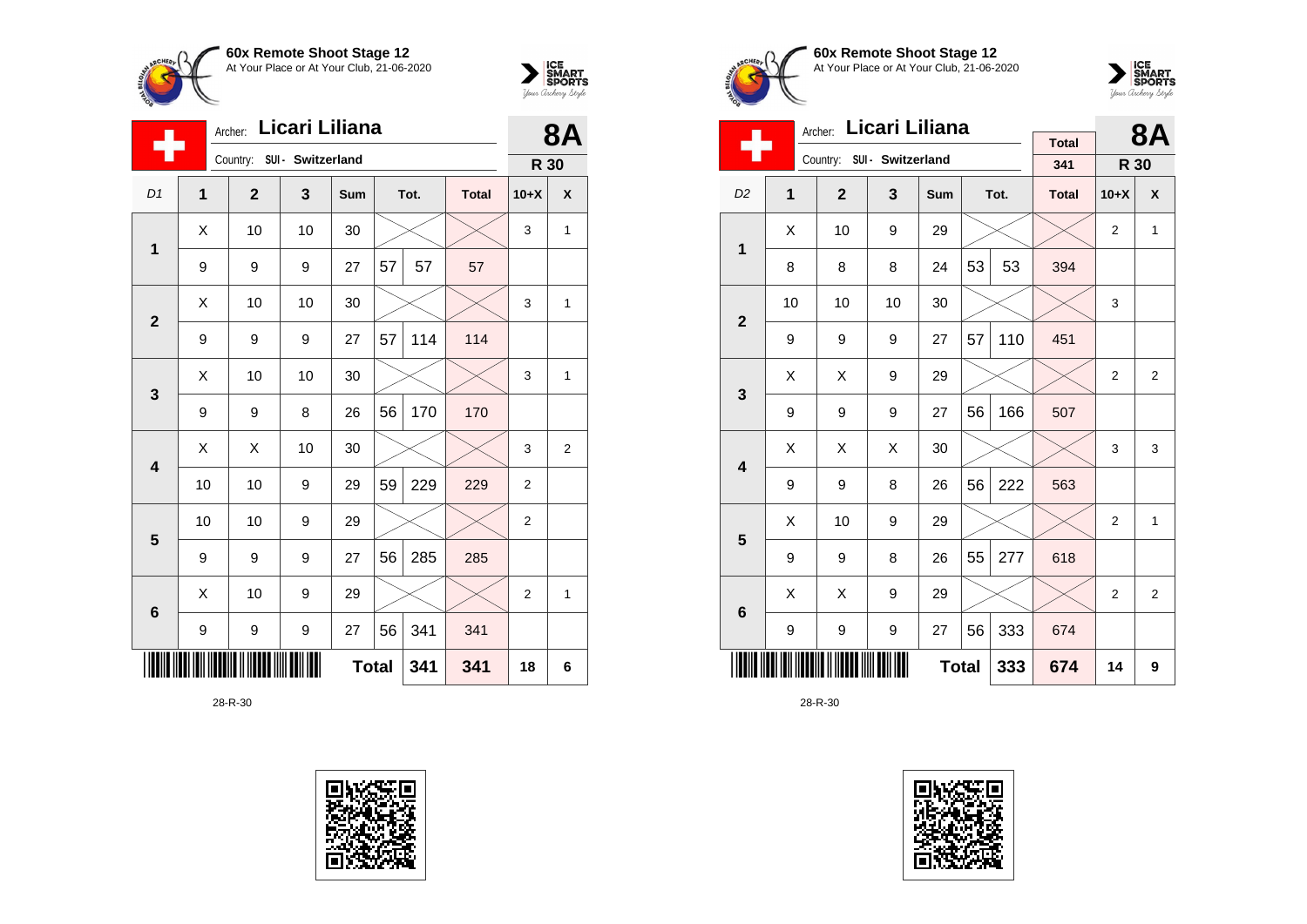**60x Remote Shoot Stage 12**
At Your Place or At Your Club, 21-06-2020

Archer: **Licari Liliana**
Country: SUI - Switzerland

**8A**
**R 30**

| D1 | 1 | 2 | 3 | Sum | Tot. | | Total | 10+X | X |
|---|---|---|---|---|---|---|---|---|---|
| 1 | X | 10 | 10 | 30 | | | | 3 | 1 |
| | 9 | 9 | 9 | 27 | 57 | 57 | 57 | | |
| 2 | X | 10 | 10 | 30 | | | | 3 | 1 |
| | 9 | 9 | 9 | 27 | 57 | 114 | 114 | | |
| 3 | X | 10 | 10 | 30 | | | | 3 | 1 |
| | 9 | 9 | 8 | 26 | 56 | 170 | 170 | | |
| 4 | X | X | 10 | 30 | | | | 3 | 2 |
| | 10 | 10 | 9 | 29 | 59 | 229 | 229 | 2 | |
| 5 | 10 | 10 | 9 | 29 | | | | 2 | |
| | 9 | 9 | 9 | 27 | 56 | 285 | 285 | | |
| 6 | X | 10 | 9 | 29 | | | | 2 | 1 |
| | 9 | 9 | 9 | 27 | 56 | 341 | 341 | | |
| | | | | **Total** | | **341** | **341** | **18** | **6** |

28-R-30

**60x Remote Shoot Stage 12**
At Your Place or At Your Club, 21-06-2020

Archer: **Licari Liliana**
Country: SUI - Switzerland

Total: 341

**8A**
**R 30**

| D2 | 1 | 2 | 3 | Sum | Tot. | | Total | 10+X | X |
|---|---|---|---|---|---|---|---|---|---|
| 1 | X | 10 | 9 | 29 | | | | 2 | 1 |
| | 8 | 8 | 8 | 24 | 53 | 53 | 394 | | |
| 2 | 10 | 10 | 10 | 30 | | | | 3 | |
| | 9 | 9 | 9 | 27 | 57 | 110 | 451 | | |
| 3 | X | X | 9 | 29 | | | | 2 | 2 |
| | 9 | 9 | 9 | 27 | 56 | 166 | 507 | | |
| 4 | X | X | X | 30 | | | | 3 | 3 |
| | 9 | 9 | 8 | 26 | 56 | 222 | 563 | | |
| 5 | X | 10 | 9 | 29 | | | | 2 | 1 |
| | 9 | 9 | 8 | 26 | 55 | 277 | 618 | | |
| 6 | X | X | 9 | 29 | | | | 2 | 2 |
| | 9 | 9 | 9 | 27 | 56 | 333 | 674 | | |
| | | | | **Total** | | **333** | **674** | **14** | **9** |

28-R-30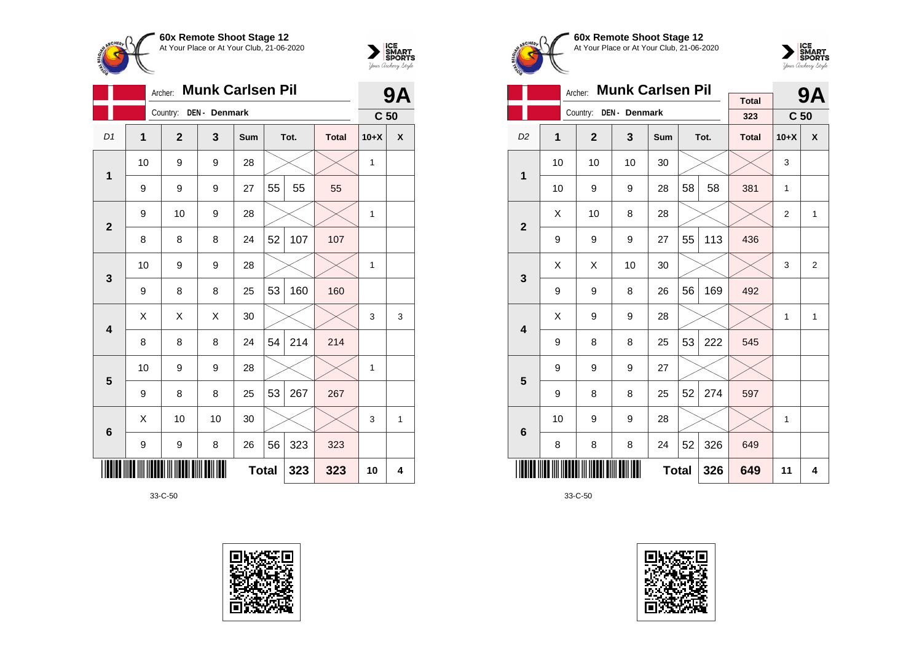**60x Remote Shoot Stage 12**
At Your Place or At Your Club, 21-06-2020

Archer: **Munk Carlsen Pil** — **9A**
Country: **DEN - Denmark** — **C 50**

| D1 | 1 | 2 | 3 | Sum | Tot. | | Total | 10+X | X |
|---|---|---|---|---|---|---|---|---|---|
| 1 | 10 | 9 | 9 | 28 | | | | 1 | |
| | 9 | 9 | 9 | 27 | 55 | 55 | 55 | | |
| 2 | 9 | 10 | 9 | 28 | | | | 1 | |
| | 8 | 8 | 8 | 24 | 52 | 107 | 107 | | |
| 3 | 10 | 9 | 9 | 28 | | | | 1 | |
| | 9 | 8 | 8 | 25 | 53 | 160 | 160 | | |
| 4 | X | X | X | 30 | | | | 3 | 3 |
| | 8 | 8 | 8 | 24 | 54 | 214 | 214 | | |
| 5 | 10 | 9 | 9 | 28 | | | | 1 | |
| | 9 | 8 | 8 | 25 | 53 | 267 | 267 | | |
| 6 | X | 10 | 10 | 30 | | | | 3 | 1 |
| | 9 | 9 | 8 | 26 | 56 | 323 | 323 | | |
| | | | | **Total** | | **323** | **323** | **10** | **4** |

33-C-50

**60x Remote Shoot Stage 12**
At Your Place or At Your Club, 21-06-2020

Archer: **Munk Carlsen Pil** — Total 323 — **9A**
Country: **DEN - Denmark** — **C 50**

| D2 | 1 | 2 | 3 | Sum | Tot. | | Total | 10+X | X |
|---|---|---|---|---|---|---|---|---|---|
| 1 | 10 | 10 | 10 | 30 | | | | 3 | |
| | 10 | 9 | 9 | 28 | 58 | 58 | 381 | 1 | |
| 2 | X | 10 | 8 | 28 | | | | 2 | 1 |
| | 9 | 9 | 9 | 27 | 55 | 113 | 436 | | |
| 3 | X | X | 10 | 30 | | | | 3 | 2 |
| | 9 | 9 | 8 | 26 | 56 | 169 | 492 | | |
| 4 | X | 9 | 9 | 28 | | | | 1 | 1 |
| | 9 | 8 | 8 | 25 | 53 | 222 | 545 | | |
| 5 | 9 | 9 | 9 | 27 | | | | | |
| | 9 | 8 | 8 | 25 | 52 | 274 | 597 | | |
| 6 | 10 | 9 | 9 | 28 | | | | 1 | |
| | 8 | 8 | 8 | 24 | 52 | 326 | 649 | | |
| | | | | **Total** | | **326** | **649** | **11** | **4** |

33-C-50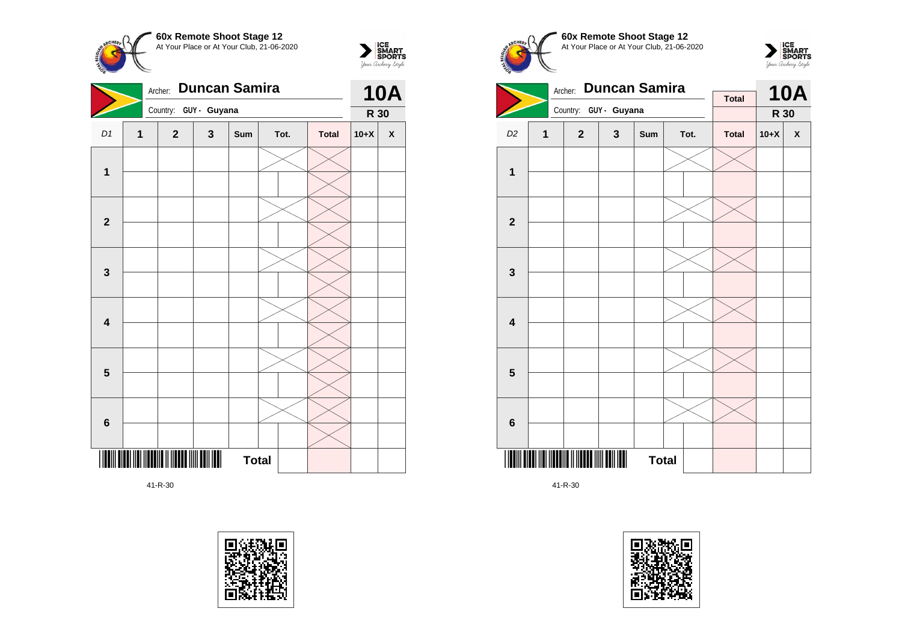**60x Remote Shoot Stage 12**
At Your Place or At Your Club, 21-06-2020

Archer: **Duncan Samira**

Country: GUY - Guyana

**10A**

**R 30**

| D1 | 1 | 2 | 3 | Sum | Tot. | | Total | 10+X | X |
|---|---|---|---|---|---|---|---|---|---|
| 1 | | | | | | | | | |
| | | | | | | | | | |
| 2 | | | | | | | | | |
| | | | | | | | | | |
| 3 | | | | | | | | | |
| | | | | | | | | | |
| 4 | | | | | | | | | |
| | | | | | | | | | |
| 5 | | | | | | | | | |
| | | | | | | | | | |
| 6 | | | | | | | | | |
| | | | | | | | | | |
| | | | | **Total** | | | | | |

41-R-30

**60x Remote Shoot Stage 12**
At Your Place or At Your Club, 21-06-2020

Archer: **Duncan Samira**

Country: GUY - Guyana

**10A**

**R 30**

| D2 | 1 | 2 | 3 | Sum | Tot. | | Total | 10+X | X |
|---|---|---|---|---|---|---|---|---|---|
| 1 | | | | | | | | | |
| | | | | | | | | | |
| 2 | | | | | | | | | |
| | | | | | | | | | |
| 3 | | | | | | | | | |
| | | | | | | | | | |
| 4 | | | | | | | | | |
| | | | | | | | | | |
| 5 | | | | | | | | | |
| | | | | | | | | | |
| 6 | | | | | | | | | |
| | | | | | | | | | |
| | | | | **Total** | | | | | |

41-R-30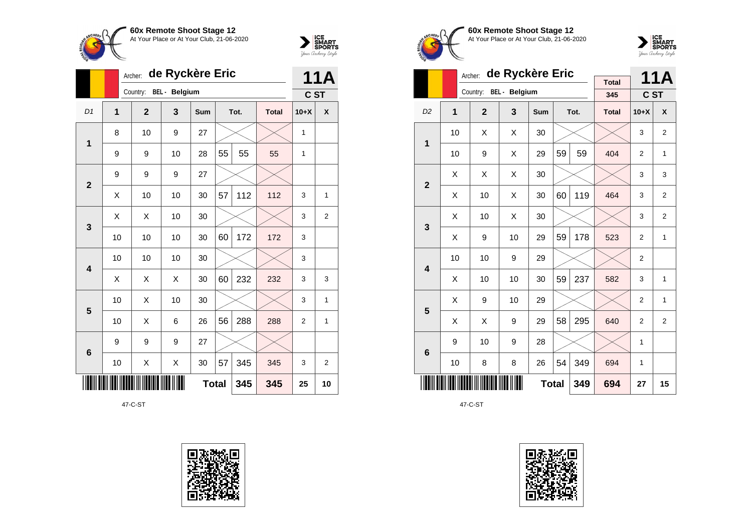**60x Remote Shoot Stage 12**
At Your Place or At Your Club, 21-06-2020

Archer: **de Ryckère Eric**
Country: **BEL - Belgium**

**11A**
**C ST**

| D1 | 1 | 2 | 3 | Sum | Tot. | | Total | 10+X | X |
|---|---|---|---|---|---|---|---|---|---|
| **1** | 8 | 10 | 9 | 27 | | | | 1 | |
| | 9 | 9 | 10 | 28 | 55 | 55 | 55 | 1 | |
| **2** | 9 | 9 | 9 | 27 | | | | | |
| | X | 10 | 10 | 30 | 57 | 112 | 112 | 3 | 1 |
| **3** | X | X | 10 | 30 | | | | 3 | 2 |
| | 10 | 10 | 10 | 30 | 60 | 172 | 172 | 3 | |
| **4** | 10 | 10 | 10 | 30 | | | | 3 | |
| | X | X | X | 30 | 60 | 232 | 232 | 3 | 3 |
| **5** | 10 | X | 10 | 30 | | | | 3 | 1 |
| | 10 | X | 6 | 26 | 56 | 288 | 288 | 2 | 1 |
| **6** | 9 | 9 | 9 | 27 | | | | | |
| | 10 | X | X | 30 | 57 | 345 | 345 | 3 | 2 |
| | | | | **Total** | | 345 | 345 | 25 | 10 |

47-C-ST

**60x Remote Shoot Stage 12**
At Your Place or At Your Club, 21-06-2020

Archer: **de Ryckère Eric**
Country: **BEL - Belgium**

Total: 345

**11A**
**C ST**

| D2 | 1 | 2 | 3 | Sum | Tot. | | Total | 10+X | X |
|---|---|---|---|---|---|---|---|---|---|
| **1** | 10 | X | X | 30 | | | | 3 | 2 |
| | 10 | 9 | X | 29 | 59 | 59 | 404 | 2 | 1 |
| **2** | X | X | X | 30 | | | | 3 | 3 |
| | X | 10 | X | 30 | 60 | 119 | 464 | 3 | 2 |
| **3** | X | 10 | X | 30 | | | | 3 | 2 |
| | X | 9 | 10 | 29 | 59 | 178 | 523 | 2 | 1 |
| **4** | 10 | 10 | 9 | 29 | | | | 2 | |
| | X | 10 | 10 | 30 | 59 | 237 | 582 | 3 | 1 |
| **5** | X | 9 | 10 | 29 | | | | 2 | 1 |
| | X | X | 9 | 29 | 58 | 295 | 640 | 2 | 2 |
| **6** | 9 | 10 | 9 | 28 | | | | 1 | |
| | 10 | 8 | 8 | 26 | 54 | 349 | 694 | 1 | |
| | | | | **Total** | | 349 | 694 | 27 | 15 |

47-C-ST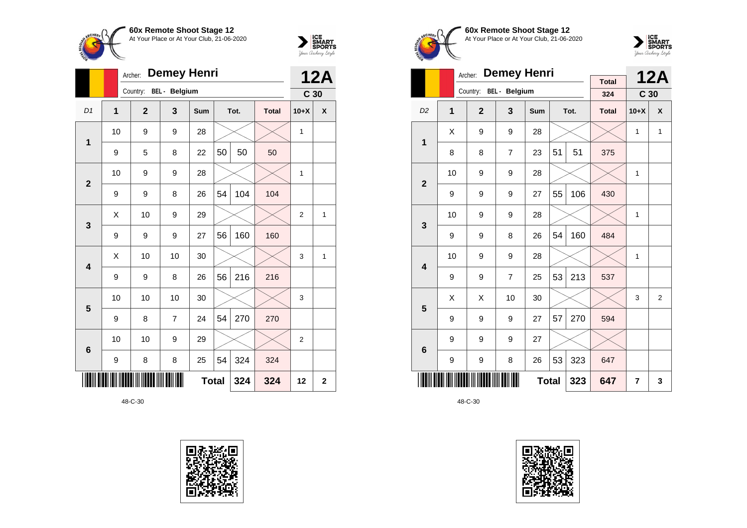**60x Remote Shoot Stage 12**
At Your Place or At Your Club, 21-06-2020

Archer: **Demey Henri**
Country: BEL - Belgium

**12A**
**C 30**

| D1 | 1 | 2 | 3 | Sum | Tot. | | Total | 10+X | X |
|---|---|---|---|---|---|---|---|---|---|
| 1 | 10 | 9 | 9 | 28 | | | | 1 | |
| | 9 | 5 | 8 | 22 | 50 | 50 | 50 | | |
| 2 | 10 | 9 | 9 | 28 | | | | 1 | |
| | 9 | 9 | 8 | 26 | 54 | 104 | 104 | | |
| 3 | X | 10 | 9 | 29 | | | | 2 | 1 |
| | 9 | 9 | 9 | 27 | 56 | 160 | 160 | | |
| 4 | X | 10 | 10 | 30 | | | | 3 | 1 |
| | 9 | 9 | 8 | 26 | 56 | 216 | 216 | | |
| 5 | 10 | 10 | 10 | 30 | | | | 3 | |
| | 9 | 8 | 7 | 24 | 54 | 270 | 270 | | |
| 6 | 10 | 10 | 9 | 29 | | | | 2 | |
| | 9 | 8 | 8 | 25 | 54 | 324 | 324 | | |
| | | | | **Total** | | 324 | 324 | 12 | 2 |

48-C-30

**60x Remote Shoot Stage 12**
At Your Place or At Your Club, 21-06-2020

Archer: **Demey Henri**
Country: BEL - Belgium

Total: 324

**12A**
**C 30**

| D2 | 1 | 2 | 3 | Sum | Tot. | | Total | 10+X | X |
|---|---|---|---|---|---|---|---|---|---|
| 1 | X | 9 | 9 | 28 | | | | 1 | 1 |
| | 8 | 8 | 7 | 23 | 51 | 51 | 375 | | |
| 2 | 10 | 9 | 9 | 28 | | | | 1 | |
| | 9 | 9 | 9 | 27 | 55 | 106 | 430 | | |
| 3 | 10 | 9 | 9 | 28 | | | | 1 | |
| | 9 | 9 | 8 | 26 | 54 | 160 | 484 | | |
| 4 | 10 | 9 | 9 | 28 | | | | 1 | |
| | 9 | 9 | 7 | 25 | 53 | 213 | 537 | | |
| 5 | X | X | 10 | 30 | | | | 3 | 2 |
| | 9 | 9 | 9 | 27 | 57 | 270 | 594 | | |
| 6 | 9 | 9 | 9 | 27 | | | | | |
| | 9 | 9 | 8 | 26 | 53 | 323 | 647 | | |
| | | | | **Total** | | 323 | 647 | 7 | 3 |

48-C-30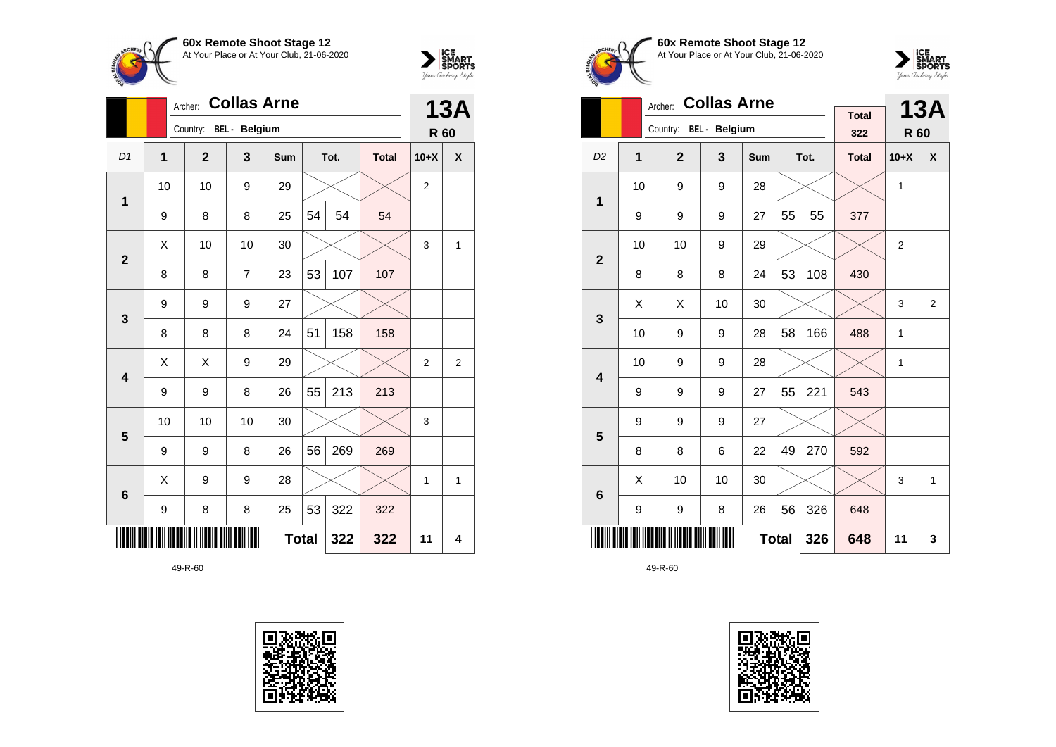**60x Remote Shoot Stage 12**
At Your Place or At Your Club, 21-06-2020

Archer: **Collas Arne**
Country: BEL - Belgium

**13A**
**R 60**

| D1 | 1 | 2 | 3 | Sum | | Tot. | Total | 10+X | X |
|---|---|---|---|---|---|---|---|---|---|
| 1 | 10 | 10 | 9 | 29 | | | | 2 | |
| | 9 | 8 | 8 | 25 | 54 | 54 | 54 | | |
| 2 | X | 10 | 10 | 30 | | | | 3 | 1 |
| | 8 | 8 | 7 | 23 | 53 | 107 | 107 | | |
| 3 | 9 | 9 | 9 | 27 | | | | | |
| | 8 | 8 | 8 | 24 | 51 | 158 | 158 | | |
| 4 | X | X | 9 | 29 | | | | 2 | 2 |
| | 9 | 9 | 8 | 26 | 55 | 213 | 213 | | |
| 5 | 10 | 10 | 10 | 30 | | | | 3 | |
| | 9 | 9 | 8 | 26 | 56 | 269 | 269 | | |
| 6 | X | 9 | 9 | 28 | | | | 1 | 1 |
| | 9 | 8 | 8 | 25 | 53 | 322 | 322 | | |
| | | | | **Total** | | 322 | 322 | 11 | 4 |

49-R-60

**60x Remote Shoot Stage 12**
At Your Place or At Your Club, 21-06-2020

Archer: **Collas Arne**
Country: BEL - Belgium

Total: 322

**13A**
**R 60**

| D2 | 1 | 2 | 3 | Sum | | Tot. | Total | 10+X | X |
|---|---|---|---|---|---|---|---|---|---|
| 1 | 10 | 9 | 9 | 28 | | | | 1 | |
| | 9 | 9 | 9 | 27 | 55 | 55 | 377 | | |
| 2 | 10 | 10 | 9 | 29 | | | | 2 | |
| | 8 | 8 | 8 | 24 | 53 | 108 | 430 | | |
| 3 | X | X | 10 | 30 | | | | 3 | 2 |
| | 10 | 9 | 9 | 28 | 58 | 166 | 488 | 1 | |
| 4 | 10 | 9 | 9 | 28 | | | | 1 | |
| | 9 | 9 | 9 | 27 | 55 | 221 | 543 | | |
| 5 | 9 | 9 | 9 | 27 | | | | | |
| | 8 | 8 | 6 | 22 | 49 | 270 | 592 | | |
| 6 | X | 10 | 10 | 30 | | | | 3 | 1 |
| | 9 | 9 | 8 | 26 | 56 | 326 | 648 | | |
| | | | | **Total** | | 326 | 648 | 11 | 3 |

49-R-60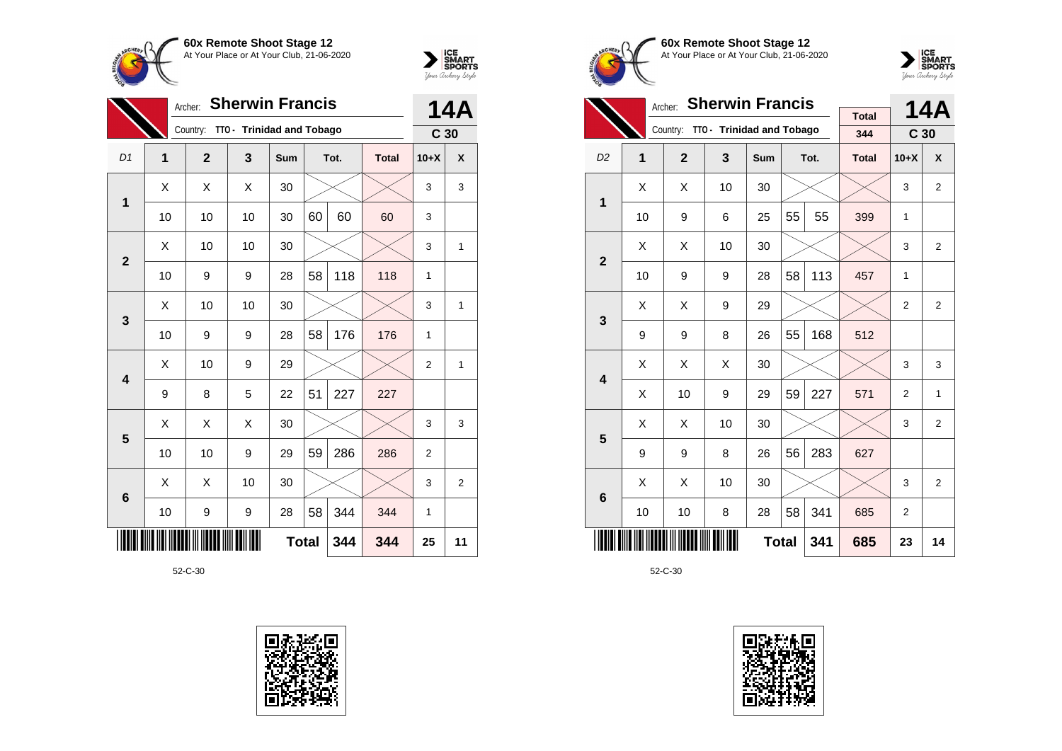**60x Remote Shoot Stage 12**
At Your Place or At Your Club, 21-06-2020

Archer: **Sherwin Francis**
Country: **TTO - Trinidad and Tobago**

**14A**
**C 30**

| D1 | 1 | 2 | 3 | Sum | Tot. | | Total | 10+X | X |
|---|---|---|---|---|---|---|---|---|---|
| 1 | X | X | X | 30 | | | | 3 | 3 |
| | 10 | 10 | 10 | 30 | 60 | 60 | 60 | 3 | |
| 2 | X | 10 | 10 | 30 | | | | 3 | 1 |
| | 10 | 9 | 9 | 28 | 58 | 118 | 118 | 1 | |
| 3 | X | 10 | 10 | 30 | | | | 3 | 1 |
| | 10 | 9 | 9 | 28 | 58 | 176 | 176 | 1 | |
| 4 | X | 10 | 9 | 29 | | | | 2 | 1 |
| | 9 | 8 | 5 | 22 | 51 | 227 | 227 | | |
| 5 | X | X | X | 30 | | | | 3 | 3 |
| | 10 | 10 | 9 | 29 | 59 | 286 | 286 | 2 | |
| 6 | X | X | 10 | 30 | | | | 3 | 2 |
| | 10 | 9 | 9 | 28 | 58 | 344 | 344 | 1 | |
| | | | | **Total** | | 344 | 344 | 25 | 11 |

52-C-30

**60x Remote Shoot Stage 12**
At Your Place or At Your Club, 21-06-2020

Archer: **Sherwin Francis**
Country: **TTO - Trinidad and Tobago**

Total: 344

**14A**
**C 30**

| D2 | 1 | 2 | 3 | Sum | Tot. | | Total | 10+X | X |
|---|---|---|---|---|---|---|---|---|---|
| 1 | X | X | 10 | 30 | | | | 3 | 2 |
| | 10 | 9 | 6 | 25 | 55 | 55 | 399 | 1 | |
| 2 | X | X | 10 | 30 | | | | 3 | 2 |
| | 10 | 9 | 9 | 28 | 58 | 113 | 457 | 1 | |
| 3 | X | X | 9 | 29 | | | | 2 | 2 |
| | 9 | 9 | 8 | 26 | 55 | 168 | 512 | | |
| 4 | X | X | X | 30 | | | | 3 | 3 |
| | X | 10 | 9 | 29 | 59 | 227 | 571 | 2 | 1 |
| 5 | X | X | 10 | 30 | | | | 3 | 2 |
| | 9 | 9 | 8 | 26 | 56 | 283 | 627 | | |
| 6 | X | X | 10 | 30 | | | | 3 | 2 |
| | 10 | 10 | 8 | 28 | 58 | 341 | 685 | 2 | |
| | | | | **Total** | | 341 | 685 | 23 | 14 |

52-C-30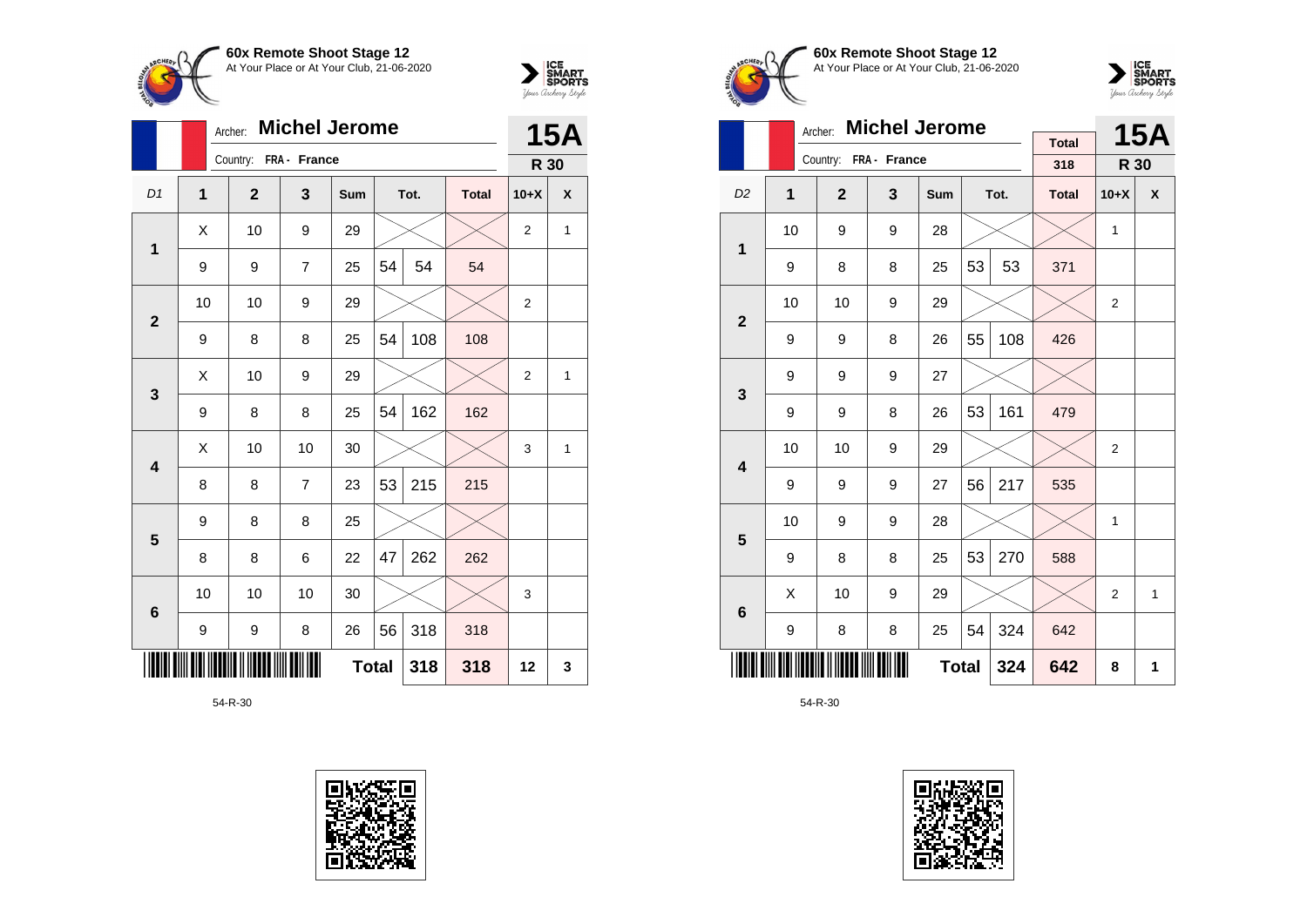**60x Remote Shoot Stage 12**
At Your Place or At Your Club, 21-06-2020

Archer: **Michel Jerome**
Country: FRA - France

**15A**
**R 30**

| D1 | 1 | 2 | 3 | Sum | Tot. | | Total | 10+X | X |
|---|---|---|---|---|---|---|---|---|---|
| 1 | X | 10 | 9 | 29 | | | | 2 | 1 |
| | 9 | 9 | 7 | 25 | 54 | 54 | 54 | | |
| 2 | 10 | 10 | 9 | 29 | | | | 2 | |
| | 9 | 8 | 8 | 25 | 54 | 108 | 108 | | |
| 3 | X | 10 | 9 | 29 | | | | 2 | 1 |
| | 9 | 8 | 8 | 25 | 54 | 162 | 162 | | |
| 4 | X | 10 | 10 | 30 | | | | 3 | 1 |
| | 8 | 8 | 7 | 23 | 53 | 215 | 215 | | |
| 5 | 9 | 8 | 8 | 25 | | | | | |
| | 8 | 8 | 6 | 22 | 47 | 262 | 262 | | |
| 6 | 10 | 10 | 10 | 30 | | | | 3 | |
| | 9 | 9 | 8 | 26 | 56 | 318 | 318 | | |
| | | | | **Total** | | 318 | 318 | 12 | 3 |

54-R-30

**60x Remote Shoot Stage 12**
At Your Place or At Your Club, 21-06-2020

Archer: **Michel Jerome**
Country: FRA - France

Total: 318

**15A**
**R 30**

| D2 | 1 | 2 | 3 | Sum | Tot. | | Total | 10+X | X |
|---|---|---|---|---|---|---|---|---|---|
| 1 | 10 | 9 | 9 | 28 | | | | 1 | |
| | 9 | 8 | 8 | 25 | 53 | 53 | 371 | | |
| 2 | 10 | 10 | 9 | 29 | | | | 2 | |
| | 9 | 9 | 8 | 26 | 55 | 108 | 426 | | |
| 3 | 9 | 9 | 9 | 27 | | | | | |
| | 9 | 9 | 8 | 26 | 53 | 161 | 479 | | |
| 4 | 10 | 10 | 9 | 29 | | | | 2 | |
| | 9 | 9 | 9 | 27 | 56 | 217 | 535 | | |
| 5 | 10 | 9 | 9 | 28 | | | | 1 | |
| | 9 | 8 | 8 | 25 | 53 | 270 | 588 | | |
| 6 | X | 10 | 9 | 29 | | | | 2 | 1 |
| | 9 | 8 | 8 | 25 | 54 | 324 | 642 | | |
| | | | | **Total** | | 324 | 642 | 8 | 1 |

54-R-30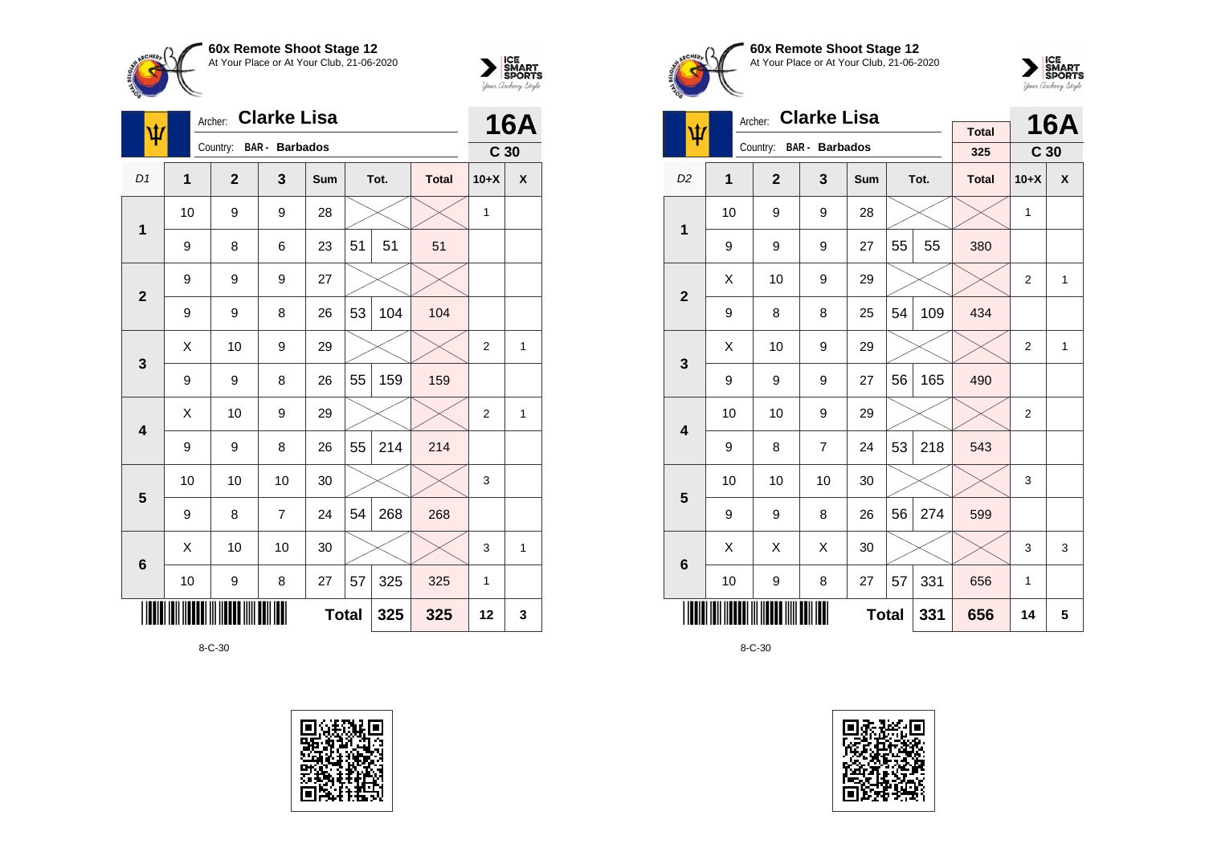## 60x Remote Shoot Stage 12

At Your Place or At Your Club, 21-06-2020

Archer: **Clarke Lisa**

Country: BAR - Barbados

**16A** — C 30

| D1 | 1 | 2 | 3 | Sum | Tot. | | Total | 10+X | X |
|---|---|---|---|---|---|---|---|---|---|
| 1 | 10 | 9 | 9 | 28 | | | | 1 | |
| | 9 | 8 | 6 | 23 | 51 | 51 | 51 | | |
| 2 | 9 | 9 | 9 | 27 | | | | | |
| | 9 | 9 | 8 | 26 | 53 | 104 | 104 | | |
| 3 | X | 10 | 9 | 29 | | | | 2 | 1 |
| | 9 | 9 | 8 | 26 | 55 | 159 | 159 | | |
| 4 | X | 10 | 9 | 29 | | | | 2 | 1 |
| | 9 | 9 | 8 | 26 | 55 | 214 | 214 | | |
| 5 | 10 | 10 | 10 | 30 | | | | 3 | |
| | 9 | 8 | 7 | 24 | 54 | 268 | 268 | | |
| 6 | X | 10 | 10 | 30 | | | | 3 | 1 |
| | 10 | 9 | 8 | 27 | 57 | 325 | 325 | 1 | |
| | | | | | **Total** | **325** | **325** | **12** | **3** |

8-C-30

## 60x Remote Shoot Stage 12

At Your Place or At Your Club, 21-06-2020

Archer: **Clarke Lisa**

Country: BAR - Barbados

Total: 325

**16A** — C 30

| D2 | 1 | 2 | 3 | Sum | Tot. | | Total | 10+X | X |
|---|---|---|---|---|---|---|---|---|---|
| 1 | 10 | 9 | 9 | 28 | | | | 1 | |
| | 9 | 9 | 9 | 27 | 55 | 55 | 380 | | |
| 2 | X | 10 | 9 | 29 | | | | 2 | 1 |
| | 9 | 8 | 8 | 25 | 54 | 109 | 434 | | |
| 3 | X | 10 | 9 | 29 | | | | 2 | 1 |
| | 9 | 9 | 9 | 27 | 56 | 165 | 490 | | |
| 4 | 10 | 10 | 9 | 29 | | | | 2 | |
| | 9 | 8 | 7 | 24 | 53 | 218 | 543 | | |
| 5 | 10 | 10 | 10 | 30 | | | | 3 | |
| | 9 | 9 | 8 | 26 | 56 | 274 | 599 | | |
| 6 | X | X | X | 30 | | | | 3 | 3 |
| | 10 | 9 | 8 | 27 | 57 | 331 | 656 | 1 | |
| | | | | | **Total** | **331** | **656** | **14** | **5** |

8-C-30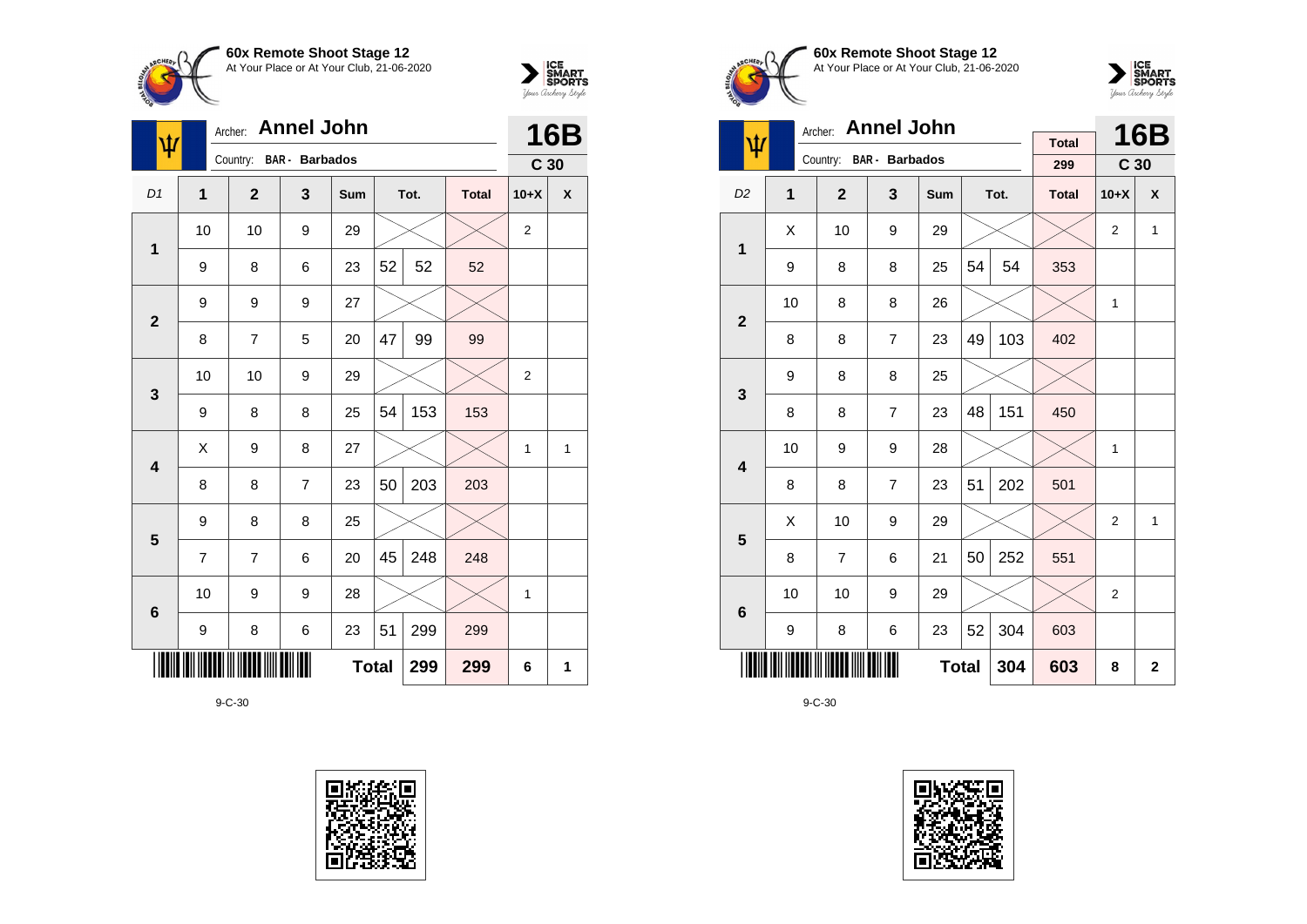**60x Remote Shoot Stage 12**
At Your Place or At Your Club, 21-06-2020

Archer: **Annel John**
Country: BAR - Barbados

**16B**
C 30

| D1 | 1 | 2 | 3 | Sum | Tot. | | Total | 10+X | X |
|---|---|---|---|---|---|---|---|---|---|
| 1 | 10 | 10 | 9 | 29 | | | | 2 | |
| | 9 | 8 | 6 | 23 | 52 | 52 | 52 | | |
| 2 | 9 | 9 | 9 | 27 | | | | | |
| | 8 | 7 | 5 | 20 | 47 | 99 | 99 | | |
| 3 | 10 | 10 | 9 | 29 | | | | 2 | |
| | 9 | 8 | 8 | 25 | 54 | 153 | 153 | | |
| 4 | X | 9 | 8 | 27 | | | | 1 | 1 |
| | 8 | 8 | 7 | 23 | 50 | 203 | 203 | | |
| 5 | 9 | 8 | 8 | 25 | | | | | |
| | 7 | 7 | 6 | 20 | 45 | 248 | 248 | | |
| 6 | 10 | 9 | 9 | 28 | | | | 1 | |
| | 9 | 8 | 6 | 23 | 51 | 299 | 299 | | |
| | | | | | **Total** | **299** | **299** | **6** | **1** |

9-C-30

**60x Remote Shoot Stage 12**
At Your Place or At Your Club, 21-06-2020

Archer: **Annel John**
Country: BAR - Barbados

Total: 299

**16B**
C 30

| D2 | 1 | 2 | 3 | Sum | Tot. | | Total | 10+X | X |
|---|---|---|---|---|---|---|---|---|---|
| 1 | X | 10 | 9 | 29 | | | | 2 | 1 |
| | 9 | 8 | 8 | 25 | 54 | 54 | 353 | | |
| 2 | 10 | 8 | 8 | 26 | | | | 1 | |
| | 8 | 8 | 7 | 23 | 49 | 103 | 402 | | |
| 3 | 9 | 8 | 8 | 25 | | | | | |
| | 8 | 8 | 7 | 23 | 48 | 151 | 450 | | |
| 4 | 10 | 9 | 9 | 28 | | | | 1 | |
| | 8 | 8 | 7 | 23 | 51 | 202 | 501 | | |
| 5 | X | 10 | 9 | 29 | | | | 2 | 1 |
| | 8 | 7 | 6 | 21 | 50 | 252 | 551 | | |
| 6 | 10 | 10 | 9 | 29 | | | | 2 | |
| | 9 | 8 | 6 | 23 | 52 | 304 | 603 | | |
| | | | | | **Total** | **304** | **603** | **8** | **2** |

9-C-30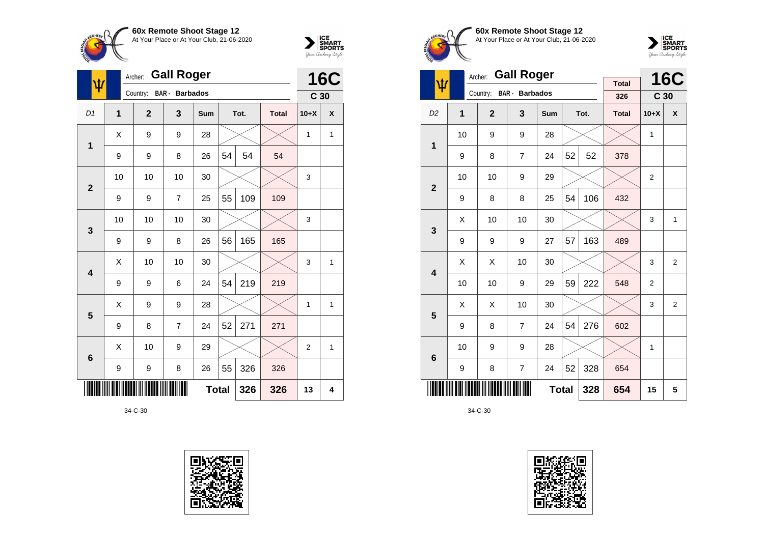**60x Remote Shoot Stage 12**
At Your Place or At Your Club, 21-06-2020

Archer: **Gall Roger**
Country: BAR - Barbados

**16C**
**C 30**

| D1 | 1 | 2 | 3 | Sum | Tot. | | Total | 10+X | X |
|---|---|---|---|---|---|---|---|---|---|
| 1 | X | 9 | 9 | 28 | | | | 1 | 1 |
| | 9 | 9 | 8 | 26 | 54 | 54 | 54 | | |
| 2 | 10 | 10 | 10 | 30 | | | | 3 | |
| | 9 | 9 | 7 | 25 | 55 | 109 | 109 | | |
| 3 | 10 | 10 | 10 | 30 | | | | 3 | |
| | 9 | 9 | 8 | 26 | 56 | 165 | 165 | | |
| 4 | X | 10 | 10 | 30 | | | | 3 | 1 |
| | 9 | 9 | 6 | 24 | 54 | 219 | 219 | | |
| 5 | X | 9 | 9 | 28 | | | | 1 | 1 |
| | 9 | 8 | 7 | 24 | 52 | 271 | 271 | | |
| 6 | X | 10 | 9 | 29 | | | | 2 | 1 |
| | 9 | 9 | 8 | 26 | 55 | 326 | 326 | | |
| | | | | Total | | 326 | 326 | 13 | 4 |

34-C-30

**60x Remote Shoot Stage 12**
At Your Place or At Your Club, 21-06-2020

Archer: **Gall Roger**
Country: BAR - Barbados

Total: 326

**16C**
**C 30**

| D2 | 1 | 2 | 3 | Sum | Tot. | | Total | 10+X | X |
|---|---|---|---|---|---|---|---|---|---|
| 1 | 10 | 9 | 9 | 28 | | | | 1 | |
| | 9 | 8 | 7 | 24 | 52 | 52 | 378 | | |
| 2 | 10 | 10 | 9 | 29 | | | | 2 | |
| | 9 | 8 | 8 | 25 | 54 | 106 | 432 | | |
| 3 | X | 10 | 10 | 30 | | | | 3 | 1 |
| | 9 | 9 | 9 | 27 | 57 | 163 | 489 | | |
| 4 | X | X | 10 | 30 | | | | 3 | 2 |
| | 10 | 10 | 9 | 29 | 59 | 222 | 548 | 2 | |
| 5 | X | X | 10 | 30 | | | | 3 | 2 |
| | 9 | 8 | 7 | 24 | 54 | 276 | 602 | | |
| 6 | 10 | 9 | 9 | 28 | | | | 1 | |
| | 9 | 8 | 7 | 24 | 52 | 328 | 654 | | |
| | | | | Total | | 328 | 654 | 15 | 5 |

34-C-30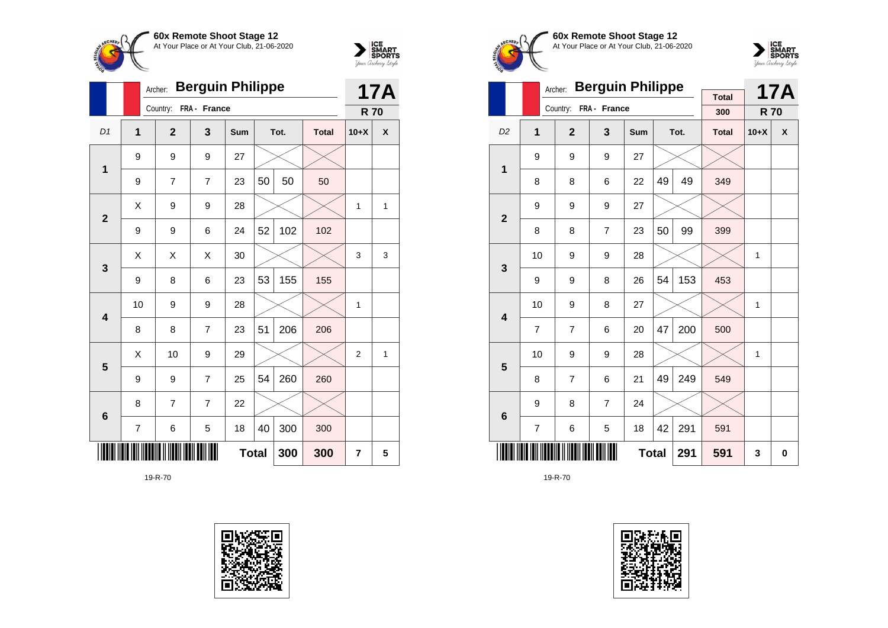**60x Remote Shoot Stage 12**
At Your Place or At Your Club, 21-06-2020

Archer: **Berguin Philippe**
Country: FRA - France

**17A**
**R 70**

| D1 | 1 | 2 | 3 | Sum | Tot. | | Total | 10+X | X |
|---|---|---|---|---|---|---|---|---|---|
| 1 | 9 | 9 | 9 | 27 | | | | | |
| | 9 | 7 | 7 | 23 | 50 | 50 | 50 | | |
| 2 | X | 9 | 9 | 28 | | | | 1 | 1 |
| | 9 | 9 | 6 | 24 | 52 | 102 | 102 | | |
| 3 | X | X | X | 30 | | | | 3 | 3 |
| | 9 | 8 | 6 | 23 | 53 | 155 | 155 | | |
| 4 | 10 | 9 | 9 | 28 | | | | 1 | |
| | 8 | 8 | 7 | 23 | 51 | 206 | 206 | | |
| 5 | X | 10 | 9 | 29 | | | | 2 | 1 |
| | 9 | 9 | 7 | 25 | 54 | 260 | 260 | | |
| 6 | 8 | 7 | 7 | 22 | | | | | |
| | 7 | 6 | 5 | 18 | 40 | 300 | 300 | | |
| | | | | **Total** | | **300** | **300** | **7** | **5** |

19-R-70

**60x Remote Shoot Stage 12**
At Your Place or At Your Club, 21-06-2020

Archer: **Berguin Philippe**
Country: FRA - France

Total: 300

**17A**
**R 70**

| D2 | 1 | 2 | 3 | Sum | Tot. | | Total | 10+X | X |
|---|---|---|---|---|---|---|---|---|---|
| 1 | 9 | 9 | 9 | 27 | | | | | |
| | 8 | 8 | 6 | 22 | 49 | 49 | 349 | | |
| 2 | 9 | 9 | 9 | 27 | | | | | |
| | 8 | 8 | 7 | 23 | 50 | 99 | 399 | | |
| 3 | 10 | 9 | 9 | 28 | | | | 1 | |
| | 9 | 9 | 8 | 26 | 54 | 153 | 453 | | |
| 4 | 10 | 9 | 8 | 27 | | | | 1 | |
| | 7 | 7 | 6 | 20 | 47 | 200 | 500 | | |
| 5 | 10 | 9 | 9 | 28 | | | | 1 | |
| | 8 | 7 | 6 | 21 | 49 | 249 | 549 | | |
| 6 | 9 | 8 | 7 | 24 | | | | | |
| | 7 | 6 | 5 | 18 | 42 | 291 | 591 | | |
| | | | | **Total** | | **291** | **591** | **3** | **0** |

19-R-70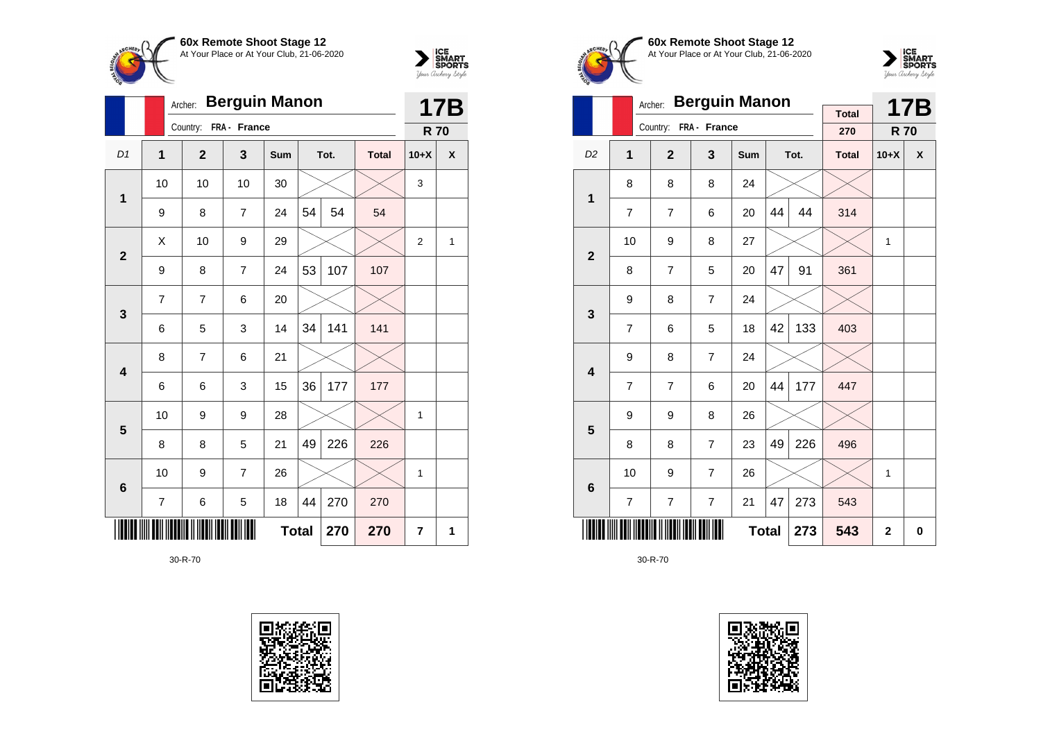**60x Remote Shoot Stage 12**
At Your Place or At Your Club, 21-06-2020

Archer: **Berguin Manon**
Country: FRA - France

**17B**
**R 70**

| D1 | 1 | 2 | 3 | Sum | Tot. | | Total | 10+X | X |
|---|---|---|---|---|---|---|---|---|---|
| 1 | 10 | 10 | 10 | 30 | | | | 3 | |
| | 9 | 8 | 7 | 24 | 54 | 54 | 54 | | |
| 2 | X | 10 | 9 | 29 | | | | 2 | 1 |
| | 9 | 8 | 7 | 24 | 53 | 107 | 107 | | |
| 3 | 7 | 7 | 6 | 20 | | | | | |
| | 6 | 5 | 3 | 14 | 34 | 141 | 141 | | |
| 4 | 8 | 7 | 6 | 21 | | | | | |
| | 6 | 6 | 3 | 15 | 36 | 177 | 177 | | |
| 5 | 10 | 9 | 9 | 28 | | | | 1 | |
| | 8 | 8 | 5 | 21 | 49 | 226 | 226 | | |
| 6 | 10 | 9 | 7 | 26 | | | | 1 | |
| | 7 | 6 | 5 | 18 | 44 | 270 | 270 | | |
| | | | | **Total** | | **270** | **270** | **7** | **1** |

30-R-70

**60x Remote Shoot Stage 12**
At Your Place or At Your Club, 21-06-2020

Archer: **Berguin Manon**
Country: FRA - France

Total: 270

**17B**
**R 70**

| D2 | 1 | 2 | 3 | Sum | Tot. | | Total | 10+X | X |
|---|---|---|---|---|---|---|---|---|---|
| 1 | 8 | 8 | 8 | 24 | | | | | |
| | 7 | 7 | 6 | 20 | 44 | 44 | 314 | | |
| 2 | 10 | 9 | 8 | 27 | | | | 1 | |
| | 8 | 7 | 5 | 20 | 47 | 91 | 361 | | |
| 3 | 9 | 8 | 7 | 24 | | | | | |
| | 7 | 6 | 5 | 18 | 42 | 133 | 403 | | |
| 4 | 9 | 8 | 7 | 24 | | | | | |
| | 7 | 7 | 6 | 20 | 44 | 177 | 447 | | |
| 5 | 9 | 9 | 8 | 26 | | | | | |
| | 8 | 8 | 7 | 23 | 49 | 226 | 496 | | |
| 6 | 10 | 9 | 7 | 26 | | | | 1 | |
| | 7 | 7 | 7 | 21 | 47 | 273 | 543 | | |
| | | | | **Total** | | **273** | **543** | **2** | **0** |

30-R-70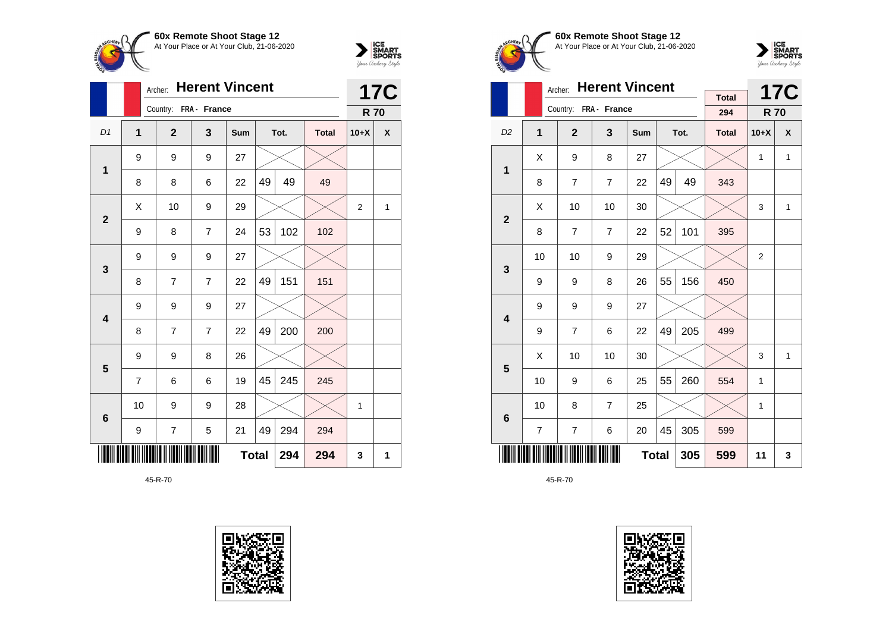**60x Remote Shoot Stage 12**
At Your Place or At Your Club, 21-06-2020

Archer: **Herent Vincent**
Country: FRA - France

**17C**
**R 70**

| D1 | 1 | 2 | 3 | Sum | Tot. | | Total | 10+X | X |
|---|---|---|---|---|---|---|---|---|---|
| 1 | 9 | 9 | 9 | 27 | | | | | |
| | 8 | 8 | 6 | 22 | 49 | 49 | 49 | | |
| 2 | X | 10 | 9 | 29 | | | | 2 | 1 |
| | 9 | 8 | 7 | 24 | 53 | 102 | 102 | | |
| 3 | 9 | 9 | 9 | 27 | | | | | |
| | 8 | 7 | 7 | 22 | 49 | 151 | 151 | | |
| 4 | 9 | 9 | 9 | 27 | | | | | |
| | 8 | 7 | 7 | 22 | 49 | 200 | 200 | | |
| 5 | 9 | 9 | 8 | 26 | | | | | |
| | 7 | 6 | 6 | 19 | 45 | 245 | 245 | | |
| 6 | 10 | 9 | 9 | 28 | | | | 1 | |
| | 9 | 7 | 5 | 21 | 49 | 294 | 294 | | |
| | | | | | **Total** | **294** | **294** | **3** | **1** |

45-R-70

**60x Remote Shoot Stage 12**
At Your Place or At Your Club, 21-06-2020

Archer: **Herent Vincent**
Country: FRA - France

Total: 294

**17C**
**R 70**

| D2 | 1 | 2 | 3 | Sum | Tot. | | Total | 10+X | X |
|---|---|---|---|---|---|---|---|---|---|
| 1 | X | 9 | 8 | 27 | | | | 1 | 1 |
| | 8 | 7 | 7 | 22 | 49 | 49 | 343 | | |
| 2 | X | 10 | 10 | 30 | | | | 3 | 1 |
| | 8 | 7 | 7 | 22 | 52 | 101 | 395 | | |
| 3 | 10 | 10 | 9 | 29 | | | | 2 | |
| | 9 | 9 | 8 | 26 | 55 | 156 | 450 | | |
| 4 | 9 | 9 | 9 | 27 | | | | | |
| | 9 | 7 | 6 | 22 | 49 | 205 | 499 | | |
| 5 | X | 10 | 10 | 30 | | | | 3 | 1 |
| | 10 | 9 | 6 | 25 | 55 | 260 | 554 | 1 | |
| 6 | 10 | 8 | 7 | 25 | | | | 1 | |
| | 7 | 7 | 6 | 20 | 45 | 305 | 599 | | |
| | | | | | **Total** | **305** | **599** | **11** | **3** |

45-R-70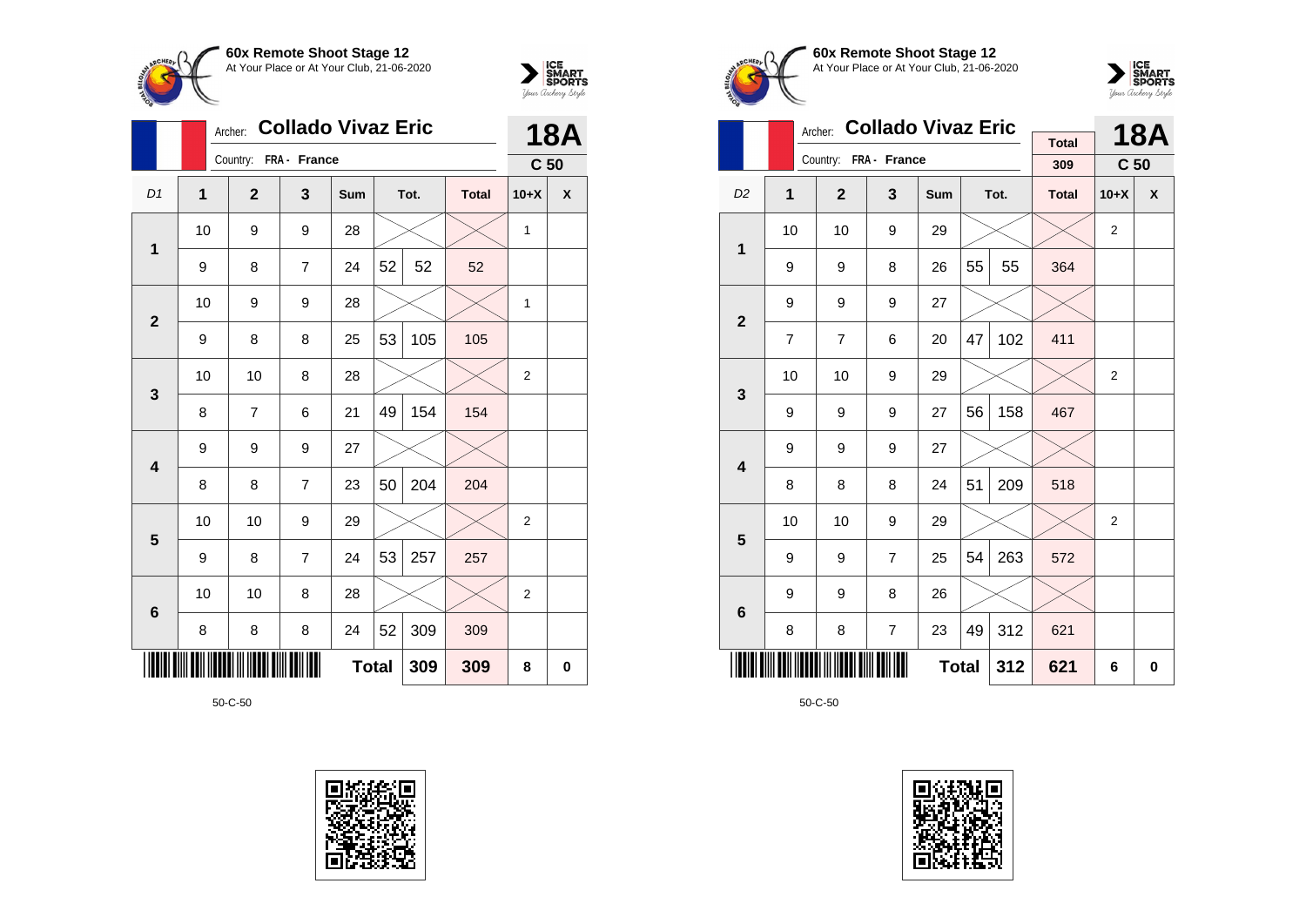**60x Remote Shoot Stage 12**
At Your Place or At Your Club, 21-06-2020

Archer: **Collado Vivaz Eric**
Country: FRA - France

**18A** — C 50

| D1 | 1 | 2 | 3 | Sum | Tot. | | Total | 10+X | X |
|---|---|---|---|---|---|---|---|---|---|
| 1 | 10 | 9 | 9 | 28 | | | | 1 | |
| | 9 | 8 | 7 | 24 | 52 | 52 | 52 | | |
| 2 | 10 | 9 | 9 | 28 | | | | 1 | |
| | 9 | 8 | 8 | 25 | 53 | 105 | 105 | | |
| 3 | 10 | 10 | 8 | 28 | | | | 2 | |
| | 8 | 7 | 6 | 21 | 49 | 154 | 154 | | |
| 4 | 9 | 9 | 9 | 27 | | | | | |
| | 8 | 8 | 7 | 23 | 50 | 204 | 204 | | |
| 5 | 10 | 10 | 9 | 29 | | | | 2 | |
| | 9 | 8 | 7 | 24 | 53 | 257 | 257 | | |
| 6 | 10 | 10 | 8 | 28 | | | | 2 | |
| | 8 | 8 | 8 | 24 | 52 | 309 | 309 | | |
| | | | | Total | | 309 | 309 | 8 | 0 |

50-C-50

**60x Remote Shoot Stage 12**
At Your Place or At Your Club, 21-06-2020

Archer: **Collado Vivaz Eric**
Country: FRA - France

Total: 309

**18A** — C 50

| D2 | 1 | 2 | 3 | Sum | Tot. | | Total | 10+X | X |
|---|---|---|---|---|---|---|---|---|---|
| 1 | 10 | 10 | 9 | 29 | | | | 2 | |
| | 9 | 9 | 8 | 26 | 55 | 55 | 364 | | |
| 2 | 9 | 9 | 9 | 27 | | | | | |
| | 7 | 7 | 6 | 20 | 47 | 102 | 411 | | |
| 3 | 10 | 10 | 9 | 29 | | | | 2 | |
| | 9 | 9 | 9 | 27 | 56 | 158 | 467 | | |
| 4 | 9 | 9 | 9 | 27 | | | | | |
| | 8 | 8 | 8 | 24 | 51 | 209 | 518 | | |
| 5 | 10 | 10 | 9 | 29 | | | | 2 | |
| | 9 | 9 | 7 | 25 | 54 | 263 | 572 | | |
| 6 | 9 | 9 | 8 | 26 | | | | | |
| | 8 | 8 | 7 | 23 | 49 | 312 | 621 | | |
| | | | | Total | | 312 | 621 | 6 | 0 |

50-C-50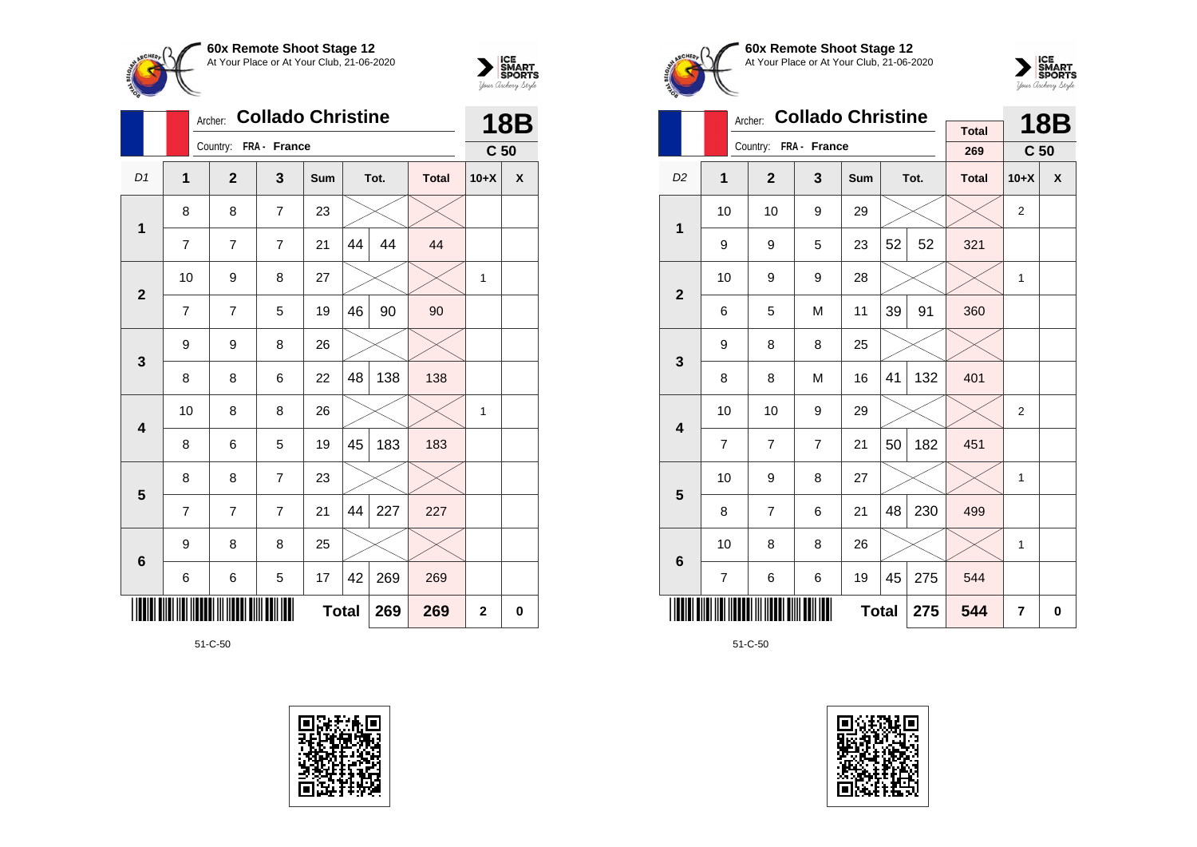## 60x Remote Shoot Stage 12

At Your Place or At Your Club, 21-06-2020

Archer: **Collado Christine**

Country: FRA - France

**18B** C 50

| D1 | 1 | 2 | 3 | Sum | Tot. | | Total | 10+X | X |
|---|---|---|---|---|---|---|---|---|---|
| 1 | 8 | 8 | 7 | 23 | | | | | |
| | 7 | 7 | 7 | 21 | 44 | 44 | 44 | | |
| 2 | 10 | 9 | 8 | 27 | | | | 1 | |
| | 7 | 7 | 5 | 19 | 46 | 90 | 90 | | |
| 3 | 9 | 9 | 8 | 26 | | | | | |
| | 8 | 8 | 6 | 22 | 48 | 138 | 138 | | |
| 4 | 10 | 8 | 8 | 26 | | | | 1 | |
| | 8 | 6 | 5 | 19 | 45 | 183 | 183 | | |
| 5 | 8 | 8 | 7 | 23 | | | | | |
| | 7 | 7 | 7 | 21 | 44 | 227 | 227 | | |
| 6 | 9 | 8 | 8 | 25 | | | | | |
| | 6 | 6 | 5 | 17 | 42 | 269 | 269 | | |
| | | | | **Total** | | **269** | **269** | **2** | **0** |

51-C-50

## 60x Remote Shoot Stage 12

At Your Place or At Your Club, 21-06-2020

Archer: **Collado Christine**

Country: FRA - France

Total 269

**18B** C 50

| D2 | 1 | 2 | 3 | Sum | Tot. | | Total | 10+X | X |
|---|---|---|---|---|---|---|---|---|---|
| 1 | 10 | 10 | 9 | 29 | | | | 2 | |
| | 9 | 9 | 5 | 23 | 52 | 52 | 321 | | |
| 2 | 10 | 9 | 9 | 28 | | | | 1 | |
| | 6 | 5 | M | 11 | 39 | 91 | 360 | | |
| 3 | 9 | 8 | 8 | 25 | | | | | |
| | 8 | 8 | M | 16 | 41 | 132 | 401 | | |
| 4 | 10 | 10 | 9 | 29 | | | | 2 | |
| | 7 | 7 | 7 | 21 | 50 | 182 | 451 | | |
| 5 | 10 | 9 | 8 | 27 | | | | 1 | |
| | 8 | 7 | 6 | 21 | 48 | 230 | 499 | | |
| 6 | 10 | 8 | 8 | 26 | | | | 1 | |
| | 7 | 6 | 6 | 19 | 45 | 275 | 544 | | |
| | | | | **Total** | | **275** | **544** | **7** | **0** |

51-C-50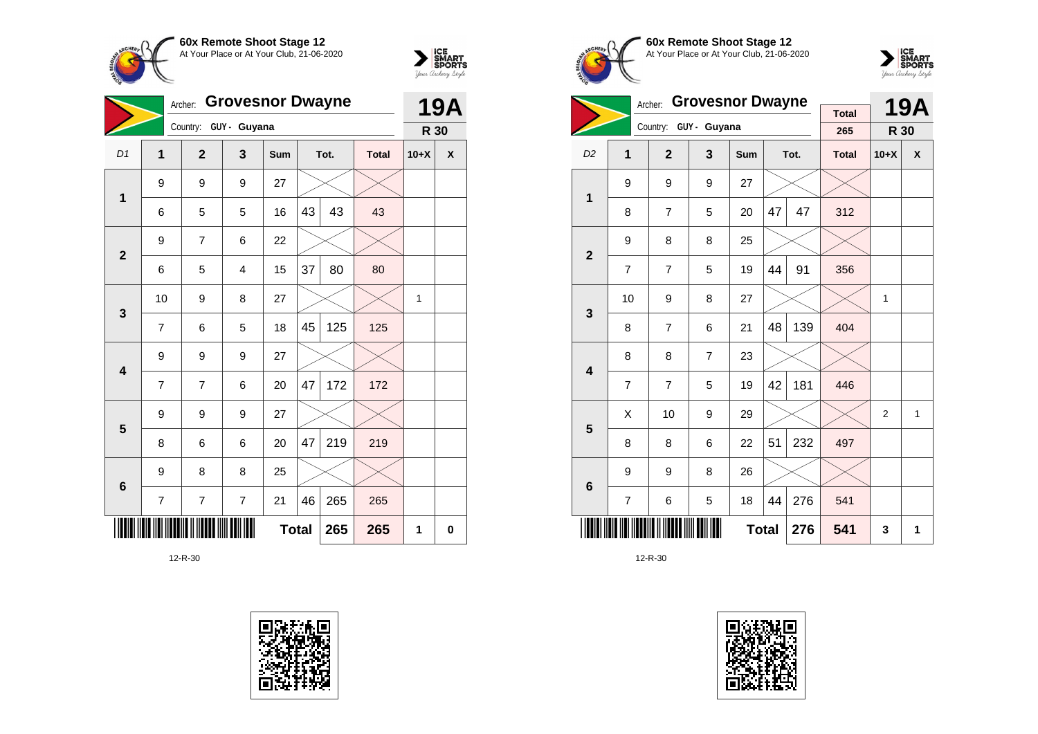**60x Remote Shoot Stage 12**
At Your Place or At Your Club, 21-06-2020

Archer: **Grovesnor Dwayne** — **19A**
Country: GUY - Guyana — **R 30**

| D1 | 1 | 2 | 3 | Sum | Tot. | | Total | 10+X | X |
|---|---|---|---|---|---|---|---|---|---|
| 1 | 9 | 9 | 9 | 27 | | | | | |
| | 6 | 5 | 5 | 16 | 43 | 43 | 43 | | |
| 2 | 9 | 7 | 6 | 22 | | | | | |
| | 6 | 5 | 4 | 15 | 37 | 80 | 80 | | |
| 3 | 10 | 9 | 8 | 27 | | | | 1 | |
| | 7 | 6 | 5 | 18 | 45 | 125 | 125 | | |
| 4 | 9 | 9 | 9 | 27 | | | | | |
| | 7 | 7 | 6 | 20 | 47 | 172 | 172 | | |
| 5 | 9 | 9 | 9 | 27 | | | | | |
| | 8 | 6 | 6 | 20 | 47 | 219 | 219 | | |
| 6 | 9 | 8 | 8 | 25 | | | | | |
| | 7 | 7 | 7 | 21 | 46 | 265 | 265 | | |
| | | | | | Total | 265 | 265 | 1 | 0 |

12-R-30

**60x Remote Shoot Stage 12**
At Your Place or At Your Club, 21-06-2020

Archer: **Grovesnor Dwayne** — Total 265 — **19A**
Country: GUY - Guyana — **R 30**

| D2 | 1 | 2 | 3 | Sum | Tot. | | Total | 10+X | X |
|---|---|---|---|---|---|---|---|---|---|
| 1 | 9 | 9 | 9 | 27 | | | | | |
| | 8 | 7 | 5 | 20 | 47 | 47 | 312 | | |
| 2 | 9 | 8 | 8 | 25 | | | | | |
| | 7 | 7 | 5 | 19 | 44 | 91 | 356 | | |
| 3 | 10 | 9 | 8 | 27 | | | | 1 | |
| | 8 | 7 | 6 | 21 | 48 | 139 | 404 | | |
| 4 | 8 | 8 | 7 | 23 | | | | | |
| | 7 | 7 | 5 | 19 | 42 | 181 | 446 | | |
| 5 | X | 10 | 9 | 29 | | | | 2 | 1 |
| | 8 | 8 | 6 | 22 | 51 | 232 | 497 | | |
| 6 | 9 | 9 | 8 | 26 | | | | | |
| | 7 | 6 | 5 | 18 | 44 | 276 | 541 | | |
| | | | | | Total | 276 | 541 | 3 | 1 |

12-R-30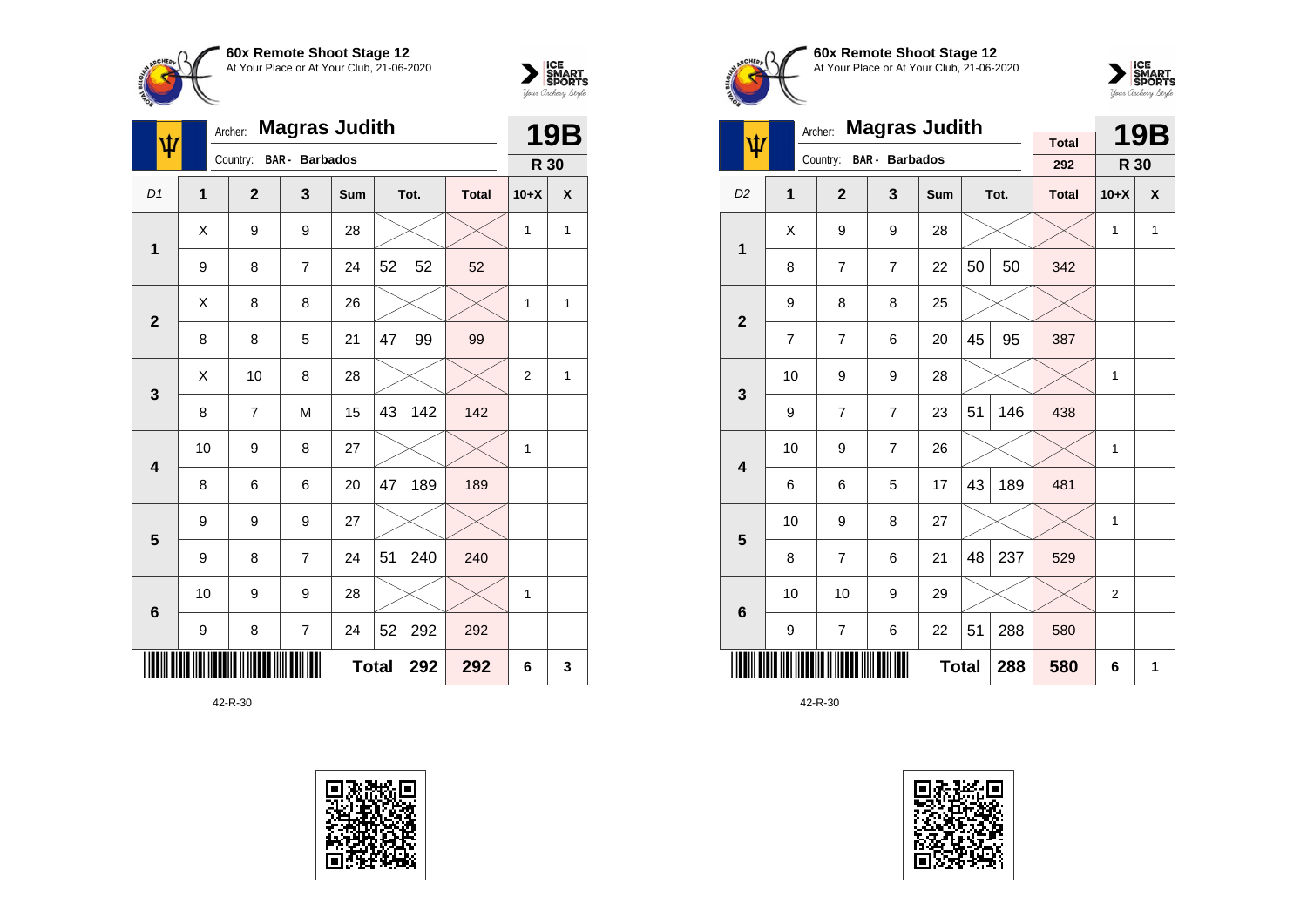**60x Remote Shoot Stage 12**
At Your Place or At Your Club, 21-06-2020

Archer: **Magras Judith**
Country: BAR - Barbados

**19B**
**R 30**

| D1 | 1 | 2 | 3 | Sum | Tot. | | Total | 10+X | X |
|---|---|---|---|---|---|---|---|---|---|
| 1 | X | 9 | 9 | 28 | | | | 1 | 1 |
| | 9 | 8 | 7 | 24 | 52 | 52 | 52 | | |
| 2 | X | 8 | 8 | 26 | | | | 1 | 1 |
| | 8 | 8 | 5 | 21 | 47 | 99 | 99 | | |
| 3 | X | 10 | 8 | 28 | | | | 2 | 1 |
| | 8 | 7 | M | 15 | 43 | 142 | 142 | | |
| 4 | 10 | 9 | 8 | 27 | | | | 1 | |
| | 8 | 6 | 6 | 20 | 47 | 189 | 189 | | |
| 5 | 9 | 9 | 9 | 27 | | | | | |
| | 9 | 8 | 7 | 24 | 51 | 240 | 240 | | |
| 6 | 10 | 9 | 9 | 28 | | | | 1 | |
| | 9 | 8 | 7 | 24 | 52 | 292 | 292 | | |
| | | | | **Total** | | **292** | **292** | **6** | **3** |

42-R-30

**60x Remote Shoot Stage 12**
At Your Place or At Your Club, 21-06-2020

Archer: **Magras Judith**
Country: BAR - Barbados

Total: 292

**19B**
**R 30**

| D2 | 1 | 2 | 3 | Sum | Tot. | | Total | 10+X | X |
|---|---|---|---|---|---|---|---|---|---|
| 1 | X | 9 | 9 | 28 | | | | 1 | 1 |
| | 8 | 7 | 7 | 22 | 50 | 50 | 342 | | |
| 2 | 9 | 8 | 8 | 25 | | | | | |
| | 7 | 7 | 6 | 20 | 45 | 95 | 387 | | |
| 3 | 10 | 9 | 9 | 28 | | | | 1 | |
| | 9 | 7 | 7 | 23 | 51 | 146 | 438 | | |
| 4 | 10 | 9 | 7 | 26 | | | | 1 | |
| | 6 | 6 | 5 | 17 | 43 | 189 | 481 | | |
| 5 | 10 | 9 | 8 | 27 | | | | 1 | |
| | 8 | 7 | 6 | 21 | 48 | 237 | 529 | | |
| 6 | 10 | 10 | 9 | 29 | | | | 2 | |
| | 9 | 7 | 6 | 22 | 51 | 288 | 580 | | |
| | | | | **Total** | | **288** | **580** | **6** | **1** |

42-R-30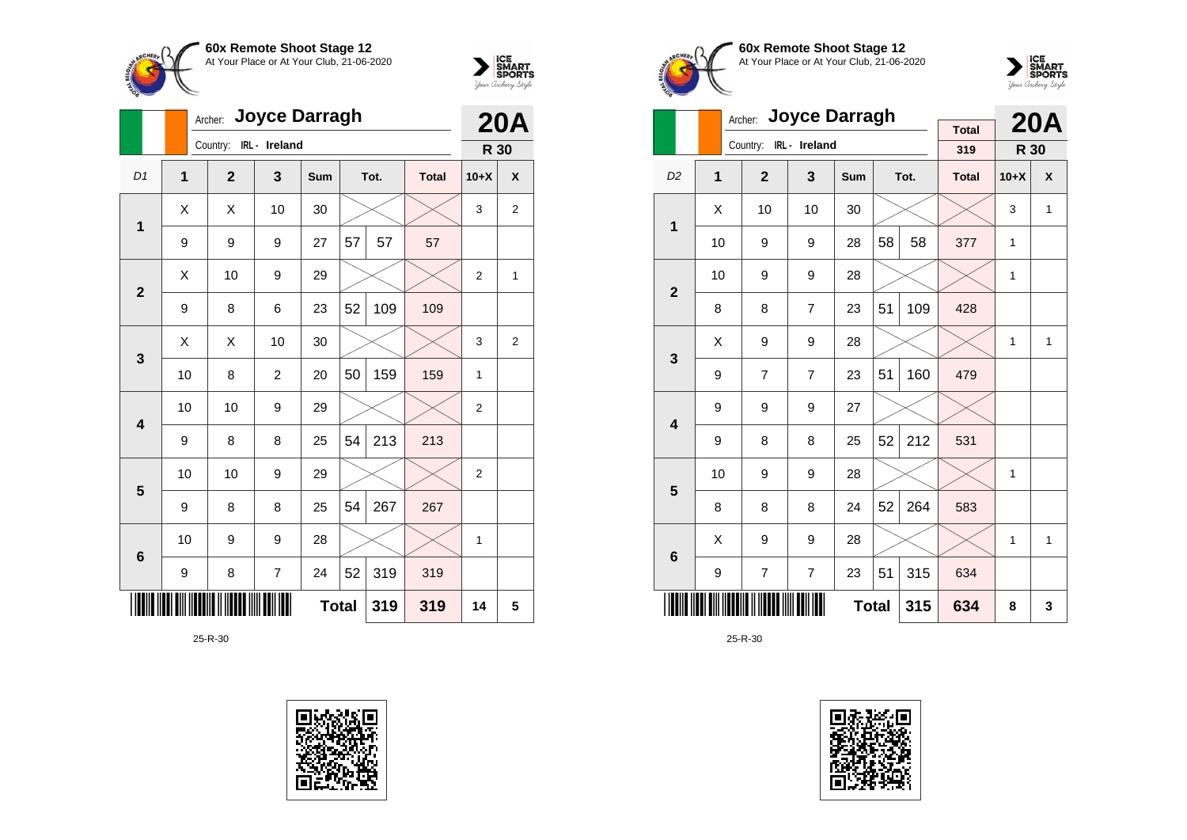**60x Remote Shoot Stage 12**
At Your Place or At Your Club, 21-06-2020

Archer: **Joyce Darragh**
Country: IRL - Ireland

**20A**
**R 30**

| D1 | 1 | 2 | 3 | Sum | | Tot. | Total | 10+X | X |
|---|---|---|---|---|---|---|---|---|---|
| 1 | X | X | 10 | 30 | | | | 3 | 2 |
| | 9 | 9 | 9 | 27 | 57 | 57 | 57 | | |
| 2 | X | 10 | 9 | 29 | | | | 2 | 1 |
| | 9 | 8 | 6 | 23 | 52 | 109 | 109 | | |
| 3 | X | X | 10 | 30 | | | | 3 | 2 |
| | 10 | 8 | 2 | 20 | 50 | 159 | 159 | 1 | |
| 4 | 10 | 10 | 9 | 29 | | | | 2 | |
| | 9 | 8 | 8 | 25 | 54 | 213 | 213 | | |
| 5 | 10 | 10 | 9 | 29 | | | | 2 | |
| | 9 | 8 | 8 | 25 | 54 | 267 | 267 | | |
| 6 | 10 | 9 | 9 | 28 | | | | 1 | |
| | 9 | 8 | 7 | 24 | 52 | 319 | 319 | | |
| | | | | **Total** | | **319** | **319** | **14** | **5** |

25-R-30

**60x Remote Shoot Stage 12**
At Your Place or At Your Club, 21-06-2020

Archer: **Joyce Darragh**
Country: IRL - Ireland

Total: 319

**20A**
**R 30**

| D2 | 1 | 2 | 3 | Sum | | Tot. | Total | 10+X | X |
|---|---|---|---|---|---|---|---|---|---|
| 1 | X | 10 | 10 | 30 | | | | 3 | 1 |
| | 10 | 9 | 9 | 28 | 58 | 58 | 377 | 1 | |
| 2 | 10 | 9 | 9 | 28 | | | | 1 | |
| | 8 | 8 | 7 | 23 | 51 | 109 | 428 | | |
| 3 | X | 9 | 9 | 28 | | | | 1 | 1 |
| | 9 | 7 | 7 | 23 | 51 | 160 | 479 | | |
| 4 | 9 | 9 | 9 | 27 | | | | | |
| | 9 | 8 | 8 | 25 | 52 | 212 | 531 | | |
| 5 | 10 | 9 | 9 | 28 | | | | 1 | |
| | 8 | 8 | 8 | 24 | 52 | 264 | 583 | | |
| 6 | X | 9 | 9 | 28 | | | | 1 | 1 |
| | 9 | 7 | 7 | 23 | 51 | 315 | 634 | | |
| | | | | **Total** | | **315** | **634** | **8** | **3** |

25-R-30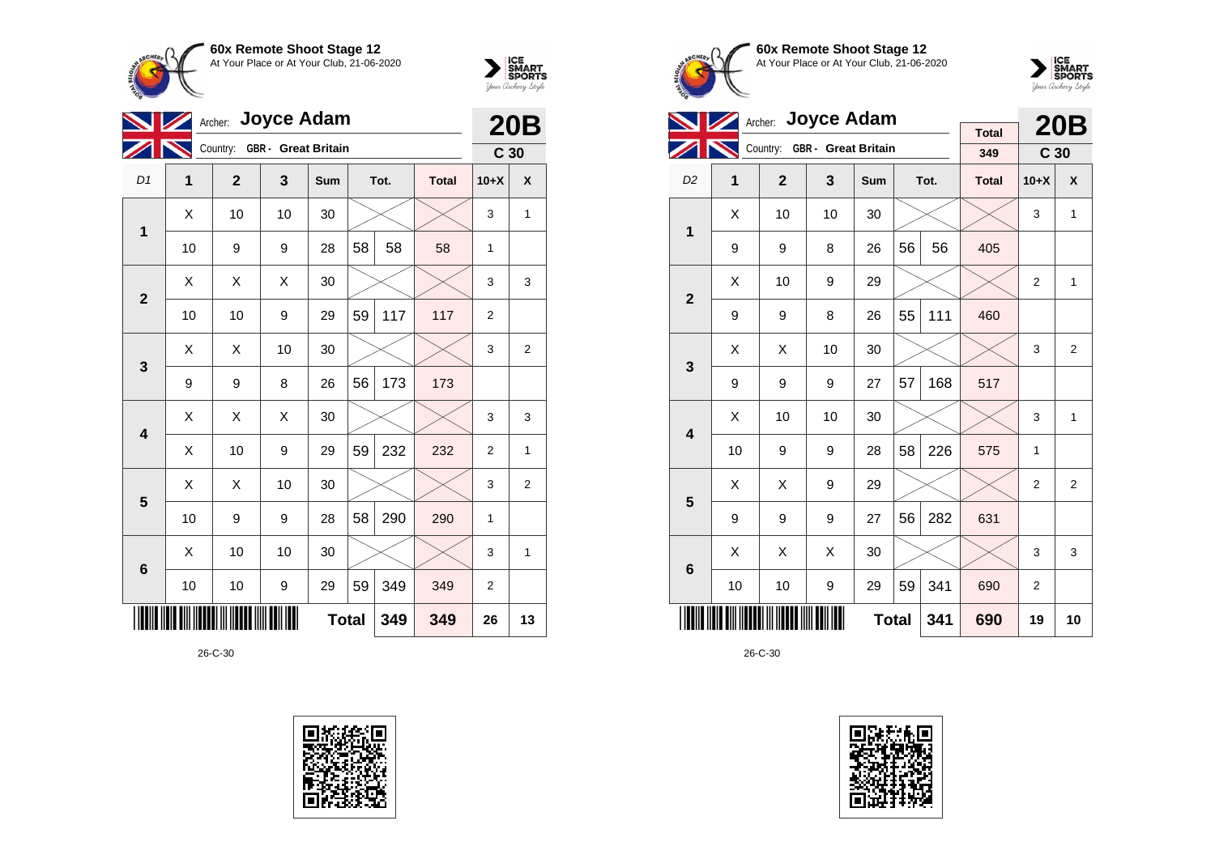## 60x Remote Shoot Stage 12

At Your Place or At Your Club, 21-06-2020

Archer: **Joyce Adam**

Country: **GBR - Great Britain**

**20B**

**C 30**

| D1 | 1 | 2 | 3 | Sum | Tot. | | Total | 10+X | X |
|---|---|---|---|---|---|---|---|---|---|
| 1 | X | 10 | 10 | 30 | | | | 3 | 1 |
| | 10 | 9 | 9 | 28 | 58 | 58 | 58 | 1 | |
| 2 | X | X | X | 30 | | | | 3 | 3 |
| | 10 | 10 | 9 | 29 | 59 | 117 | 117 | 2 | |
| 3 | X | X | 10 | 30 | | | | 3 | 2 |
| | 9 | 9 | 8 | 26 | 56 | 173 | 173 | | |
| 4 | X | X | X | 30 | | | | 3 | 3 |
| | X | 10 | 9 | 29 | 59 | 232 | 232 | 2 | 1 |
| 5 | X | X | 10 | 30 | | | | 3 | 2 |
| | 10 | 9 | 9 | 28 | 58 | 290 | 290 | 1 | |
| 6 | X | 10 | 10 | 30 | | | | 3 | 1 |
| | 10 | 10 | 9 | 29 | 59 | 349 | 349 | 2 | |
| | | | | **Total** | | 349 | 349 | 26 | 13 |

26-C-30

## 60x Remote Shoot Stage 12

At Your Place or At Your Club, 21-06-2020

Archer: **Joyce Adam**

Country: **GBR - Great Britain**

Total: 349

**20B**

**C 30**

| D2 | 1 | 2 | 3 | Sum | Tot. | | Total | 10+X | X |
|---|---|---|---|---|---|---|---|---|---|
| 1 | X | 10 | 10 | 30 | | | | 3 | 1 |
| | 9 | 9 | 8 | 26 | 56 | 56 | 405 | | |
| 2 | X | 10 | 9 | 29 | | | | 2 | 1 |
| | 9 | 9 | 8 | 26 | 55 | 111 | 460 | | |
| 3 | X | X | 10 | 30 | | | | 3 | 2 |
| | 9 | 9 | 9 | 27 | 57 | 168 | 517 | | |
| 4 | X | 10 | 10 | 30 | | | | 3 | 1 |
| | 10 | 9 | 9 | 28 | 58 | 226 | 575 | 1 | |
| 5 | X | X | 9 | 29 | | | | 2 | 2 |
| | 9 | 9 | 9 | 27 | 56 | 282 | 631 | | |
| 6 | X | X | X | 30 | | | | 3 | 3 |
| | 10 | 10 | 9 | 29 | 59 | 341 | 690 | 2 | |
| | | | | **Total** | | 341 | 690 | 19 | 10 |

26-C-30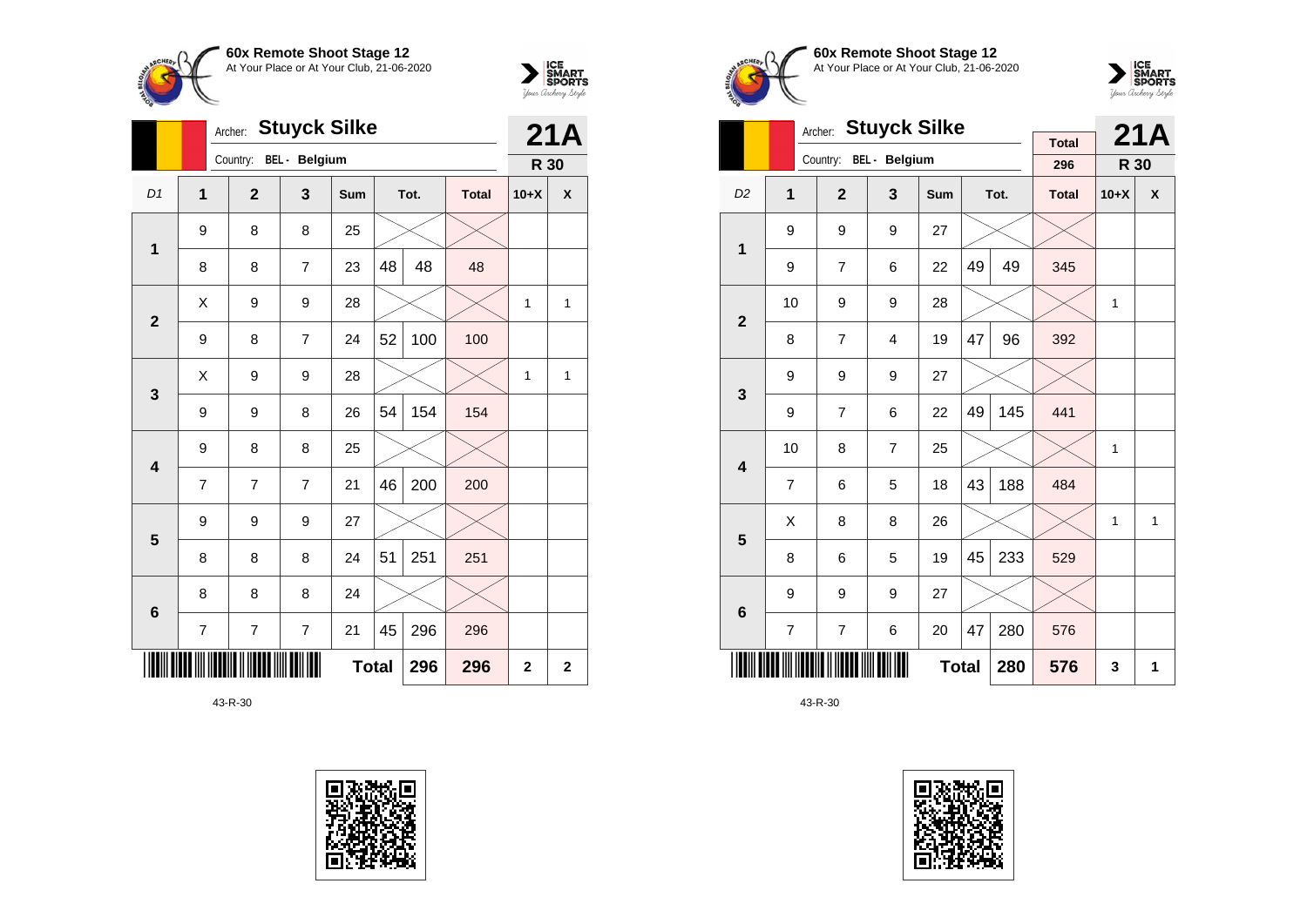**60x Remote Shoot Stage 12**
At Your Place or At Your Club, 21-06-2020

Archer: **Stuyck Silke**
Country: BEL - Belgium

**21A** — R 30

| D1 | 1 | 2 | 3 | Sum | Tot. | | Total | 10+X | X |
|---|---|---|---|---|---|---|---|---|---|
| 1 | 9 | 8 | 8 | 25 | | | | | |
| | 8 | 8 | 7 | 23 | 48 | 48 | 48 | | |
| 2 | X | 9 | 9 | 28 | | | | 1 | 1 |
| | 9 | 8 | 7 | 24 | 52 | 100 | 100 | | |
| 3 | X | 9 | 9 | 28 | | | | 1 | 1 |
| | 9 | 9 | 8 | 26 | 54 | 154 | 154 | | |
| 4 | 9 | 8 | 8 | 25 | | | | | |
| | 7 | 7 | 7 | 21 | 46 | 200 | 200 | | |
| 5 | 9 | 9 | 9 | 27 | | | | | |
| | 8 | 8 | 8 | 24 | 51 | 251 | 251 | | |
| 6 | 8 | 8 | 8 | 24 | | | | | |
| | 7 | 7 | 7 | 21 | 45 | 296 | 296 | | |
| | | | | Total | | 296 | 296 | 2 | 2 |

43-R-30

**60x Remote Shoot Stage 12**
At Your Place or At Your Club, 21-06-2020

Archer: **Stuyck Silke**
Country: BEL - Belgium

Total: 296

**21A** — R 30

| D2 | 1 | 2 | 3 | Sum | Tot. | | Total | 10+X | X |
|---|---|---|---|---|---|---|---|---|---|
| 1 | 9 | 9 | 9 | 27 | | | | | |
| | 9 | 7 | 6 | 22 | 49 | 49 | 345 | | |
| 2 | 10 | 9 | 9 | 28 | | | | 1 | |
| | 8 | 7 | 4 | 19 | 47 | 96 | 392 | | |
| 3 | 9 | 9 | 9 | 27 | | | | | |
| | 9 | 7 | 6 | 22 | 49 | 145 | 441 | | |
| 4 | 10 | 8 | 7 | 25 | | | | 1 | |
| | 7 | 6 | 5 | 18 | 43 | 188 | 484 | | |
| 5 | X | 8 | 8 | 26 | | | | 1 | 1 |
| | 8 | 6 | 5 | 19 | 45 | 233 | 529 | | |
| 6 | 9 | 9 | 9 | 27 | | | | | |
| | 7 | 7 | 6 | 20 | 47 | 280 | 576 | | |
| | | | | Total | | 280 | 576 | 3 | 1 |

43-R-30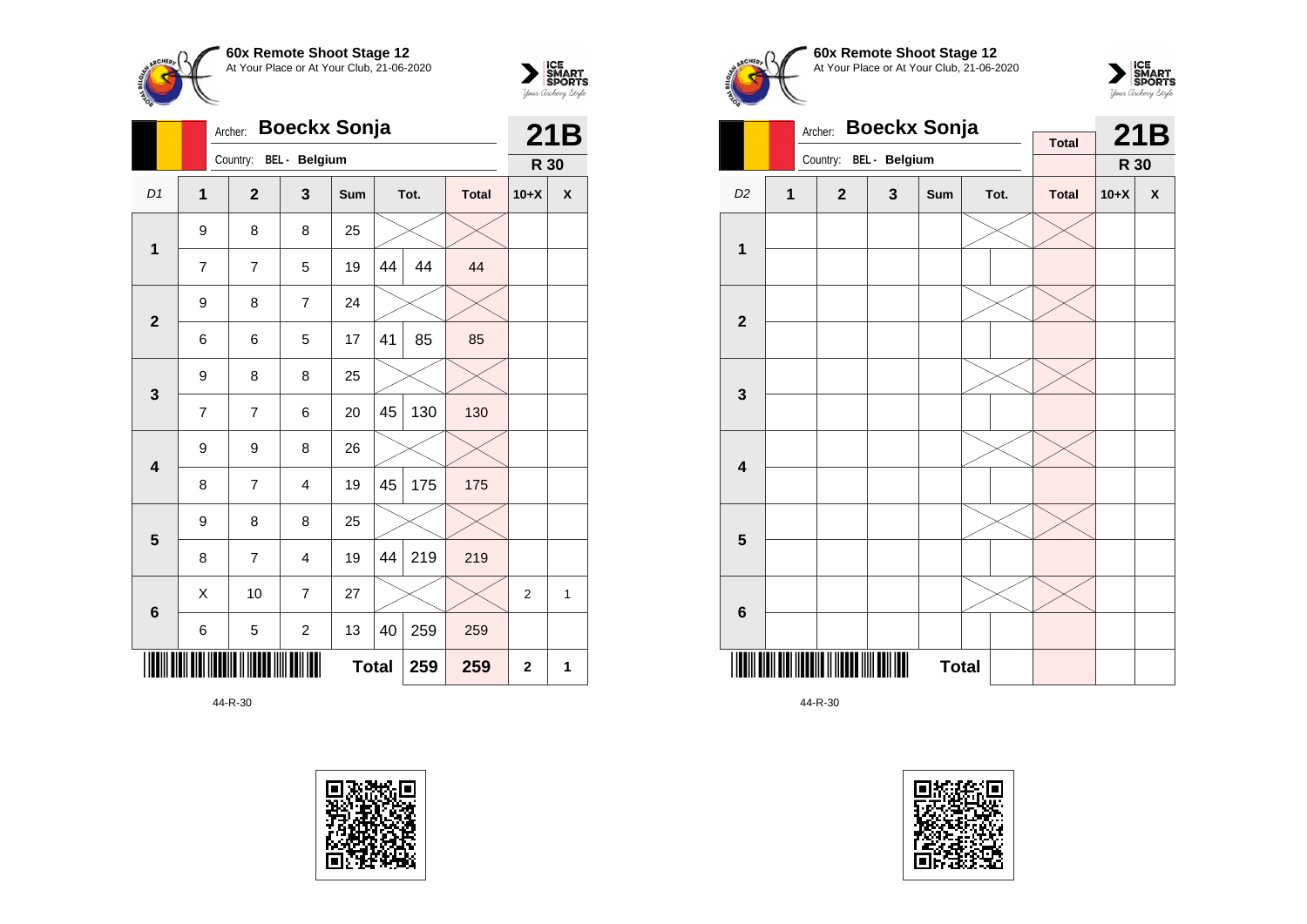**60x Remote Shoot Stage 12**
At Your Place or At Your Club, 21-06-2020

Archer: **Boeckx Sonja**
Country: BEL - Belgium

**21B**
**R 30**

| D1 | 1 | 2 | 3 | Sum | Tot. | | Total | 10+X | X |
|---|---|---|---|---|---|---|---|---|---|
| 1 | 9 | 8 | 8 | 25 | | | | | |
| | 7 | 7 | 5 | 19 | 44 | 44 | 44 | | |
| 2 | 9 | 8 | 7 | 24 | | | | | |
| | 6 | 6 | 5 | 17 | 41 | 85 | 85 | | |
| 3 | 9 | 8 | 8 | 25 | | | | | |
| | 7 | 7 | 6 | 20 | 45 | 130 | 130 | | |
| 4 | 9 | 9 | 8 | 26 | | | | | |
| | 8 | 7 | 4 | 19 | 45 | 175 | 175 | | |
| 5 | 9 | 8 | 8 | 25 | | | | | |
| | 8 | 7 | 4 | 19 | 44 | 219 | 219 | | |
| 6 | X | 10 | 7 | 27 | | | | 2 | 1 |
| | 6 | 5 | 2 | 13 | 40 | 259 | 259 | | |
| | | | | **Total** | | **259** | **259** | **2** | **1** |

44-R-30

**60x Remote Shoot Stage 12**
At Your Place or At Your Club, 21-06-2020

Archer: **Boeckx Sonja**
Country: BEL - Belgium

**21B**
**R 30**

| D2 | 1 | 2 | 3 | Sum | Tot. | | Total | 10+X | X |
|---|---|---|---|---|---|---|---|---|---|
| 1 | | | | | | | | | |
| | | | | | | | | | |
| 2 | | | | | | | | | |
| | | | | | | | | | |
| 3 | | | | | | | | | |
| | | | | | | | | | |
| 4 | | | | | | | | | |
| | | | | | | | | | |
| 5 | | | | | | | | | |
| | | | | | | | | | |
| 6 | | | | | | | | | |
| | | | | | | | | | |
| | | | | **Total** | | | | | |

44-R-30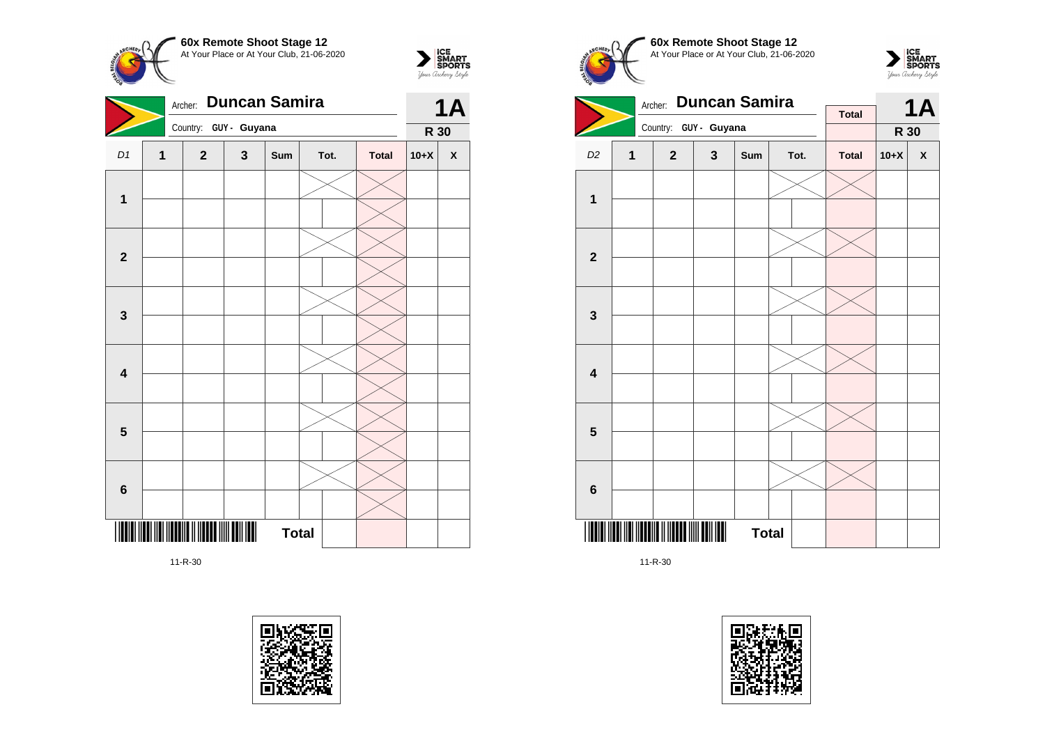**60x Remote Shoot Stage 12**
At Your Place or At Your Club, 21-06-2020

Archer: **Duncan Samira**
Country: GUY - Guyana

**1A**
**R 30**

| D1 | 1 | 2 | 3 | Sum | Tot. | Total | 10+X | X |
|---|---|---|---|---|---|---|---|---|
| 1 | | | | | | | | |
| | | | | | | | | |
| 2 | | | | | | | | |
| | | | | | | | | |
| 3 | | | | | | | | |
| | | | | | | | | |
| 4 | | | | | | | | |
| | | | | | | | | |
| 5 | | | | | | | | |
| | | | | | | | | |
| 6 | | | | | | | | |
| | | | | | | | | |
| | | | | **Total** | | | | |

11-R-30

**60x Remote Shoot Stage 12**
At Your Place or At Your Club, 21-06-2020

Archer: **Duncan Samira**
Country: GUY - Guyana

Total

**1A**
**R 30**

| D2 | 1 | 2 | 3 | Sum | Tot. | Total | 10+X | X |
|---|---|---|---|---|---|---|---|---|
| 1 | | | | | | | | |
| | | | | | | | | |
| 2 | | | | | | | | |
| | | | | | | | | |
| 3 | | | | | | | | |
| | | | | | | | | |
| 4 | | | | | | | | |
| | | | | | | | | |
| 5 | | | | | | | | |
| | | | | | | | | |
| 6 | | | | | | | | |
| | | | | | | | | |
| | | | | **Total** | | | | |

11-R-30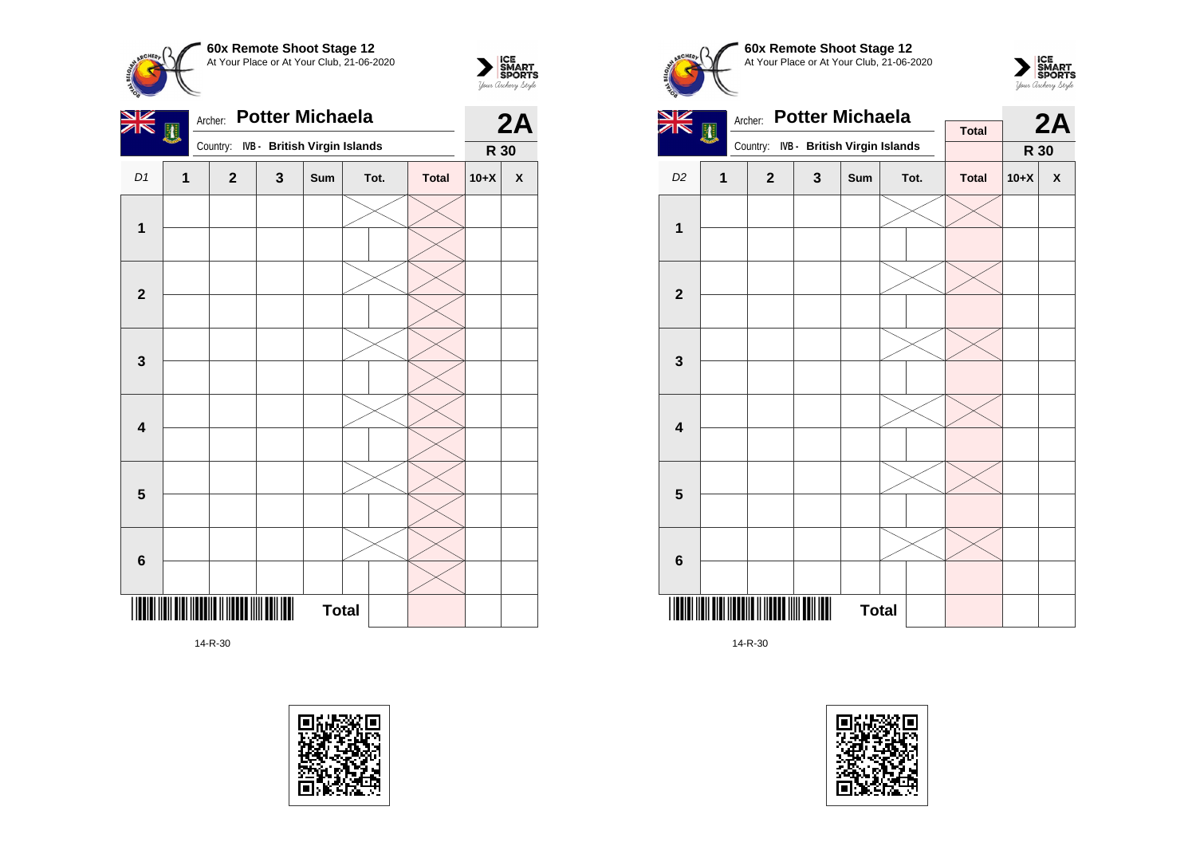**60x Remote Shoot Stage 12**
At Your Place or At Your Club, 21-06-2020

Archer: **Potter Michaela**
Country: IVB - British Virgin Islands

**2A**
**R 30**

| D1 | 1 | 2 | 3 | Sum | Tot. | Total | 10+X | X |
|---|---|---|---|---|---|---|---|---|
| **1** | | | | | | | | |
| | | | | | | | | |
| **2** | | | | | | | | |
| | | | | | | | | |
| **3** | | | | | | | | |
| | | | | | | | | |
| **4** | | | | | | | | |
| | | | | | | | | |
| **5** | | | | | | | | |
| | | | | | | | | |
| **6** | | | | | | | | |
| | | | | | | | | |
| | | | | **Total** | | | | |

14-R-30

**60x Remote Shoot Stage 12**
At Your Place or At Your Club, 21-06-2020

Archer: **Potter Michaela**
Country: IVB - British Virgin Islands

**Total**

**2A**
**R 30**

| D2 | 1 | 2 | 3 | Sum | Tot. | Total | 10+X | X |
|---|---|---|---|---|---|---|---|---|
| **1** | | | | | | | | |
| | | | | | | | | |
| **2** | | | | | | | | |
| | | | | | | | | |
| **3** | | | | | | | | |
| | | | | | | | | |
| **4** | | | | | | | | |
| | | | | | | | | |
| **5** | | | | | | | | |
| | | | | | | | | |
| **6** | | | | | | | | |
| | | | | | | | | |
| | | | | **Total** | | | | |

14-R-30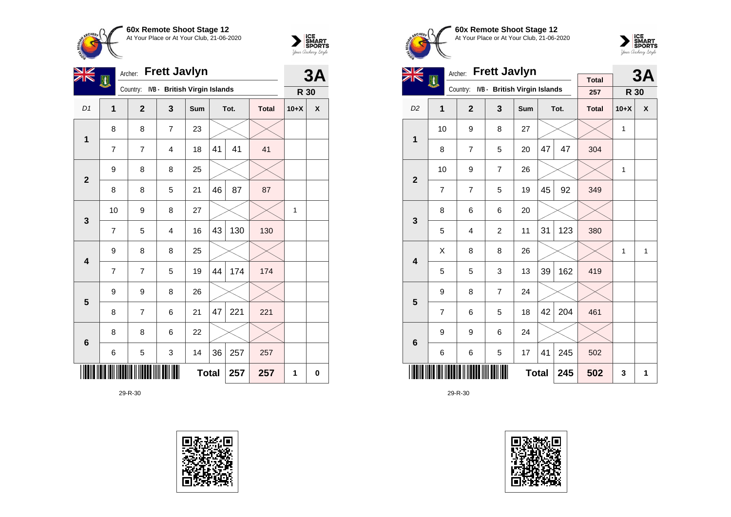**60x Remote Shoot Stage 12**
At Your Place or At Your Club, 21-06-2020

Archer: **Frett Javlyn**
Country: IVB - British Virgin Islands

**3A** — **R 30**

| D1 | 1 | 2 | 3 | Sum | Tot. | | Total | 10+X | X |
|---|---|---|---|---|---|---|---|---|---|
| 1 | 8 | 8 | 7 | 23 | | | | | |
| | 7 | 7 | 4 | 18 | 41 | 41 | 41 | | |
| 2 | 9 | 8 | 8 | 25 | | | | | |
| | 8 | 8 | 5 | 21 | 46 | 87 | 87 | | |
| 3 | 10 | 9 | 8 | 27 | | | | 1 | |
| | 7 | 5 | 4 | 16 | 43 | 130 | 130 | | |
| 4 | 9 | 8 | 8 | 25 | | | | | |
| | 7 | 7 | 5 | 19 | 44 | 174 | 174 | | |
| 5 | 9 | 9 | 8 | 26 | | | | | |
| | 8 | 7 | 6 | 21 | 47 | 221 | 221 | | |
| 6 | 8 | 8 | 6 | 22 | | | | | |
| | 6 | 5 | 3 | 14 | 36 | 257 | 257 | | |
| | | | | Total | | 257 | 257 | 1 | 0 |

29-R-30

**60x Remote Shoot Stage 12**
At Your Place or At Your Club, 21-06-2020

Archer: **Frett Javlyn**
Country: IVB - British Virgin Islands

Total: 257

**3A** — **R 30**

| D2 | 1 | 2 | 3 | Sum | Tot. | | Total | 10+X | X |
|---|---|---|---|---|---|---|---|---|---|
| 1 | 10 | 9 | 8 | 27 | | | | 1 | |
| | 8 | 7 | 5 | 20 | 47 | 47 | 304 | | |
| 2 | 10 | 9 | 7 | 26 | | | | 1 | |
| | 7 | 7 | 5 | 19 | 45 | 92 | 349 | | |
| 3 | 8 | 6 | 6 | 20 | | | | | |
| | 5 | 4 | 2 | 11 | 31 | 123 | 380 | | |
| 4 | X | 8 | 8 | 26 | | | | 1 | 1 |
| | 5 | 5 | 3 | 13 | 39 | 162 | 419 | | |
| 5 | 9 | 8 | 7 | 24 | | | | | |
| | 7 | 6 | 5 | 18 | 42 | 204 | 461 | | |
| 6 | 9 | 9 | 6 | 24 | | | | | |
| | 6 | 6 | 5 | 17 | 41 | 245 | 502 | | |
| | | | | Total | | 245 | 502 | 3 | 1 |

29-R-30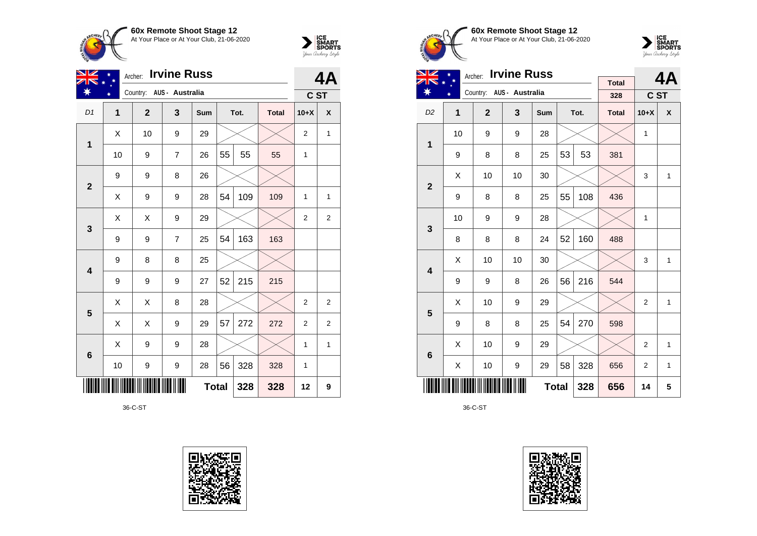**60x Remote Shoot Stage 12**
At Your Place or At Your Club, 21-06-2020

Archer: **Irvine Russ**
Country: AUS - Australia

**4A**
**C ST**

| D1 | 1 | 2 | 3 | Sum | Tot. | | Total | 10+X | X |
|---|---|---|---|---|---|---|---|---|---|
| 1 | X | 10 | 9 | 29 | | | | 2 | 1 |
| | 10 | 9 | 7 | 26 | 55 | 55 | 55 | 1 | |
| 2 | 9 | 9 | 8 | 26 | | | | | |
| | X | 9 | 9 | 28 | 54 | 109 | 109 | 1 | 1 |
| 3 | X | X | 9 | 29 | | | | 2 | 2 |
| | 9 | 9 | 7 | 25 | 54 | 163 | 163 | | |
| 4 | 9 | 8 | 8 | 25 | | | | | |
| | 9 | 9 | 9 | 27 | 52 | 215 | 215 | | |
| 5 | X | X | 8 | 28 | | | | 2 | 2 |
| | X | X | 9 | 29 | 57 | 272 | 272 | 2 | 2 |
| 6 | X | 9 | 9 | 28 | | | | 1 | 1 |
| | 10 | 9 | 9 | 28 | 56 | 328 | 328 | 1 | |
| | | | | **Total** | | 328 | 328 | 12 | 9 |

36-C-ST

**60x Remote Shoot Stage 12**
At Your Place or At Your Club, 21-06-2020

Archer: **Irvine Russ**
Country: AUS - Australia

Total: 328

**4A**
**C ST**

| D2 | 1 | 2 | 3 | Sum | Tot. | | Total | 10+X | X |
|---|---|---|---|---|---|---|---|---|---|
| 1 | 10 | 9 | 9 | 28 | | | | 1 | |
| | 9 | 8 | 8 | 25 | 53 | 53 | 381 | | |
| 2 | X | 10 | 10 | 30 | | | | 3 | 1 |
| | 9 | 8 | 8 | 25 | 55 | 108 | 436 | | |
| 3 | 10 | 9 | 9 | 28 | | | | 1 | |
| | 8 | 8 | 8 | 24 | 52 | 160 | 488 | | |
| 4 | X | 10 | 10 | 30 | | | | 3 | 1 |
| | 9 | 9 | 8 | 26 | 56 | 216 | 544 | | |
| 5 | X | 10 | 9 | 29 | | | | 2 | 1 |
| | 9 | 8 | 8 | 25 | 54 | 270 | 598 | | |
| 6 | X | 10 | 9 | 29 | | | | 2 | 1 |
| | X | 10 | 9 | 29 | 58 | 328 | 656 | 2 | 1 |
| | | | | **Total** | | 328 | 656 | 14 | 5 |

36-C-ST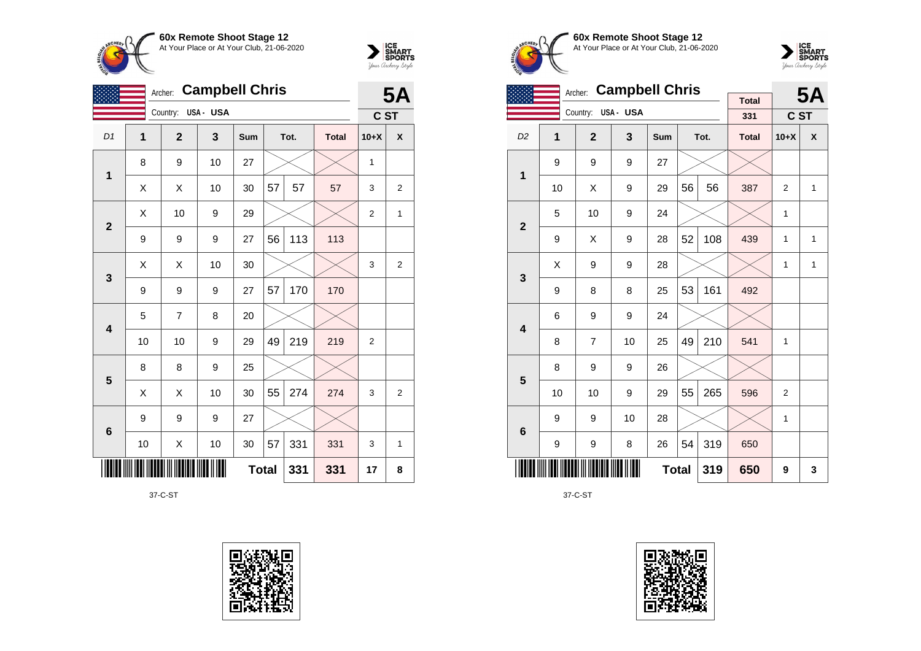**60x Remote Shoot Stage 12**
At Your Place or At Your Club, 21-06-2020

Archer: **Campbell Chris**
Country: USA - USA

**5A**
**C ST**

| D1 | 1 | 2 | 3 | Sum | Tot. | | Total | 10+X | X |
|---|---|---|---|---|---|---|---|---|---|
| 1 | 8 | 9 | 10 | 27 | | | | 1 | |
| | X | X | 10 | 30 | 57 | 57 | 57 | 3 | 2 |
| 2 | X | 10 | 9 | 29 | | | | 2 | 1 |
| | 9 | 9 | 9 | 27 | 56 | 113 | 113 | | |
| 3 | X | X | 10 | 30 | | | | 3 | 2 |
| | 9 | 9 | 9 | 27 | 57 | 170 | 170 | | |
| 4 | 5 | 7 | 8 | 20 | | | | | |
| | 10 | 10 | 9 | 29 | 49 | 219 | 219 | 2 | |
| 5 | 8 | 8 | 9 | 25 | | | | | |
| | X | X | 10 | 30 | 55 | 274 | 274 | 3 | 2 |
| 6 | 9 | 9 | 9 | 27 | | | | | |
| | 10 | X | 10 | 30 | 57 | 331 | 331 | 3 | 1 |
| | | | | Total | | 331 | 331 | 17 | 8 |

37-C-ST

**60x Remote Shoot Stage 12**
At Your Place or At Your Club, 21-06-2020

Archer: **Campbell Chris**
Country: USA - USA

Total: 331

**5A**
**C ST**

| D2 | 1 | 2 | 3 | Sum | Tot. | | Total | 10+X | X |
|---|---|---|---|---|---|---|---|---|---|
| 1 | 9 | 9 | 9 | 27 | | | | | |
| | 10 | X | 9 | 29 | 56 | 56 | 387 | 2 | 1 |
| 2 | 5 | 10 | 9 | 24 | | | | 1 | |
| | 9 | X | 9 | 28 | 52 | 108 | 439 | 1 | 1 |
| 3 | X | 9 | 9 | 28 | | | | 1 | 1 |
| | 9 | 8 | 8 | 25 | 53 | 161 | 492 | | |
| 4 | 6 | 9 | 9 | 24 | | | | | |
| | 8 | 7 | 10 | 25 | 49 | 210 | 541 | 1 | |
| 5 | 8 | 9 | 9 | 26 | | | | | |
| | 10 | 10 | 9 | 29 | 55 | 265 | 596 | 2 | |
| 6 | 9 | 9 | 10 | 28 | | | | 1 | |
| | 9 | 9 | 8 | 26 | 54 | 319 | 650 | | |
| | | | | Total | | 319 | 650 | 9 | 3 |

37-C-ST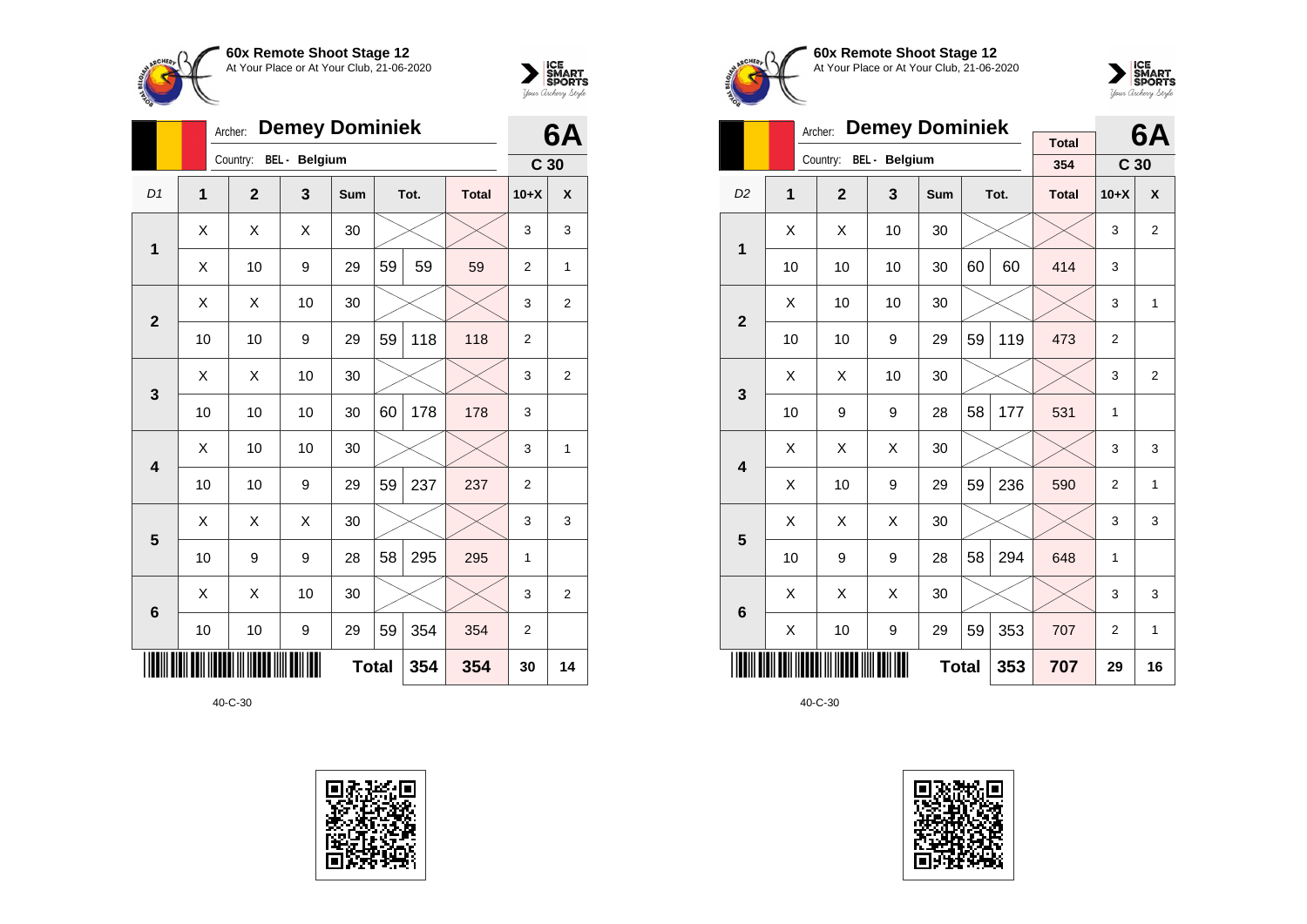**60x Remote Shoot Stage 12**
At Your Place or At Your Club, 21-06-2020

Archer: **Demey Dominiek**
Country: BEL - Belgium

**6A**
**C 30**

| D1 | 1 | 2 | 3 | Sum | Tot. | | Total | 10+X | X |
|---|---|---|---|---|---|---|---|---|---|
| **1** | X | X | X | 30 | | | | 3 | 3 |
| | X | 10 | 9 | 29 | 59 | 59 | 59 | 2 | 1 |
| **2** | X | X | 10 | 30 | | | | 3 | 2 |
| | 10 | 10 | 9 | 29 | 59 | 118 | 118 | 2 | |
| **3** | X | X | 10 | 30 | | | | 3 | 2 |
| | 10 | 10 | 10 | 30 | 60 | 178 | 178 | 3 | |
| **4** | X | 10 | 10 | 30 | | | | 3 | 1 |
| | 10 | 10 | 9 | 29 | 59 | 237 | 237 | 2 | |
| **5** | X | X | X | 30 | | | | 3 | 3 |
| | 10 | 9 | 9 | 28 | 58 | 295 | 295 | 1 | |
| **6** | X | X | 10 | 30 | | | | 3 | 2 |
| | 10 | 10 | 9 | 29 | 59 | 354 | 354 | 2 | |
| | | | | | **Total** | 354 | 354 | 30 | 14 |

40-C-30

**60x Remote Shoot Stage 12**
At Your Place or At Your Club, 21-06-2020

Archer: **Demey Dominiek**
Country: BEL - Belgium

Total: 354

**6A**
**C 30**

| D2 | 1 | 2 | 3 | Sum | Tot. | | Total | 10+X | X |
|---|---|---|---|---|---|---|---|---|---|
| **1** | X | X | 10 | 30 | | | | 3 | 2 |
| | 10 | 10 | 10 | 30 | 60 | 60 | 414 | 3 | |
| **2** | X | 10 | 10 | 30 | | | | 3 | 1 |
| | 10 | 10 | 9 | 29 | 59 | 119 | 473 | 2 | |
| **3** | X | X | 10 | 30 | | | | 3 | 2 |
| | 10 | 9 | 9 | 28 | 58 | 177 | 531 | 1 | |
| **4** | X | X | X | 30 | | | | 3 | 3 |
| | X | 10 | 9 | 29 | 59 | 236 | 590 | 2 | 1 |
| **5** | X | X | X | 30 | | | | 3 | 3 |
| | 10 | 9 | 9 | 28 | 58 | 294 | 648 | 1 | |
| **6** | X | X | X | 30 | | | | 3 | 3 |
| | X | 10 | 9 | 29 | 59 | 353 | 707 | 2 | 1 |
| | | | | | **Total** | 353 | 707 | 29 | 16 |

40-C-30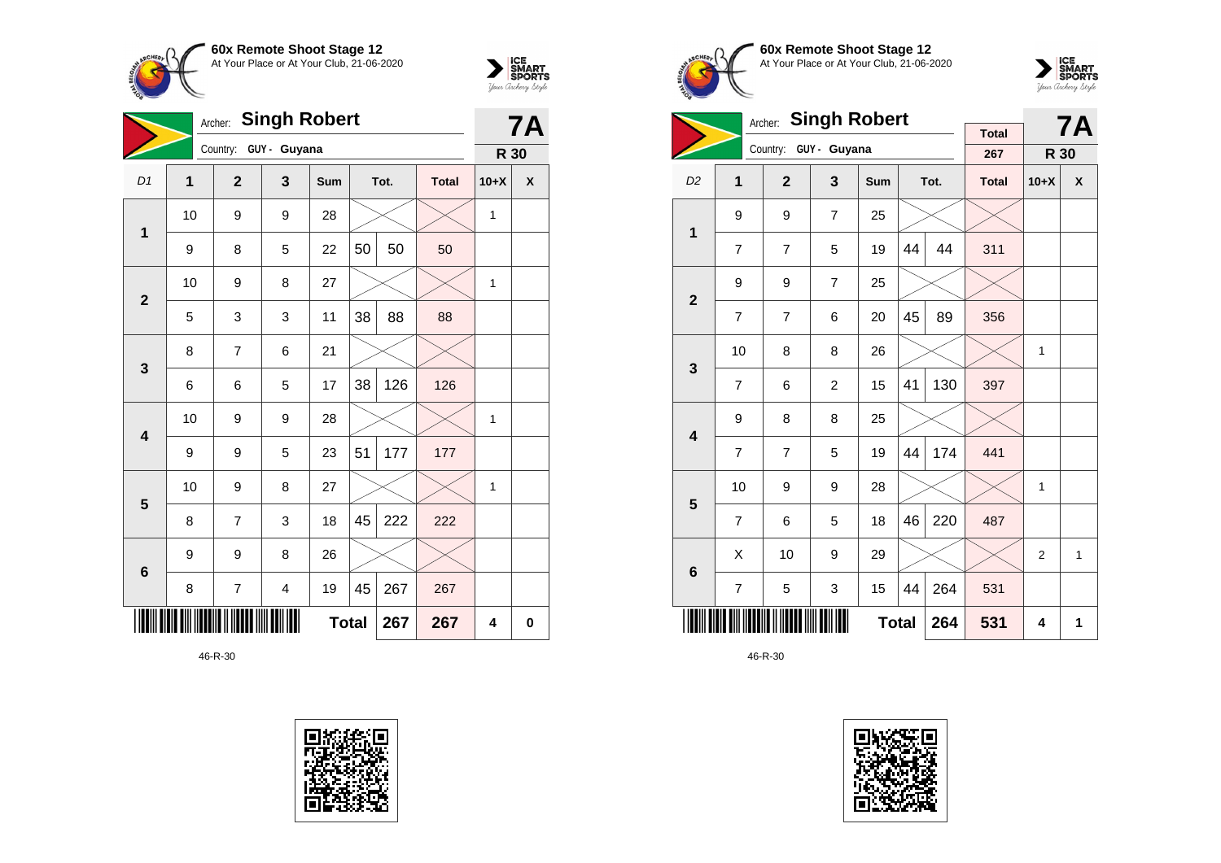**60x Remote Shoot Stage 12**
At Your Place or At Your Club, 21-06-2020

Archer: **Singh Robert** — **7A**
Country: GUY - Guyana — **R 30**

| D1 | 1 | 2 | 3 | Sum | Tot. | | Total | 10+X | X |
|---|---|---|---|---|---|---|---|---|---|
| 1 | 10 | 9 | 9 | 28 | | | | 1 | |
| | 9 | 8 | 5 | 22 | 50 | 50 | 50 | | |
| 2 | 10 | 9 | 8 | 27 | | | | 1 | |
| | 5 | 3 | 3 | 11 | 38 | 88 | 88 | | |
| 3 | 8 | 7 | 6 | 21 | | | | | |
| | 6 | 6 | 5 | 17 | 38 | 126 | 126 | | |
| 4 | 10 | 9 | 9 | 28 | | | | 1 | |
| | 9 | 9 | 5 | 23 | 51 | 177 | 177 | | |
| 5 | 10 | 9 | 8 | 27 | | | | 1 | |
| | 8 | 7 | 3 | 18 | 45 | 222 | 222 | | |
| 6 | 9 | 9 | 8 | 26 | | | | | |
| | 8 | 7 | 4 | 19 | 45 | 267 | 267 | | |
| | | | | Total | | 267 | 267 | 4 | 0 |

46-R-30

**60x Remote Shoot Stage 12**
At Your Place or At Your Club, 21-06-2020

Archer: **Singh Robert** — Total 267 — **7A**
Country: GUY - Guyana — **R 30**

| D2 | 1 | 2 | 3 | Sum | Tot. | | Total | 10+X | X |
|---|---|---|---|---|---|---|---|---|---|
| 1 | 9 | 9 | 7 | 25 | | | | | |
| | 7 | 7 | 5 | 19 | 44 | 44 | 311 | | |
| 2 | 9 | 9 | 7 | 25 | | | | | |
| | 7 | 7 | 6 | 20 | 45 | 89 | 356 | | |
| 3 | 10 | 8 | 8 | 26 | | | | 1 | |
| | 7 | 6 | 2 | 15 | 41 | 130 | 397 | | |
| 4 | 9 | 8 | 8 | 25 | | | | | |
| | 7 | 7 | 5 | 19 | 44 | 174 | 441 | | |
| 5 | 10 | 9 | 9 | 28 | | | | 1 | |
| | 7 | 6 | 5 | 18 | 46 | 220 | 487 | | |
| 6 | X | 10 | 9 | 29 | | | | 2 | 1 |
| | 7 | 5 | 3 | 15 | 44 | 264 | 531 | | |
| | | | | Total | | 264 | 531 | 4 | 1 |

46-R-30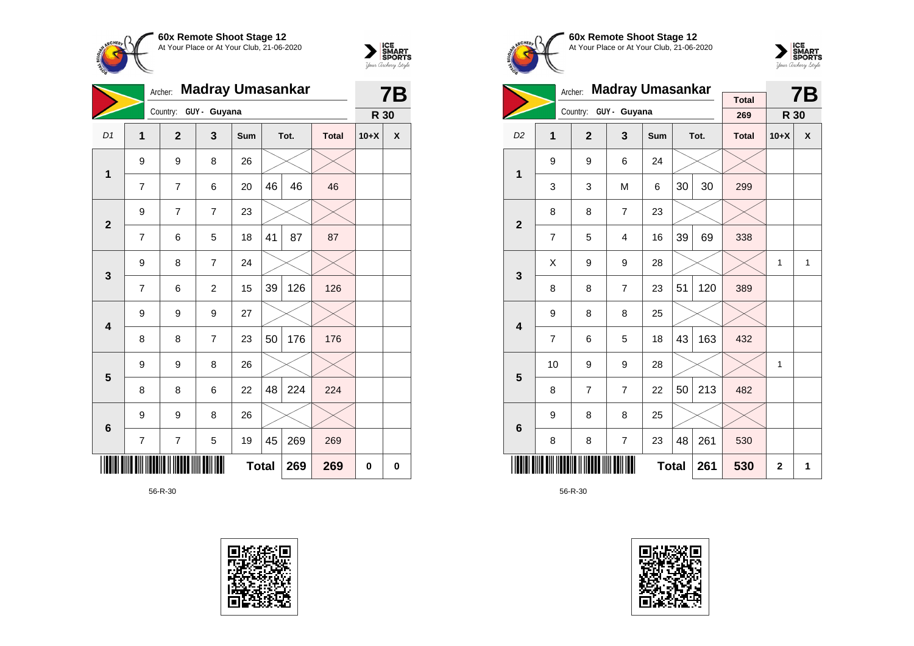**60x Remote Shoot Stage 12**
At Your Place or At Your Club, 21-06-2020

Archer: **Madray Umasankar** — **7B**

Country: GUY - Guyana — **R 30**

| D1 | 1 | 2 | 3 | Sum | Tot. | | Total | 10+X | X |
|---|---|---|---|---|---|---|---|---|---|
| 1 | 9 | 9 | 8 | 26 | | | | | |
| | 7 | 7 | 6 | 20 | 46 | 46 | 46 | | |
| 2 | 9 | 7 | 7 | 23 | | | | | |
| | 7 | 6 | 5 | 18 | 41 | 87 | 87 | | |
| 3 | 9 | 8 | 7 | 24 | | | | | |
| | 7 | 6 | 2 | 15 | 39 | 126 | 126 | | |
| 4 | 9 | 9 | 9 | 27 | | | | | |
| | 8 | 8 | 7 | 23 | 50 | 176 | 176 | | |
| 5 | 9 | 9 | 8 | 26 | | | | | |
| | 8 | 8 | 6 | 22 | 48 | 224 | 224 | | |
| 6 | 9 | 9 | 8 | 26 | | | | | |
| | 7 | 7 | 5 | 19 | 45 | 269 | 269 | | |
| | | | | Total | | 269 | 269 | 0 | 0 |

56-R-30

**60x Remote Shoot Stage 12**
At Your Place or At Your Club, 21-06-2020

Archer: **Madray Umasankar** — Total 269 — **7B**

Country: GUY - Guyana — **R 30**

| D2 | 1 | 2 | 3 | Sum | Tot. | | Total | 10+X | X |
|---|---|---|---|---|---|---|---|---|---|
| 1 | 9 | 9 | 6 | 24 | | | | | |
| | 3 | 3 | M | 6 | 30 | 30 | 299 | | |
| 2 | 8 | 8 | 7 | 23 | | | | | |
| | 7 | 5 | 4 | 16 | 39 | 69 | 338 | | |
| 3 | X | 9 | 9 | 28 | | | | 1 | 1 |
| | 8 | 8 | 7 | 23 | 51 | 120 | 389 | | |
| 4 | 9 | 8 | 8 | 25 | | | | | |
| | 7 | 6 | 5 | 18 | 43 | 163 | 432 | | |
| 5 | 10 | 9 | 9 | 28 | | | | 1 | |
| | 8 | 7 | 7 | 22 | 50 | 213 | 482 | | |
| 6 | 9 | 8 | 8 | 25 | | | | | |
| | 8 | 8 | 7 | 23 | 48 | 261 | 530 | | |
| | | | | Total | | 261 | 530 | 2 | 1 |

56-R-30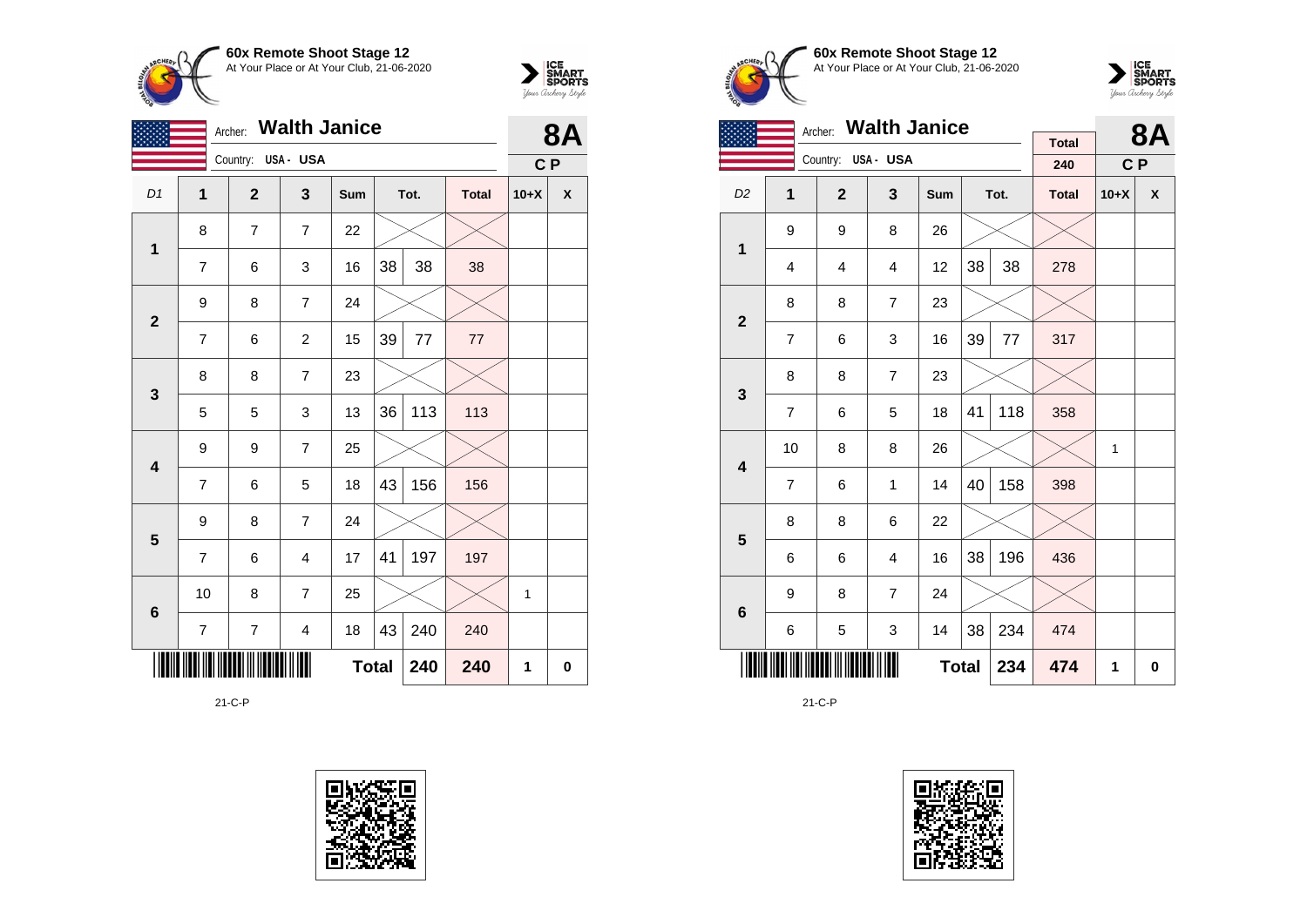**60x Remote Shoot Stage 12**
At Your Place or At Your Club, 21-06-2020

Archer: **Walth Janice**
Country: USA - USA

**8A**
**C P**

| D1 | 1 | 2 | 3 | Sum | Tot. | | Total | 10+X | X |
|---|---|---|---|---|---|---|---|---|---|
| 1 | 8 | 7 | 7 | 22 | | | | | |
| | 7 | 6 | 3 | 16 | 38 | 38 | 38 | | |
| 2 | 9 | 8 | 7 | 24 | | | | | |
| | 7 | 6 | 2 | 15 | 39 | 77 | 77 | | |
| 3 | 8 | 8 | 7 | 23 | | | | | |
| | 5 | 5 | 3 | 13 | 36 | 113 | 113 | | |
| 4 | 9 | 9 | 7 | 25 | | | | | |
| | 7 | 6 | 5 | 18 | 43 | 156 | 156 | | |
| 5 | 9 | 8 | 7 | 24 | | | | | |
| | 7 | 6 | 4 | 17 | 41 | 197 | 197 | | |
| 6 | 10 | 8 | 7 | 25 | | | | 1 | |
| | 7 | 7 | 4 | 18 | 43 | 240 | 240 | | |
| | | | | **Total** | | **240** | **240** | **1** | **0** |

21-C-P

**60x Remote Shoot Stage 12**
At Your Place or At Your Club, 21-06-2020

Archer: **Walth Janice**
Country: USA - USA

Total: 240

**8A**
**C P**

| D2 | 1 | 2 | 3 | Sum | Tot. | | Total | 10+X | X |
|---|---|---|---|---|---|---|---|---|---|
| 1 | 9 | 9 | 8 | 26 | | | | | |
| | 4 | 4 | 4 | 12 | 38 | 38 | 278 | | |
| 2 | 8 | 8 | 7 | 23 | | | | | |
| | 7 | 6 | 3 | 16 | 39 | 77 | 317 | | |
| 3 | 8 | 8 | 7 | 23 | | | | | |
| | 7 | 6 | 5 | 18 | 41 | 118 | 358 | | |
| 4 | 10 | 8 | 8 | 26 | | | | 1 | |
| | 7 | 6 | 1 | 14 | 40 | 158 | 398 | | |
| 5 | 8 | 8 | 6 | 22 | | | | | |
| | 6 | 6 | 4 | 16 | 38 | 196 | 436 | | |
| 6 | 9 | 8 | 7 | 24 | | | | | |
| | 6 | 5 | 3 | 14 | 38 | 234 | 474 | | |
| | | | | **Total** | | **234** | **474** | **1** | **0** |

21-C-P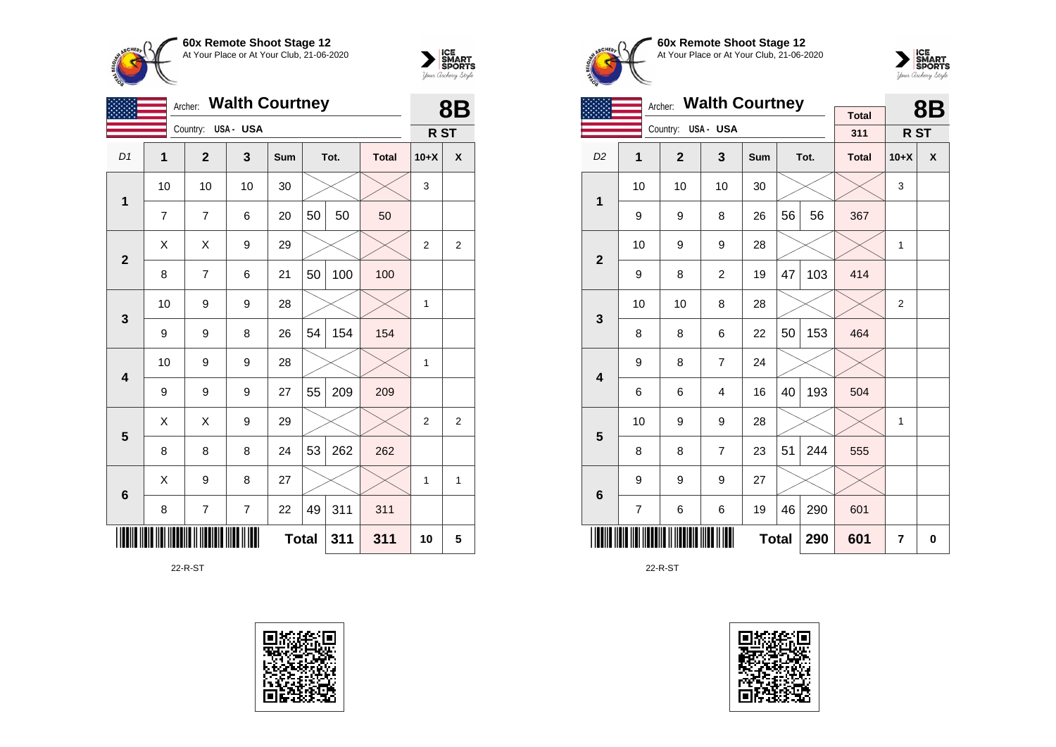**60x Remote Shoot Stage 12**
At Your Place or At Your Club, 21-06-2020

Archer: **Walth Courtney**
Country: USA - USA

**8B**
**R ST**

| D1 | 1 | 2 | 3 | Sum | Tot. | | Total | 10+X | X |
|---|---|---|---|---|---|---|---|---|---|
| 1 | 10 | 10 | 10 | 30 | | | | 3 | |
| | 7 | 7 | 6 | 20 | 50 | 50 | 50 | | |
| 2 | X | X | 9 | 29 | | | | 2 | 2 |
| | 8 | 7 | 6 | 21 | 50 | 100 | 100 | | |
| 3 | 10 | 9 | 9 | 28 | | | | 1 | |
| | 9 | 9 | 8 | 26 | 54 | 154 | 154 | | |
| 4 | 10 | 9 | 9 | 28 | | | | 1 | |
| | 9 | 9 | 9 | 27 | 55 | 209 | 209 | | |
| 5 | X | X | 9 | 29 | | | | 2 | 2 |
| | 8 | 8 | 8 | 24 | 53 | 262 | 262 | | |
| 6 | X | 9 | 8 | 27 | | | | 1 | 1 |
| | 8 | 7 | 7 | 22 | 49 | 311 | 311 | | |
| | | | | Total | | 311 | 311 | 10 | 5 |

22-R-ST

**60x Remote Shoot Stage 12**
At Your Place or At Your Club, 21-06-2020

Archer: **Walth Courtney**
Country: USA - USA

Total: 311

**8B**
**R ST**

| D2 | 1 | 2 | 3 | Sum | Tot. | | Total | 10+X | X |
|---|---|---|---|---|---|---|---|---|---|
| 1 | 10 | 10 | 10 | 30 | | | | 3 | |
| | 9 | 9 | 8 | 26 | 56 | 56 | 367 | | |
| 2 | 10 | 9 | 9 | 28 | | | | 1 | |
| | 9 | 8 | 2 | 19 | 47 | 103 | 414 | | |
| 3 | 10 | 10 | 8 | 28 | | | | 2 | |
| | 8 | 8 | 6 | 22 | 50 | 153 | 464 | | |
| 4 | 9 | 8 | 7 | 24 | | | | | |
| | 6 | 6 | 4 | 16 | 40 | 193 | 504 | | |
| 5 | 10 | 9 | 9 | 28 | | | | 1 | |
| | 8 | 8 | 7 | 23 | 51 | 244 | 555 | | |
| 6 | 9 | 9 | 9 | 27 | | | | | |
| | 7 | 6 | 6 | 19 | 46 | 290 | 601 | | |
| | | | | Total | | 290 | 601 | 7 | 0 |

22-R-ST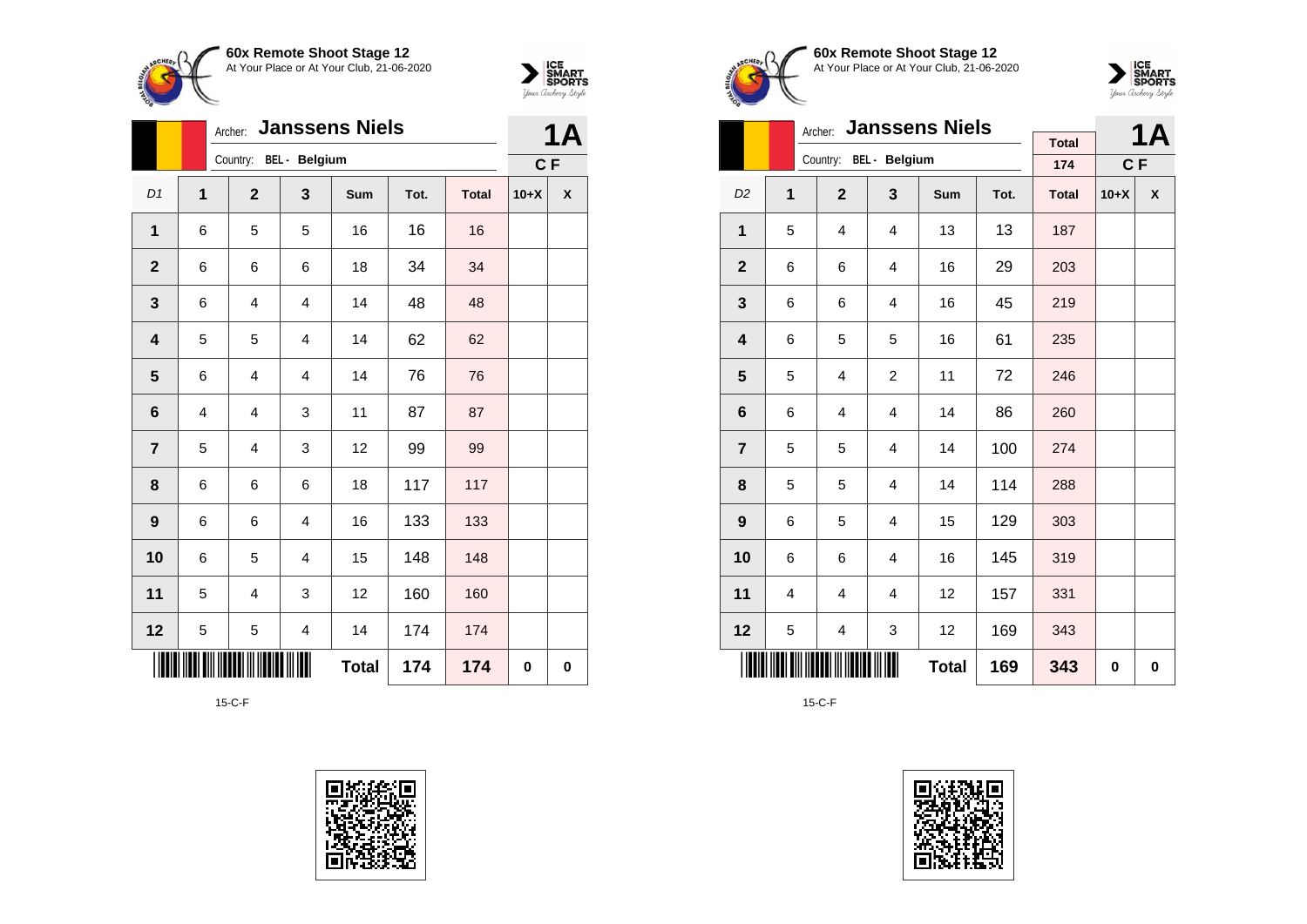**60x Remote Shoot Stage 12**
At Your Place or At Your Club, 21-06-2020

Archer: **Janssens Niels**
Country: BEL - Belgium

**1A**
**C F**

| D1 | 1 | 2 | 3 | Sum | Tot. | Total | 10+X | X |
|---|---|---|---|---|---|---|---|---|
| **1** | 6 | 5 | 5 | 16 | 16 | 16 | | |
| **2** | 6 | 6 | 6 | 18 | 34 | 34 | | |
| **3** | 6 | 4 | 4 | 14 | 48 | 48 | | |
| **4** | 5 | 5 | 4 | 14 | 62 | 62 | | |
| **5** | 6 | 4 | 4 | 14 | 76 | 76 | | |
| **6** | 4 | 4 | 3 | 11 | 87 | 87 | | |
| **7** | 5 | 4 | 3 | 12 | 99 | 99 | | |
| **8** | 6 | 6 | 6 | 18 | 117 | 117 | | |
| **9** | 6 | 6 | 4 | 16 | 133 | 133 | | |
| **10** | 6 | 5 | 4 | 15 | 148 | 148 | | |
| **11** | 5 | 4 | 3 | 12 | 160 | 160 | | |
| **12** | 5 | 5 | 4 | 14 | 174 | 174 | | |
| | | | | **Total** | **174** | **174** | **0** | **0** |

15-C-F

**60x Remote Shoot Stage 12**
At Your Place or At Your Club, 21-06-2020

Archer: **Janssens Niels**
Country: BEL - Belgium

**Total**: 174

**1A**
**C F**

| D2 | 1 | 2 | 3 | Sum | Tot. | Total | 10+X | X |
|---|---|---|---|---|---|---|---|---|
| **1** | 5 | 4 | 4 | 13 | 13 | 187 | | |
| **2** | 6 | 6 | 4 | 16 | 29 | 203 | | |
| **3** | 6 | 6 | 4 | 16 | 45 | 219 | | |
| **4** | 6 | 5 | 5 | 16 | 61 | 235 | | |
| **5** | 5 | 4 | 2 | 11 | 72 | 246 | | |
| **6** | 6 | 4 | 4 | 14 | 86 | 260 | | |
| **7** | 5 | 5 | 4 | 14 | 100 | 274 | | |
| **8** | 5 | 5 | 4 | 14 | 114 | 288 | | |
| **9** | 6 | 5 | 4 | 15 | 129 | 303 | | |
| **10** | 6 | 6 | 4 | 16 | 145 | 319 | | |
| **11** | 4 | 4 | 4 | 12 | 157 | 331 | | |
| **12** | 5 | 4 | 3 | 12 | 169 | 343 | | |
| | | | | **Total** | **169** | **343** | **0** | **0** |

15-C-F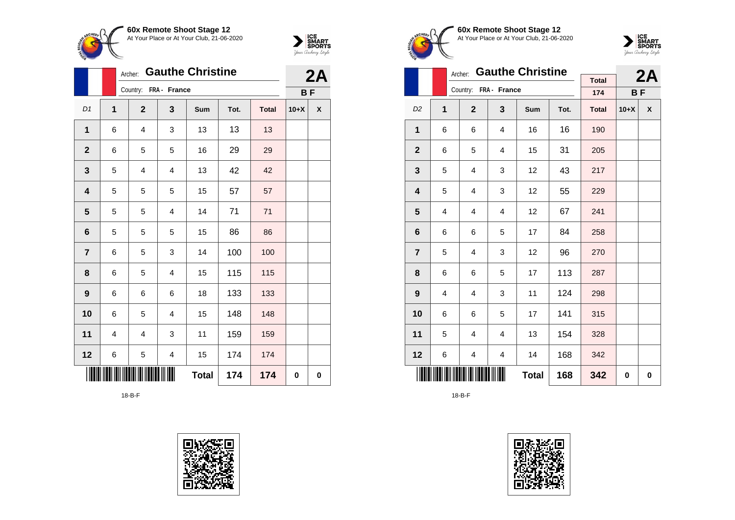**60x Remote Shoot Stage 12**
At Your Place or At Your Club, 21-06-2020

Archer: **Gauthe Christine**
Country: **FRA - France**

**2A**
**B F**

| D1 | 1 | 2 | 3 | Sum | Tot. | Total | 10+X | X |
|---|---|---|---|---|---|---|---|---|
| 1 | 6 | 4 | 3 | 13 | 13 | 13 | | |
| 2 | 6 | 5 | 5 | 16 | 29 | 29 | | |
| 3 | 5 | 4 | 4 | 13 | 42 | 42 | | |
| 4 | 5 | 5 | 5 | 15 | 57 | 57 | | |
| 5 | 5 | 5 | 4 | 14 | 71 | 71 | | |
| 6 | 5 | 5 | 5 | 15 | 86 | 86 | | |
| 7 | 6 | 5 | 3 | 14 | 100 | 100 | | |
| 8 | 6 | 5 | 4 | 15 | 115 | 115 | | |
| 9 | 6 | 6 | 6 | 18 | 133 | 133 | | |
| 10 | 6 | 5 | 4 | 15 | 148 | 148 | | |
| 11 | 4 | 4 | 3 | 11 | 159 | 159 | | |
| 12 | 6 | 5 | 4 | 15 | 174 | 174 | | |
| | | | | **Total** | **174** | **174** | **0** | **0** |

18-B-F

**60x Remote Shoot Stage 12**
At Your Place or At Your Club, 21-06-2020

Archer: **Gauthe Christine**
Country: **FRA - France**

Total: 174

**2A**
**B F**

| D2 | 1 | 2 | 3 | Sum | Tot. | Total | 10+X | X |
|---|---|---|---|---|---|---|---|---|
| 1 | 6 | 6 | 4 | 16 | 16 | 190 | | |
| 2 | 6 | 5 | 4 | 15 | 31 | 205 | | |
| 3 | 5 | 4 | 3 | 12 | 43 | 217 | | |
| 4 | 5 | 4 | 3 | 12 | 55 | 229 | | |
| 5 | 4 | 4 | 4 | 12 | 67 | 241 | | |
| 6 | 6 | 6 | 5 | 17 | 84 | 258 | | |
| 7 | 5 | 4 | 3 | 12 | 96 | 270 | | |
| 8 | 6 | 6 | 5 | 17 | 113 | 287 | | |
| 9 | 4 | 4 | 3 | 11 | 124 | 298 | | |
| 10 | 6 | 6 | 5 | 17 | 141 | 315 | | |
| 11 | 5 | 4 | 4 | 13 | 154 | 328 | | |
| 12 | 6 | 4 | 4 | 14 | 168 | 342 | | |
| | | | | **Total** | **168** | **342** | **0** | **0** |

18-B-F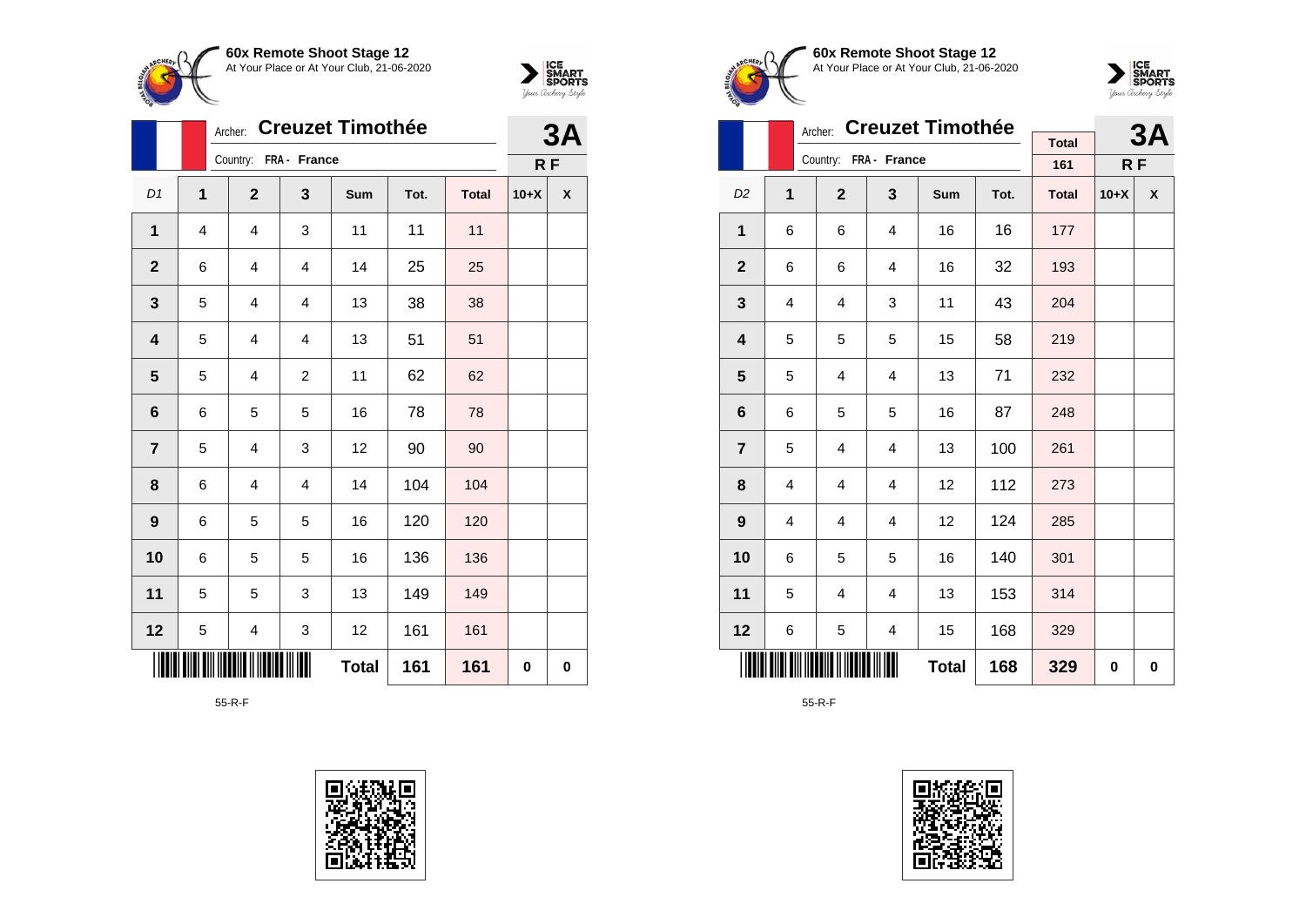**60x Remote Shoot Stage 12**
At Your Place or At Your Club, 21-06-2020

Archer: **Creuzet Timothée**
Country: **FRA - France**

**3A**
**R F**

| D1 | 1 | 2 | 3 | Sum | Tot. | Total | 10+X | X |
|---|---|---|---|---|---|---|---|---|
| 1 | 4 | 4 | 3 | 11 | 11 | 11 | | |
| 2 | 6 | 4 | 4 | 14 | 25 | 25 | | |
| 3 | 5 | 4 | 4 | 13 | 38 | 38 | | |
| 4 | 5 | 4 | 4 | 13 | 51 | 51 | | |
| 5 | 5 | 4 | 2 | 11 | 62 | 62 | | |
| 6 | 6 | 5 | 5 | 16 | 78 | 78 | | |
| 7 | 5 | 4 | 3 | 12 | 90 | 90 | | |
| 8 | 6 | 4 | 4 | 14 | 104 | 104 | | |
| 9 | 6 | 5 | 5 | 16 | 120 | 120 | | |
| 10 | 6 | 5 | 5 | 16 | 136 | 136 | | |
| 11 | 5 | 5 | 3 | 13 | 149 | 149 | | |
| 12 | 5 | 4 | 3 | 12 | 161 | 161 | | |
| | | | | **Total** | **161** | **161** | **0** | **0** |

55-R-F

**60x Remote Shoot Stage 12**
At Your Place or At Your Club, 21-06-2020

Archer: **Creuzet Timothée**
Country: **FRA - France**

Total: 161

**3A**
**R F**

| D2 | 1 | 2 | 3 | Sum | Tot. | Total | 10+X | X |
|---|---|---|---|---|---|---|---|---|
| 1 | 6 | 6 | 4 | 16 | 16 | 177 | | |
| 2 | 6 | 6 | 4 | 16 | 32 | 193 | | |
| 3 | 4 | 4 | 3 | 11 | 43 | 204 | | |
| 4 | 5 | 5 | 5 | 15 | 58 | 219 | | |
| 5 | 5 | 4 | 4 | 13 | 71 | 232 | | |
| 6 | 6 | 5 | 5 | 16 | 87 | 248 | | |
| 7 | 5 | 4 | 4 | 13 | 100 | 261 | | |
| 8 | 4 | 4 | 4 | 12 | 112 | 273 | | |
| 9 | 4 | 4 | 4 | 12 | 124 | 285 | | |
| 10 | 6 | 5 | 5 | 16 | 140 | 301 | | |
| 11 | 5 | 4 | 4 | 13 | 153 | 314 | | |
| 12 | 6 | 5 | 4 | 15 | 168 | 329 | | |
| | | | | **Total** | **168** | **329** | **0** | **0** |

55-R-F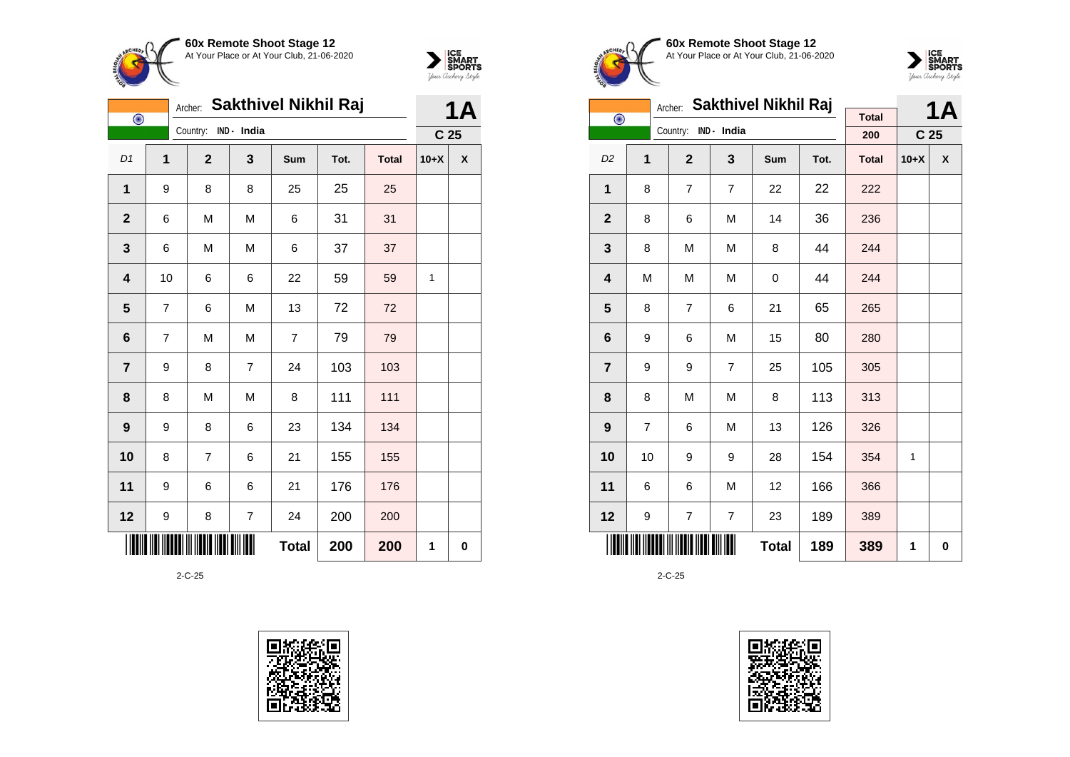**60x Remote Shoot Stage 12**
At Your Place or At Your Club, 21-06-2020

Archer: **Sakthivel Nikhil Raj** — **1A**

Country: IND - India — **C 25**

| D1 | 1 | 2 | 3 | Sum | Tot. | Total | 10+X | X |
|---|---|---|---|---|---|---|---|---|
| 1 | 9 | 8 | 8 | 25 | 25 | 25 | | |
| 2 | 6 | M | M | 6 | 31 | 31 | | |
| 3 | 6 | M | M | 6 | 37 | 37 | | |
| 4 | 10 | 6 | 6 | 22 | 59 | 59 | 1 | |
| 5 | 7 | 6 | M | 13 | 72 | 72 | | |
| 6 | 7 | M | M | 7 | 79 | 79 | | |
| 7 | 9 | 8 | 7 | 24 | 103 | 103 | | |
| 8 | 8 | M | M | 8 | 111 | 111 | | |
| 9 | 9 | 8 | 6 | 23 | 134 | 134 | | |
| 10 | 8 | 7 | 6 | 21 | 155 | 155 | | |
| 11 | 9 | 6 | 6 | 21 | 176 | 176 | | |
| 12 | 9 | 8 | 7 | 24 | 200 | 200 | | |
| | | | | **Total** | **200** | **200** | **1** | **0** |

2-C-25

**60x Remote Shoot Stage 12**
At Your Place or At Your Club, 21-06-2020

Archer: **Sakthivel Nikhil Raj** — Total 200 — **1A**

Country: IND - India — **C 25**

| D2 | 1 | 2 | 3 | Sum | Tot. | Total | 10+X | X |
|---|---|---|---|---|---|---|---|---|
| 1 | 8 | 7 | 7 | 22 | 22 | 222 | | |
| 2 | 8 | 6 | M | 14 | 36 | 236 | | |
| 3 | 8 | M | M | 8 | 44 | 244 | | |
| 4 | M | M | M | 0 | 44 | 244 | | |
| 5 | 8 | 7 | 6 | 21 | 65 | 265 | | |
| 6 | 9 | 6 | M | 15 | 80 | 280 | | |
| 7 | 9 | 9 | 7 | 25 | 105 | 305 | | |
| 8 | 8 | M | M | 8 | 113 | 313 | | |
| 9 | 7 | 6 | M | 13 | 126 | 326 | | |
| 10 | 10 | 9 | 9 | 28 | 154 | 354 | 1 | |
| 11 | 6 | 6 | M | 12 | 166 | 366 | | |
| 12 | 9 | 7 | 7 | 23 | 189 | 389 | | |
| | | | | **Total** | **189** | **389** | **1** | **0** |

2-C-25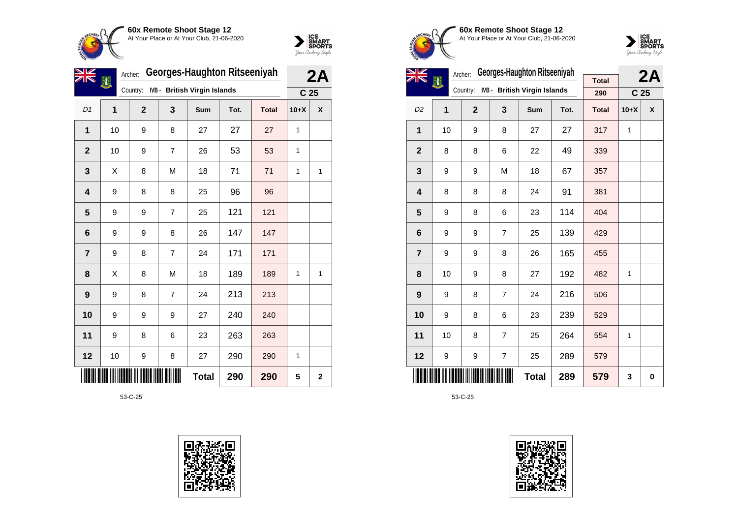**60x Remote Shoot Stage 12**
At Your Place or At Your Club, 21-06-2020

Archer: **Georges-Haughton Ritseeniyah**
Country: IVB - British Virgin Islands

**2A**
**C 25**

| D1 | 1 | 2 | 3 | Sum | Tot. | Total | 10+X | X |
|---|---|---|---|---|---|---|---|---|
| 1 | 10 | 9 | 8 | 27 | 27 | 27 | 1 | |
| 2 | 10 | 9 | 7 | 26 | 53 | 53 | 1 | |
| 3 | X | 8 | M | 18 | 71 | 71 | 1 | 1 |
| 4 | 9 | 8 | 8 | 25 | 96 | 96 | | |
| 5 | 9 | 9 | 7 | 25 | 121 | 121 | | |
| 6 | 9 | 9 | 8 | 26 | 147 | 147 | | |
| 7 | 9 | 8 | 7 | 24 | 171 | 171 | | |
| 8 | X | 8 | M | 18 | 189 | 189 | 1 | 1 |
| 9 | 9 | 8 | 7 | 24 | 213 | 213 | | |
| 10 | 9 | 9 | 9 | 27 | 240 | 240 | | |
| 11 | 9 | 8 | 6 | 23 | 263 | 263 | | |
| 12 | 10 | 9 | 8 | 27 | 290 | 290 | 1 | |
| | | | | **Total** | **290** | **290** | **5** | **2** |

53-C-25

**60x Remote Shoot Stage 12**
At Your Place or At Your Club, 21-06-2020

Archer: **Georges-Haughton Ritseeniyah**
Country: IVB - British Virgin Islands

Total: 290

**2A**
**C 25**

| D2 | 1 | 2 | 3 | Sum | Tot. | Total | 10+X | X |
|---|---|---|---|---|---|---|---|---|
| 1 | 10 | 9 | 8 | 27 | 27 | 317 | 1 | |
| 2 | 8 | 8 | 6 | 22 | 49 | 339 | | |
| 3 | 9 | 9 | M | 18 | 67 | 357 | | |
| 4 | 8 | 8 | 8 | 24 | 91 | 381 | | |
| 5 | 9 | 8 | 6 | 23 | 114 | 404 | | |
| 6 | 9 | 9 | 7 | 25 | 139 | 429 | | |
| 7 | 9 | 9 | 8 | 26 | 165 | 455 | | |
| 8 | 10 | 9 | 8 | 27 | 192 | 482 | 1 | |
| 9 | 9 | 8 | 7 | 24 | 216 | 506 | | |
| 10 | 9 | 8 | 6 | 23 | 239 | 529 | | |
| 11 | 10 | 8 | 7 | 25 | 264 | 554 | 1 | |
| 12 | 9 | 9 | 7 | 25 | 289 | 579 | | |
| | | | | **Total** | **289** | **579** | **3** | **0** |

53-C-25